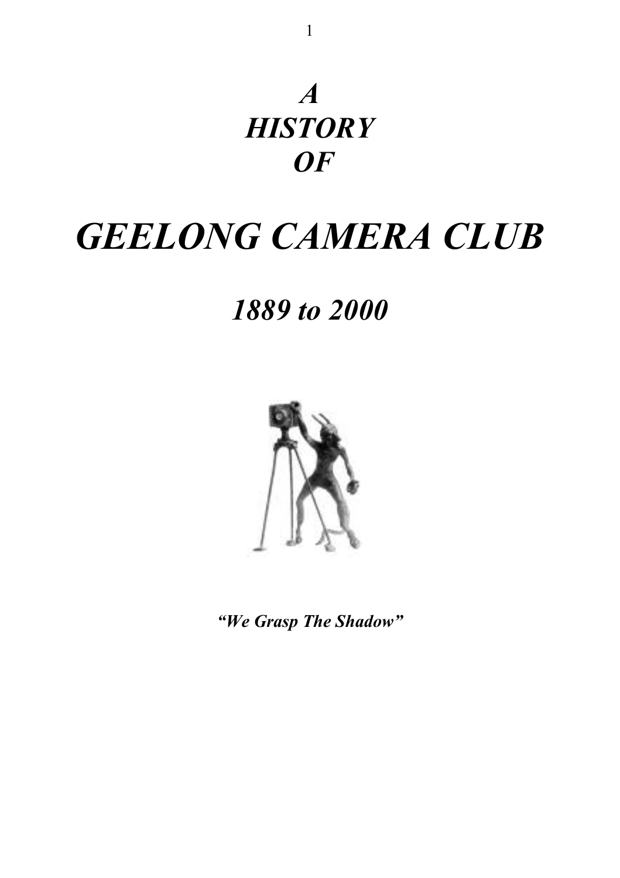# *A HISTORY OF*

# *GEELONG CAMERA CLUB*

## *1889 to 2000*

***"We Grasp The Shadow"***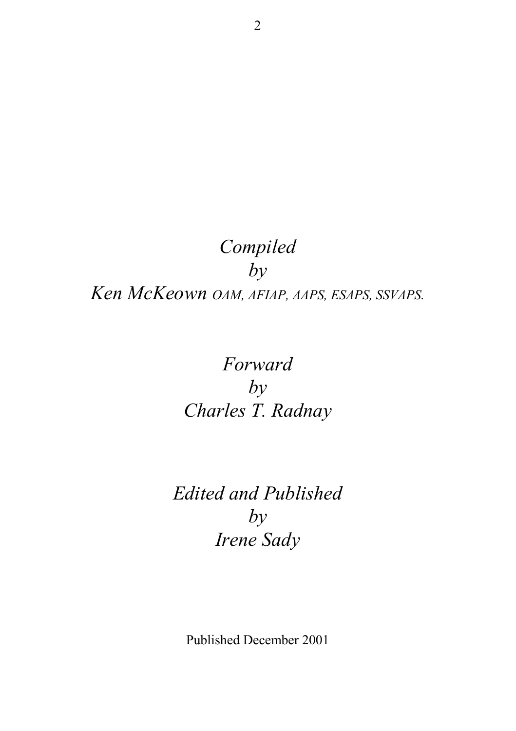*Compiled*
*by*
*Ken McKeown OAM, AFIAP, AAPS, ESAPS, SSVAPS.*

*Forward*
*by*
*Charles T. Radnay*

*Edited and Published*
*by*
*Irene Sady*

Published December 2001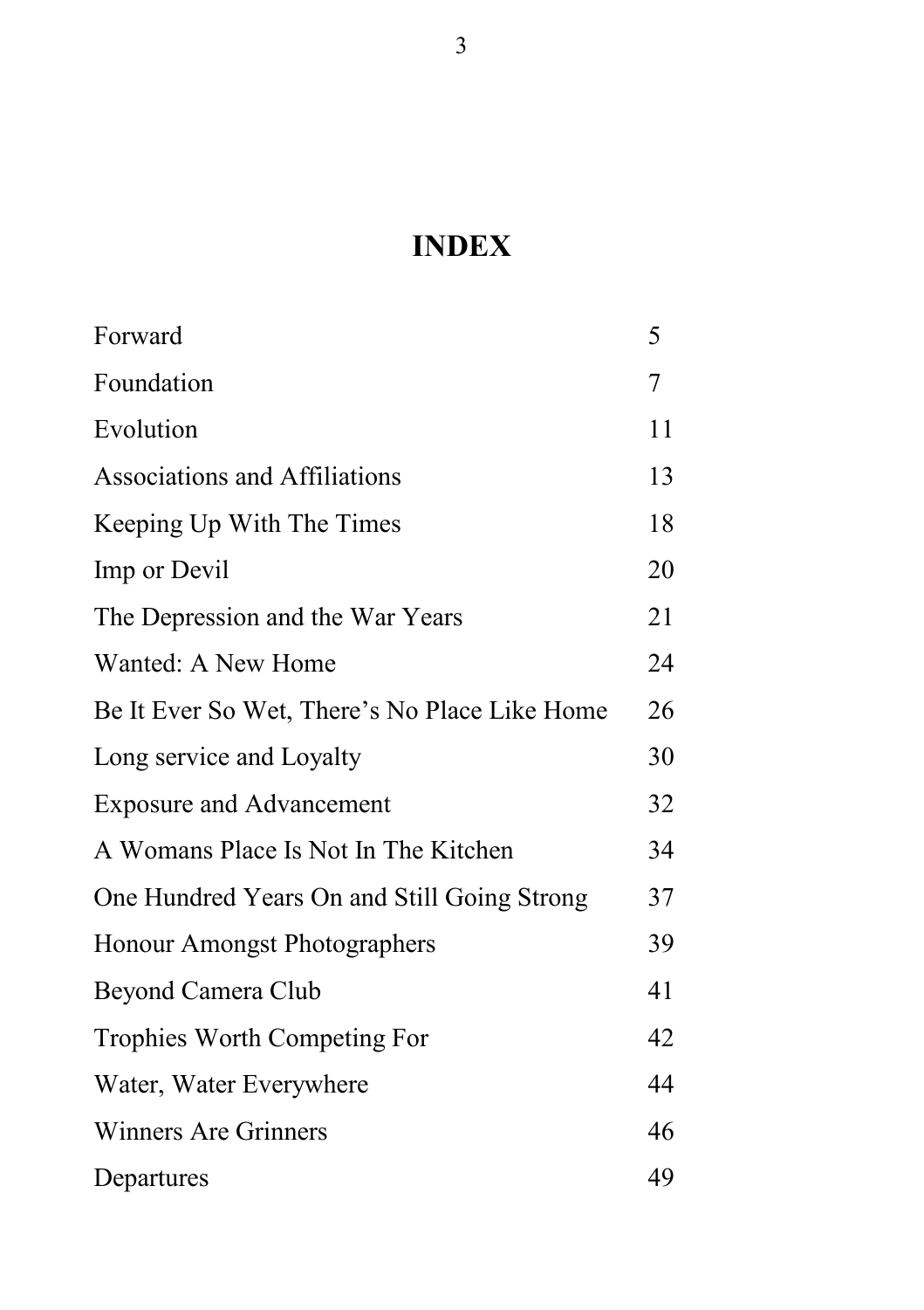# INDEX

| | |
|---|---|
| Forward | 5 |
| Foundation | 7 |
| Evolution | 11 |
| Associations and Affiliations | 13 |
| Keeping Up With The Times | 18 |
| Imp or Devil | 20 |
| The Depression and the War Years | 21 |
| Wanted: A New Home | 24 |
| Be It Ever So Wet, There's No Place Like Home | 26 |
| Long service and Loyalty | 30 |
| Exposure and Advancement | 32 |
| A Womans Place Is Not In The Kitchen | 34 |
| One Hundred Years On and Still Going Strong | 37 |
| Honour Amongst Photographers | 39 |
| Beyond Camera Club | 41 |
| Trophies Worth Competing For | 42 |
| Water, Water Everywhere | 44 |
| Winners Are Grinners | 46 |
| Departures | 49 |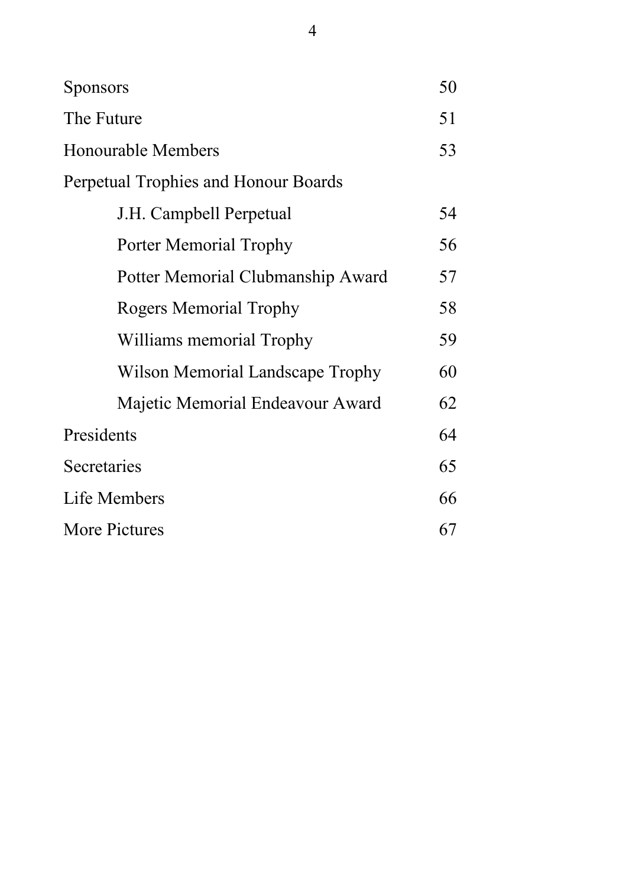| | |
|---|---|
| Sponsors | 50 |
| The Future | 51 |
| Honourable Members | 53 |
| Perpetual Trophies and Honour Boards | |
| &nbsp;&nbsp;&nbsp;&nbsp;J.H. Campbell Perpetual | 54 |
| &nbsp;&nbsp;&nbsp;&nbsp;Porter Memorial Trophy | 56 |
| &nbsp;&nbsp;&nbsp;&nbsp;Potter Memorial Clubmanship Award | 57 |
| &nbsp;&nbsp;&nbsp;&nbsp;Rogers Memorial Trophy | 58 |
| &nbsp;&nbsp;&nbsp;&nbsp;Williams memorial Trophy | 59 |
| &nbsp;&nbsp;&nbsp;&nbsp;Wilson Memorial Landscape Trophy | 60 |
| &nbsp;&nbsp;&nbsp;&nbsp;Majetic Memorial Endeavour Award | 62 |
| Presidents | 64 |
| Secretaries | 65 |
| Life Members | 66 |
| More Pictures | 67 |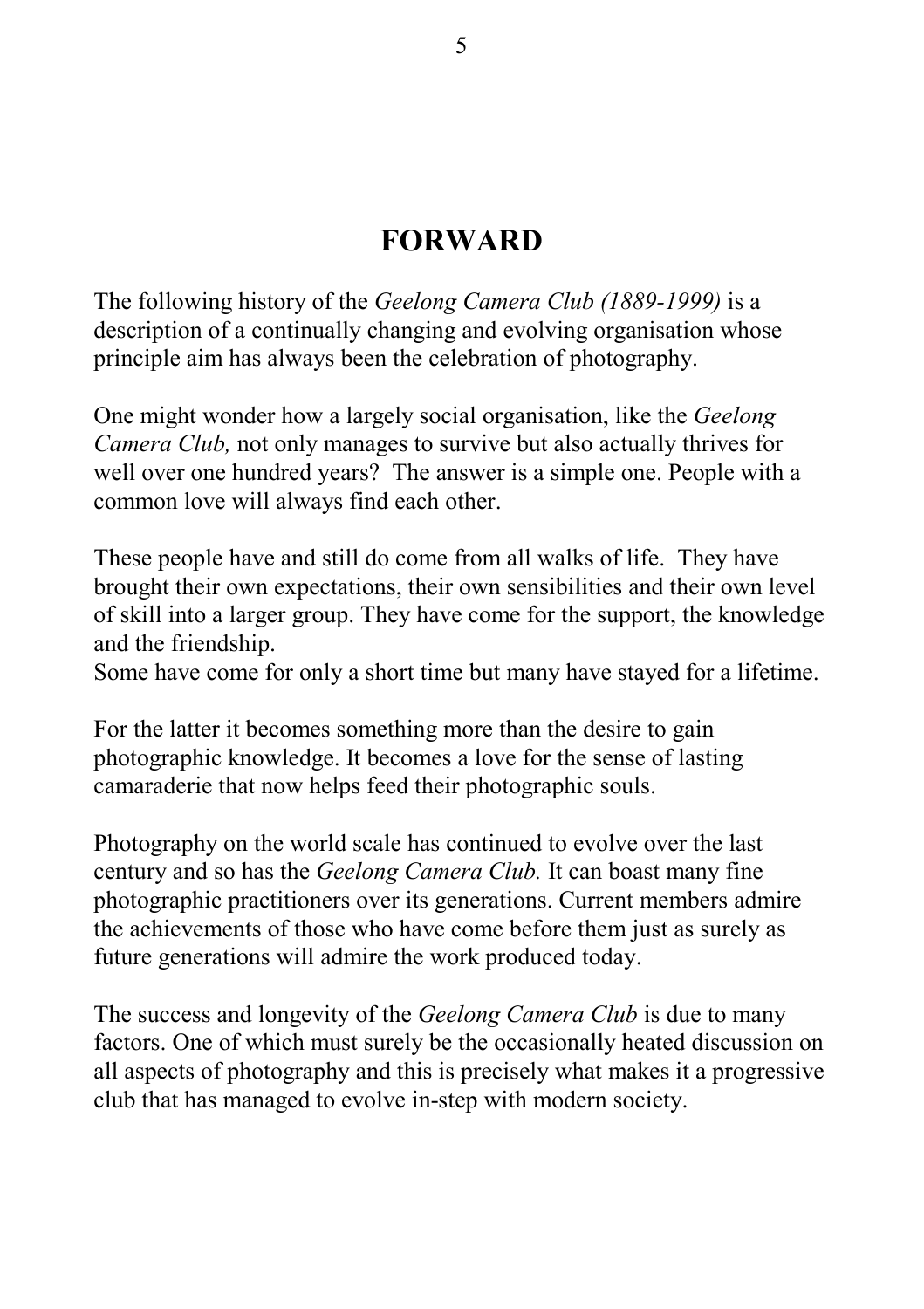# FORWARD

The following history of the *Geelong Camera Club (1889-1999)* is a description of a continually changing and evolving organisation whose principle aim has always been the celebration of photography.

One might wonder how a largely social organisation, like the *Geelong Camera Club,* not only manages to survive but also actually thrives for well over one hundred years? The answer is a simple one. People with a common love will always find each other.

These people have and still do come from all walks of life. They have brought their own expectations, their own sensibilities and their own level of skill into a larger group. They have come for the support, the knowledge and the friendship.
Some have come for only a short time but many have stayed for a lifetime.

For the latter it becomes something more than the desire to gain photographic knowledge. It becomes a love for the sense of lasting camaraderie that now helps feed their photographic souls.

Photography on the world scale has continued to evolve over the last century and so has the *Geelong Camera Club.* It can boast many fine photographic practitioners over its generations. Current members admire the achievements of those who have come before them just as surely as future generations will admire the work produced today.

The success and longevity of the *Geelong Camera Club* is due to many factors. One of which must surely be the occasionally heated discussion on all aspects of photography and this is precisely what makes it a progressive club that has managed to evolve in-step with modern society.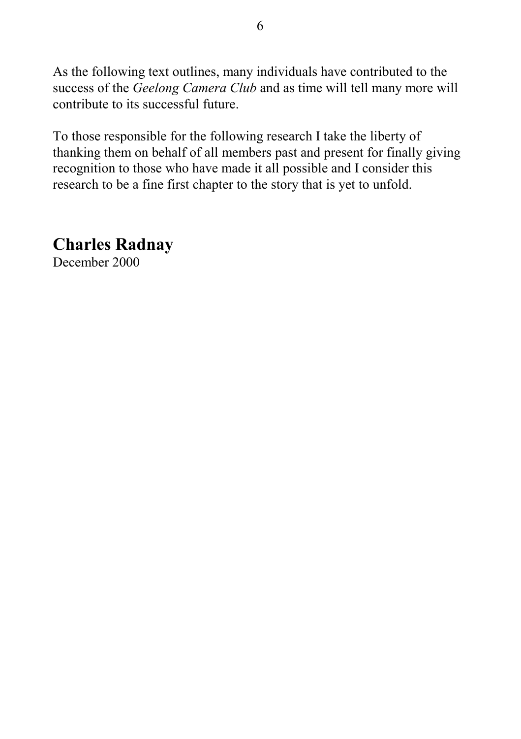As the following text outlines, many individuals have contributed to the success of the *Geelong Camera Club* and as time will tell many more will contribute to its successful future.

To those responsible for the following research I take the liberty of thanking them on behalf of all members past and present for finally giving recognition to those who have made it all possible and I consider this research to be a fine first chapter to the story that is yet to unfold.

**Charles Radnay**
December 2000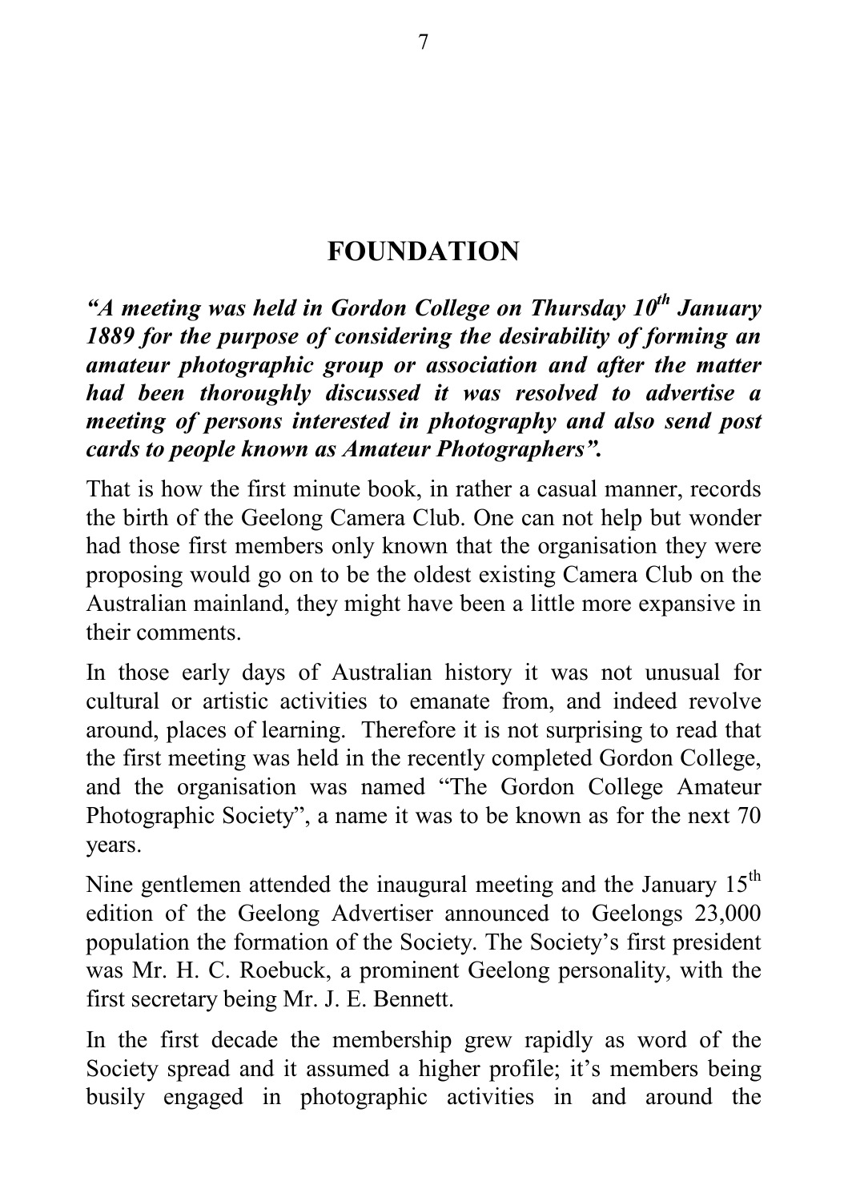# FOUNDATION

***"A meeting was held in Gordon College on Thursday 10th January 1889 for the purpose of considering the desirability of forming an amateur photographic group or association and after the matter had been thoroughly discussed it was resolved to advertise a meeting of persons interested in photography and also send post cards to people known as Amateur Photographers".***

That is how the first minute book, in rather a casual manner, records the birth of the Geelong Camera Club. One can not help but wonder had those first members only known that the organisation they were proposing would go on to be the oldest existing Camera Club on the Australian mainland, they might have been a little more expansive in their comments.

In those early days of Australian history it was not unusual for cultural or artistic activities to emanate from, and indeed revolve around, places of learning. Therefore it is not surprising to read that the first meeting was held in the recently completed Gordon College, and the organisation was named "The Gordon College Amateur Photographic Society", a name it was to be known as for the next 70 years.

Nine gentlemen attended the inaugural meeting and the January 15th edition of the Geelong Advertiser announced to Geelongs 23,000 population the formation of the Society. The Society's first president was Mr. H. C. Roebuck, a prominent Geelong personality, with the first secretary being Mr. J. E. Bennett.

In the first decade the membership grew rapidly as word of the Society spread and it assumed a higher profile; it's members being busily engaged in photographic activities in and around the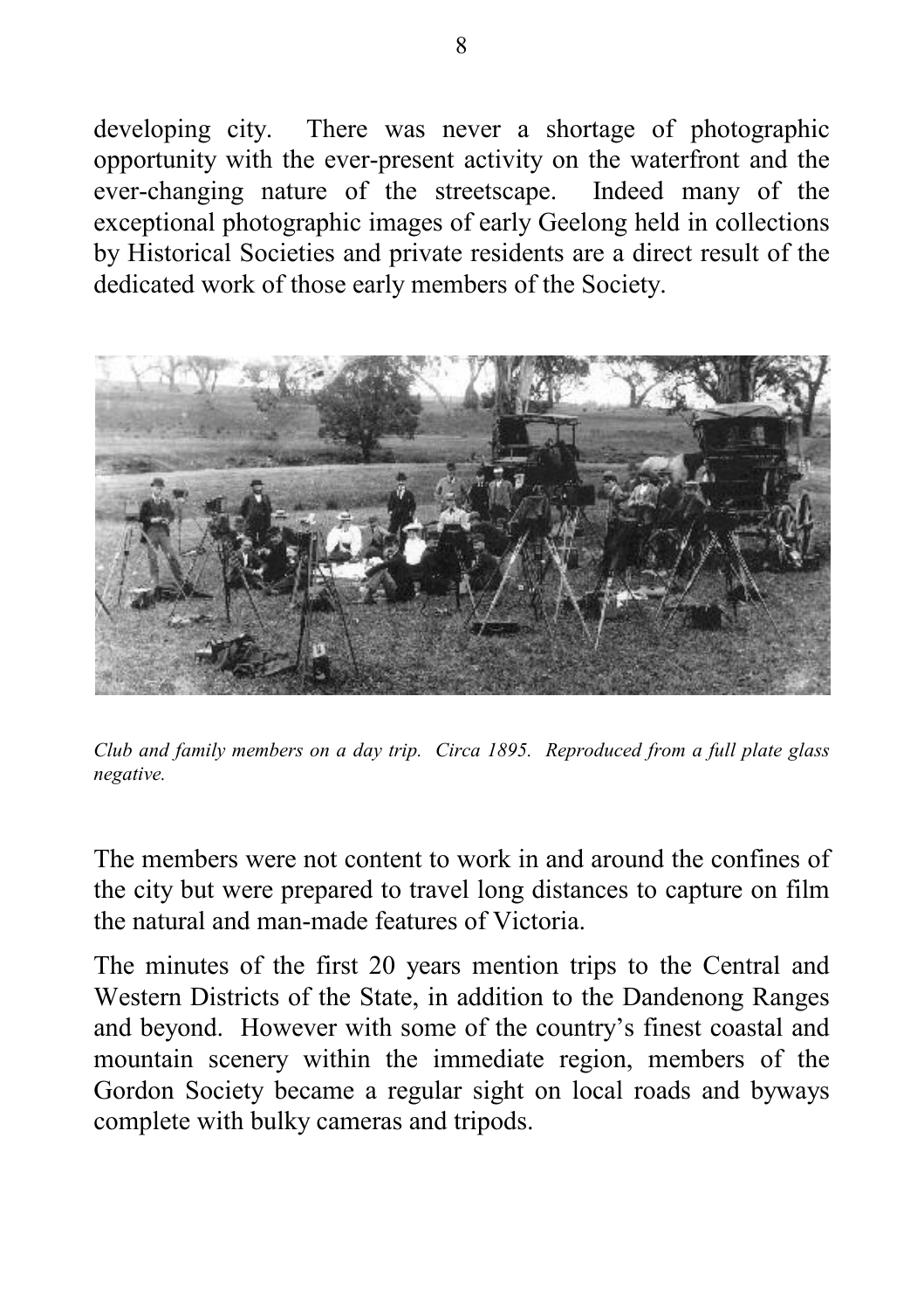developing city. There was never a shortage of photographic opportunity with the ever-present activity on the waterfront and the ever-changing nature of the streetscape. Indeed many of the exceptional photographic images of early Geelong held in collections by Historical Societies and private residents are a direct result of the dedicated work of those early members of the Society.

*Club and family members on a day trip. Circa 1895. Reproduced from a full plate glass negative.*

The members were not content to work in and around the confines of the city but were prepared to travel long distances to capture on film the natural and man-made features of Victoria.

The minutes of the first 20 years mention trips to the Central and Western Districts of the State, in addition to the Dandenong Ranges and beyond. However with some of the country's finest coastal and mountain scenery within the immediate region, members of the Gordon Society became a regular sight on local roads and byways complete with bulky cameras and tripods.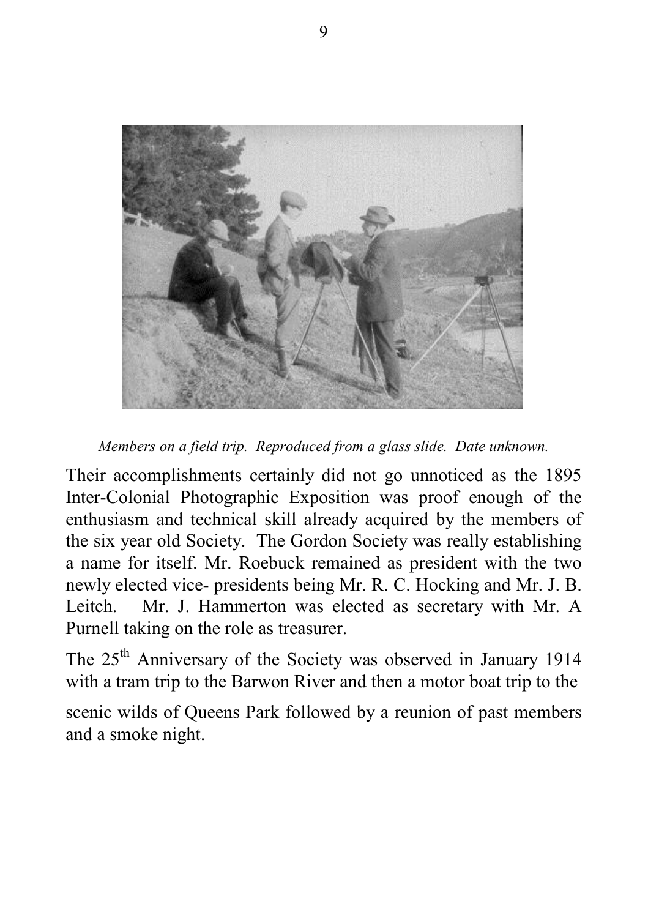*Members on a field trip. Reproduced from a glass slide. Date unknown.*

Their accomplishments certainly did not go unnoticed as the 1895 Inter-Colonial Photographic Exposition was proof enough of the enthusiasm and technical skill already acquired by the members of the six year old Society. The Gordon Society was really establishing a name for itself. Mr. Roebuck remained as president with the two newly elected vice- presidents being Mr. R. C. Hocking and Mr. J. B. Leitch. Mr. J. Hammerton was elected as secretary with Mr. A Purnell taking on the role as treasurer.

The 25th Anniversary of the Society was observed in January 1914 with a tram trip to the Barwon River and then a motor boat trip to the scenic wilds of Queens Park followed by a reunion of past members and a smoke night.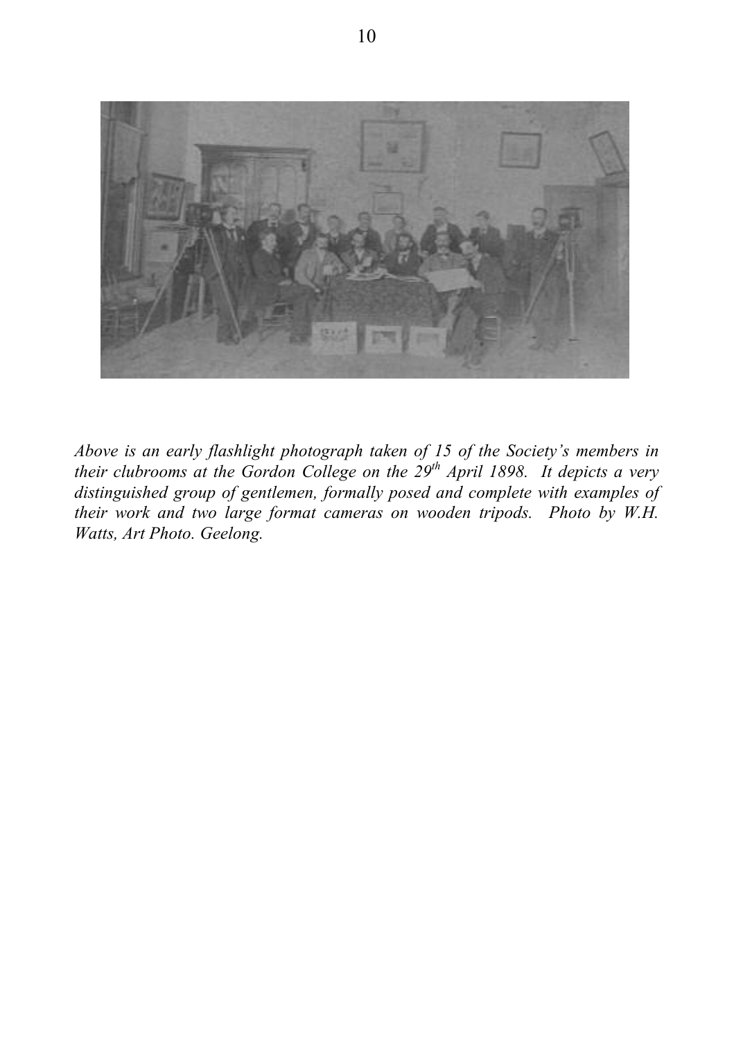*Above is an early flashlight photograph taken of 15 of the Society's members in their clubrooms at the Gordon College on the 29th April 1898. It depicts a very distinguished group of gentlemen, formally posed and complete with examples of their work and two large format cameras on wooden tripods. Photo by W.H. Watts, Art Photo. Geelong.*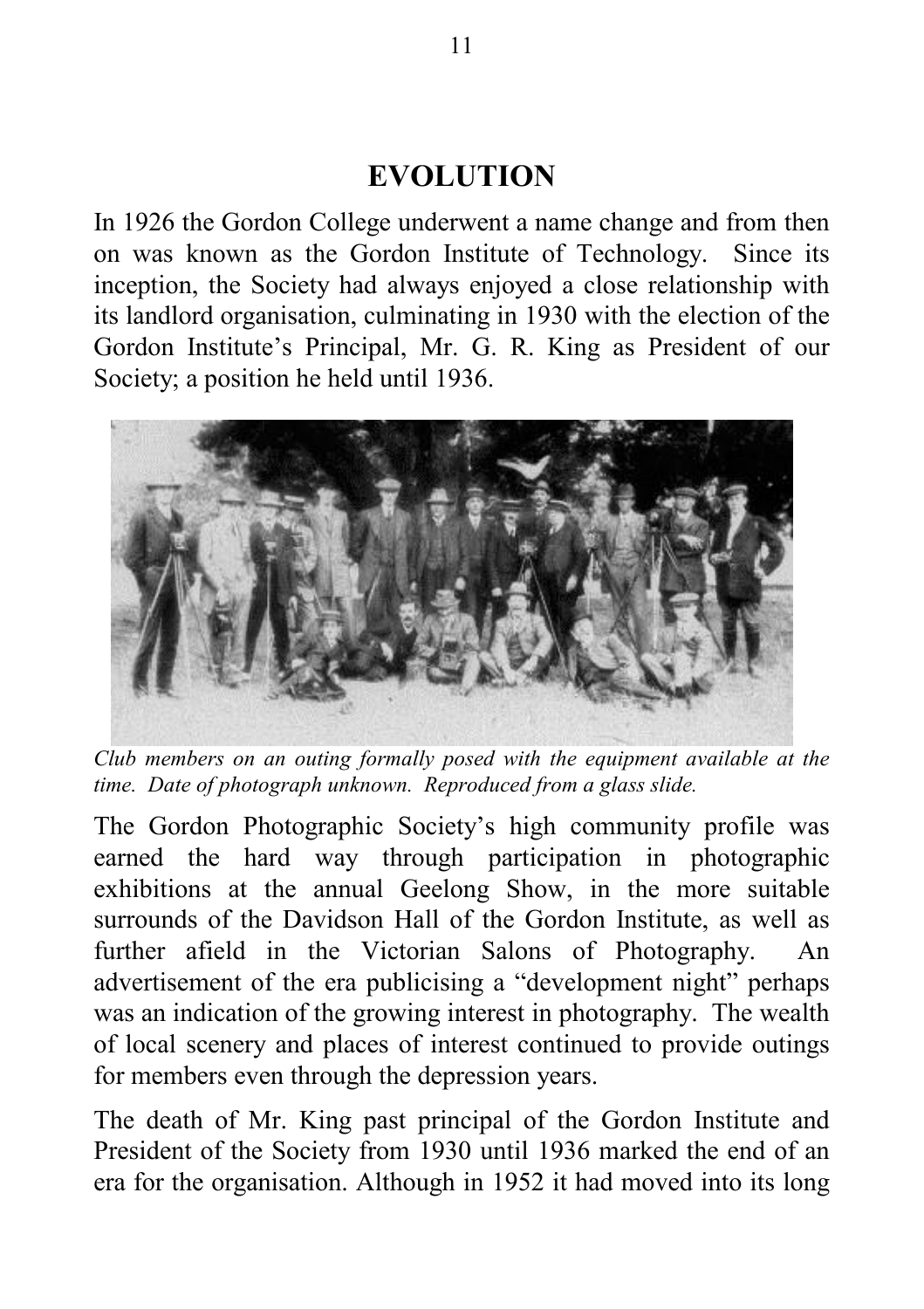# EVOLUTION

In 1926 the Gordon College underwent a name change and from then on was known as the Gordon Institute of Technology. Since its inception, the Society had always enjoyed a close relationship with its landlord organisation, culminating in 1930 with the election of the Gordon Institute's Principal, Mr. G. R. King as President of our Society; a position he held until 1936.

*Club members on an outing formally posed with the equipment available at the time. Date of photograph unknown. Reproduced from a glass slide.*

The Gordon Photographic Society's high community profile was earned the hard way through participation in photographic exhibitions at the annual Geelong Show, in the more suitable surrounds of the Davidson Hall of the Gordon Institute, as well as further afield in the Victorian Salons of Photography. An advertisement of the era publicising a "development night" perhaps was an indication of the growing interest in photography. The wealth of local scenery and places of interest continued to provide outings for members even through the depression years.

The death of Mr. King past principal of the Gordon Institute and President of the Society from 1930 until 1936 marked the end of an era for the organisation. Although in 1952 it had moved into its long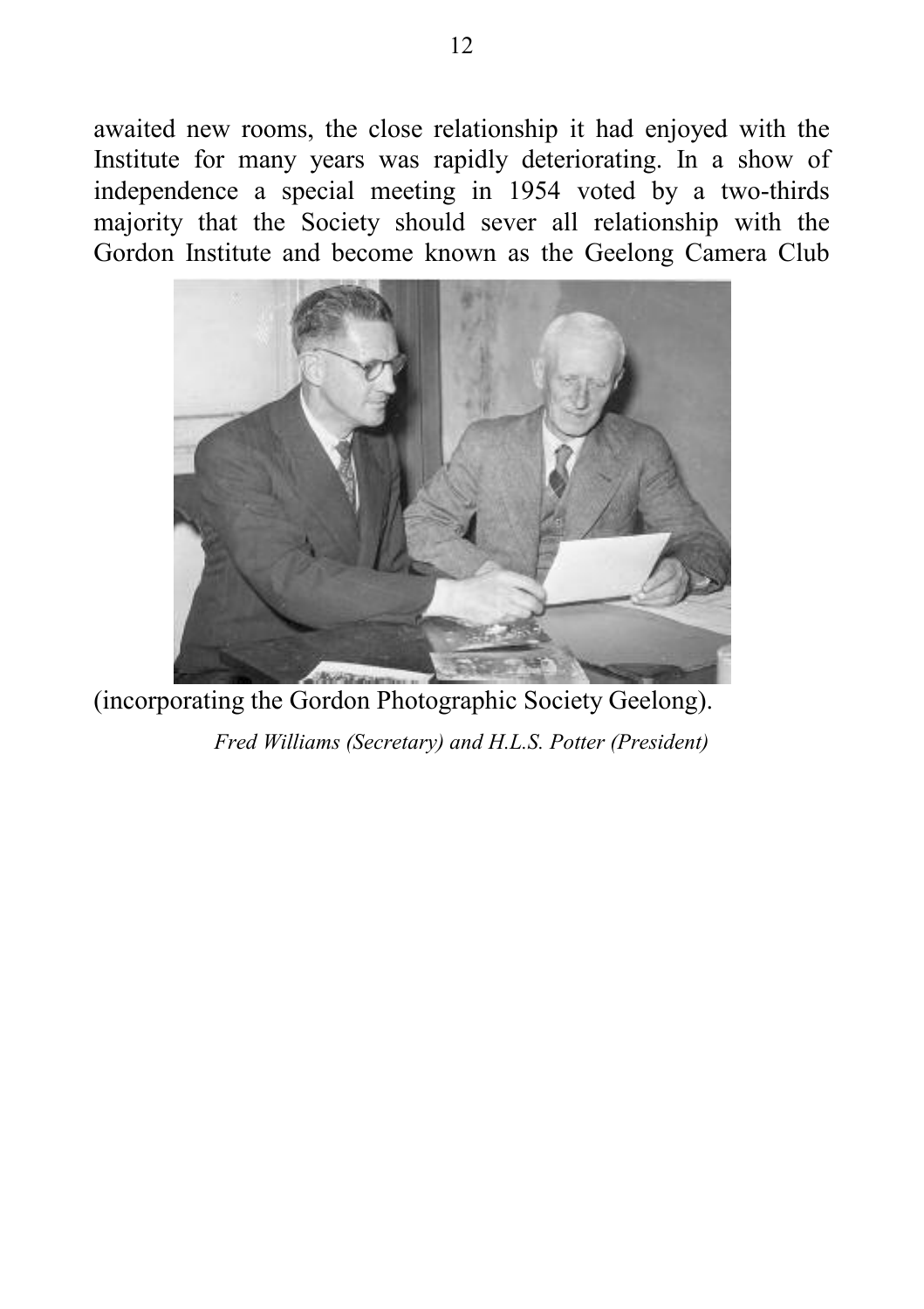awaited new rooms, the close relationship it had enjoyed with the Institute for many years was rapidly deteriorating. In a show of independence a special meeting in 1954 voted by a two-thirds majority that the Society should sever all relationship with the Gordon Institute and become known as the Geelong Camera Club (incorporating the Gordon Photographic Society Geelong).

*Fred Williams (Secretary) and H.L.S. Potter (President)*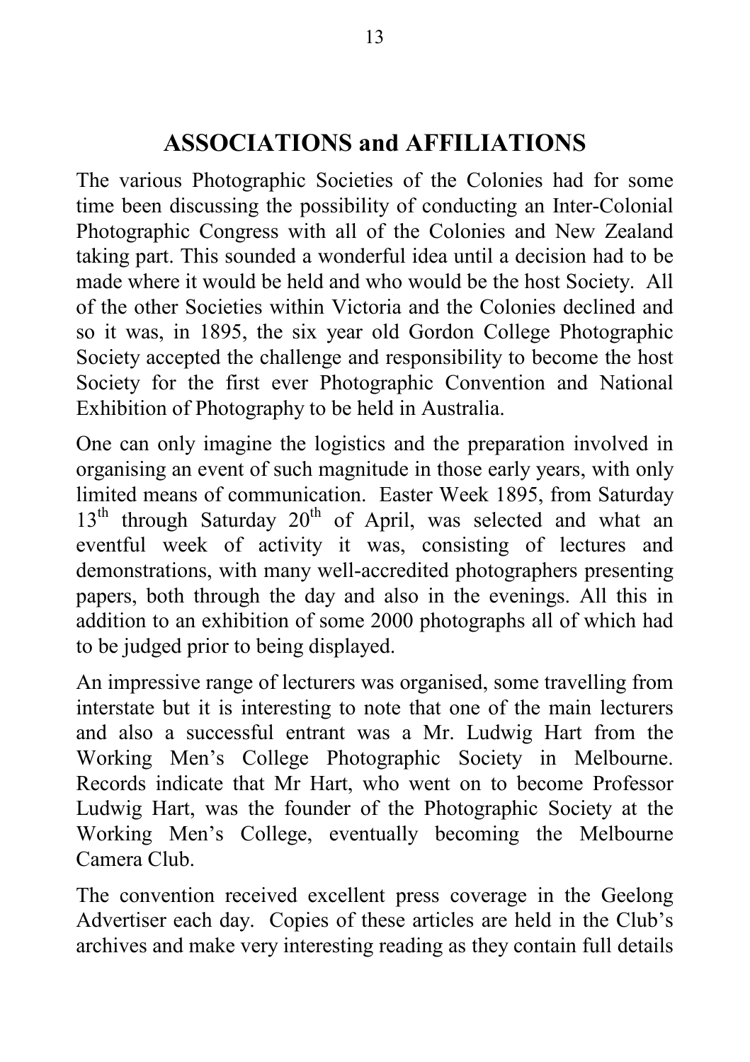## ASSOCIATIONS and AFFILIATIONS

The various Photographic Societies of the Colonies had for some time been discussing the possibility of conducting an Inter-Colonial Photographic Congress with all of the Colonies and New Zealand taking part. This sounded a wonderful idea until a decision had to be made where it would be held and who would be the host Society. All of the other Societies within Victoria and the Colonies declined and so it was, in 1895, the six year old Gordon College Photographic Society accepted the challenge and responsibility to become the host Society for the first ever Photographic Convention and National Exhibition of Photography to be held in Australia.

One can only imagine the logistics and the preparation involved in organising an event of such magnitude in those early years, with only limited means of communication. Easter Week 1895, from Saturday 13th through Saturday 20th of April, was selected and what an eventful week of activity it was, consisting of lectures and demonstrations, with many well-accredited photographers presenting papers, both through the day and also in the evenings. All this in addition to an exhibition of some 2000 photographs all of which had to be judged prior to being displayed.

An impressive range of lecturers was organised, some travelling from interstate but it is interesting to note that one of the main lecturers and also a successful entrant was a Mr. Ludwig Hart from the Working Men's College Photographic Society in Melbourne. Records indicate that Mr Hart, who went on to become Professor Ludwig Hart, was the founder of the Photographic Society at the Working Men's College, eventually becoming the Melbourne Camera Club.

The convention received excellent press coverage in the Geelong Advertiser each day. Copies of these articles are held in the Club's archives and make very interesting reading as they contain full details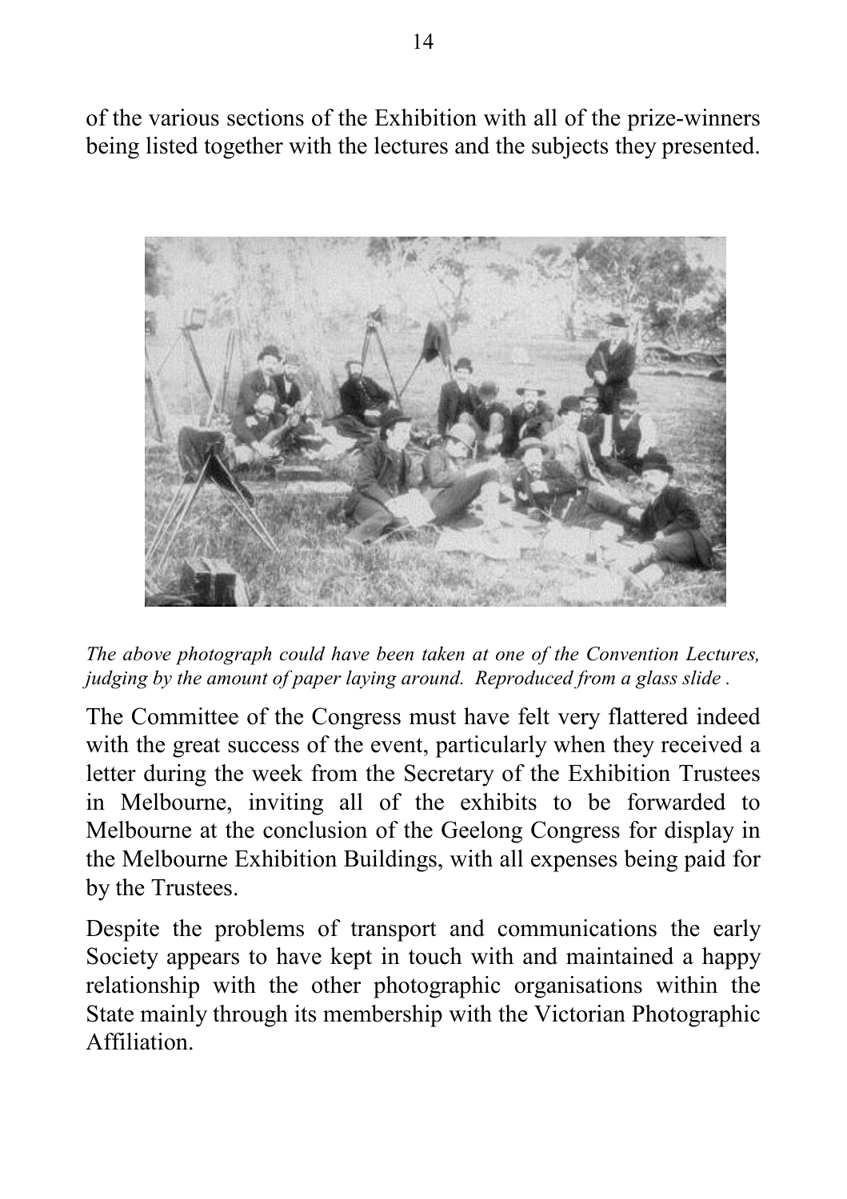of the various sections of the Exhibition with all of the prize-winners being listed together with the lectures and the subjects they presented.

*The above photograph could have been taken at one of the Convention Lectures, judging by the amount of paper laying around. Reproduced from a glass slide .*

The Committee of the Congress must have felt very flattered indeed with the great success of the event, particularly when they received a letter during the week from the Secretary of the Exhibition Trustees in Melbourne, inviting all of the exhibits to be forwarded to Melbourne at the conclusion of the Geelong Congress for display in the Melbourne Exhibition Buildings, with all expenses being paid for by the Trustees.

Despite the problems of transport and communications the early Society appears to have kept in touch with and maintained a happy relationship with the other photographic organisations within the State mainly through its membership with the Victorian Photographic Affiliation.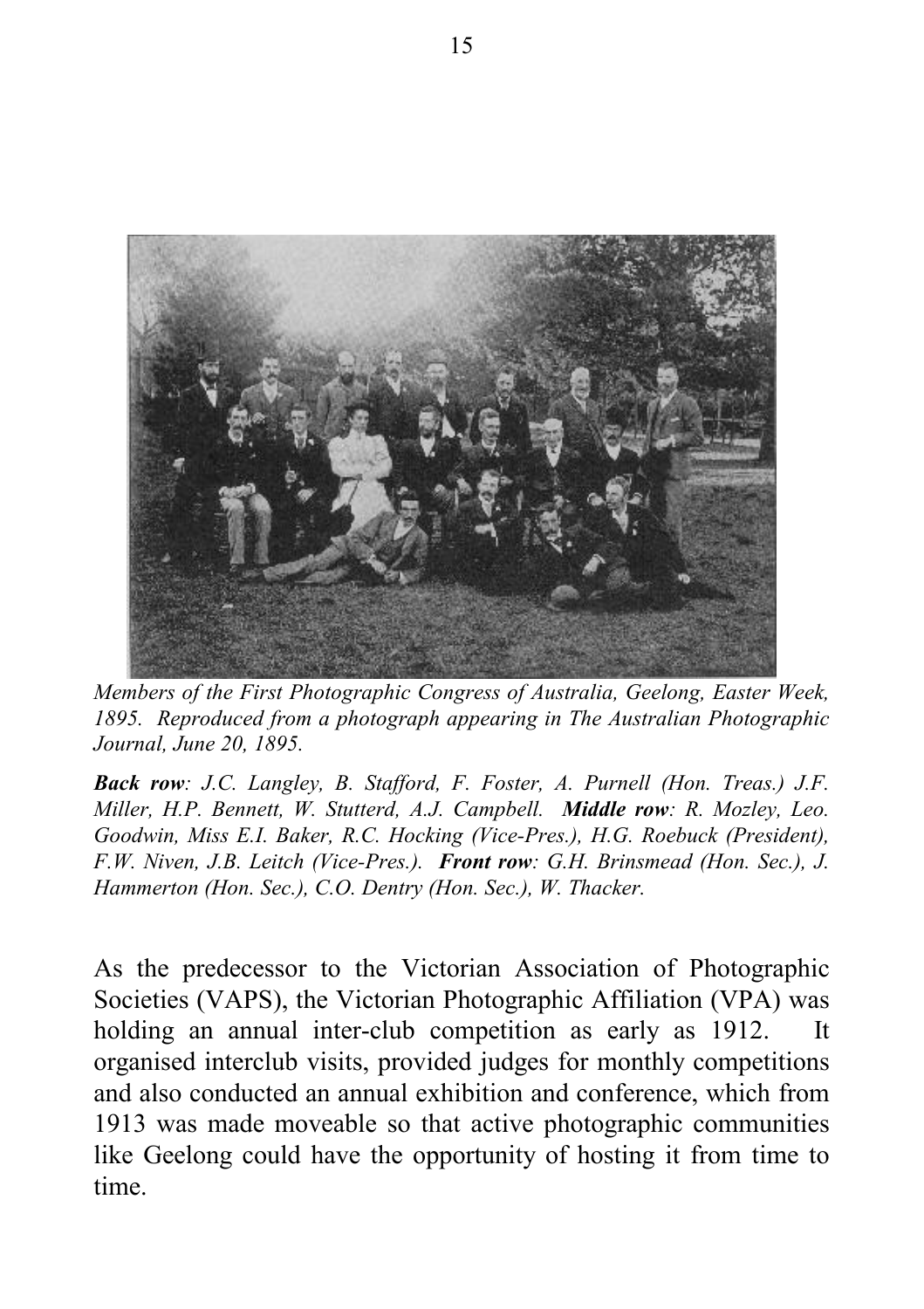*Members of the First Photographic Congress of Australia, Geelong, Easter Week, 1895. Reproduced from a photograph appearing in The Australian Photographic Journal, June 20, 1895.*

***Back row**: J.C. Langley, B. Stafford, F. Foster, A. Purnell (Hon. Treas.) J.F. Miller, H.P. Bennett, W. Stutterd, A.J. Campbell.* ***Middle row**: R. Mozley, Leo. Goodwin, Miss E.I. Baker, R.C. Hocking (Vice-Pres.), H.G. Roebuck (President), F.W. Niven, J.B. Leitch (Vice-Pres.).* ***Front row**: G.H. Brinsmead (Hon. Sec.), J. Hammerton (Hon. Sec.), C.O. Dentry (Hon. Sec.), W. Thacker.*

As the predecessor to the Victorian Association of Photographic Societies (VAPS), the Victorian Photographic Affiliation (VPA) was holding an annual inter-club competition as early as 1912. It organised interclub visits, provided judges for monthly competitions and also conducted an annual exhibition and conference, which from 1913 was made moveable so that active photographic communities like Geelong could have the opportunity of hosting it from time to time.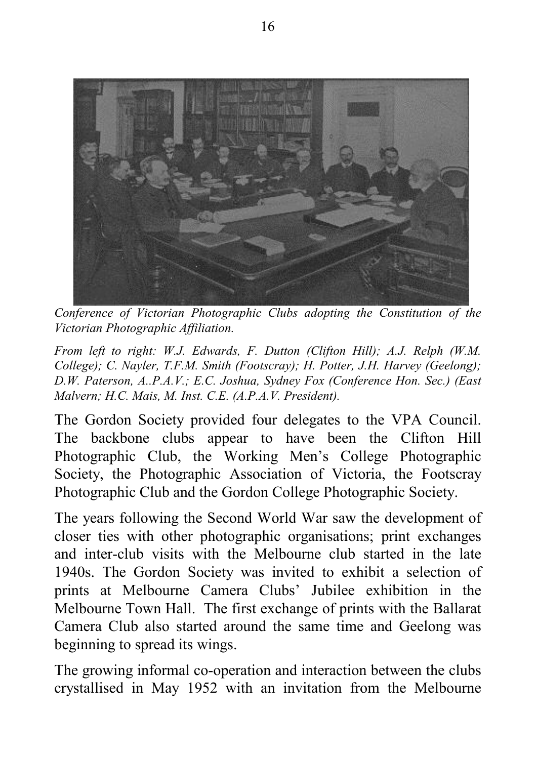*Conference of Victorian Photographic Clubs adopting the Constitution of the Victorian Photographic Affiliation.*

*From left to right: W.J. Edwards, F. Dutton (Clifton Hill); A.J. Relph (W.M. College); C. Nayler, T.F.M. Smith (Footscray); H. Potter, J.H. Harvey (Geelong); D.W. Paterson, A..P.A.V.; E.C. Joshua, Sydney Fox (Conference Hon. Sec.) (East Malvern; H.C. Mais, M. Inst. C.E. (A.P.A.V. President).*

The Gordon Society provided four delegates to the VPA Council. The backbone clubs appear to have been the Clifton Hill Photographic Club, the Working Men's College Photographic Society, the Photographic Association of Victoria, the Footscray Photographic Club and the Gordon College Photographic Society.

The years following the Second World War saw the development of closer ties with other photographic organisations; print exchanges and inter-club visits with the Melbourne club started in the late 1940s. The Gordon Society was invited to exhibit a selection of prints at Melbourne Camera Clubs' Jubilee exhibition in the Melbourne Town Hall. The first exchange of prints with the Ballarat Camera Club also started around the same time and Geelong was beginning to spread its wings.

The growing informal co-operation and interaction between the clubs crystallised in May 1952 with an invitation from the Melbourne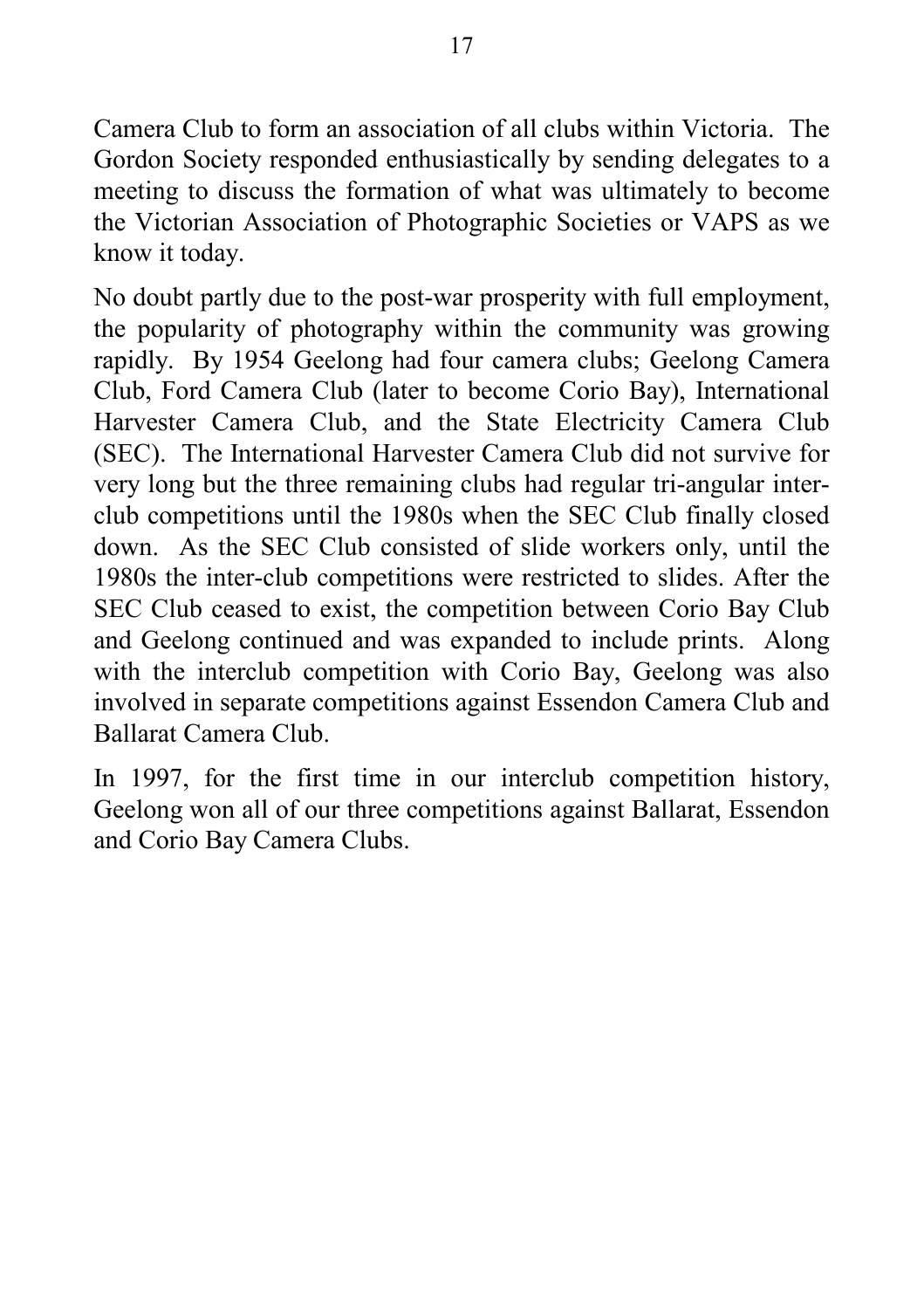Camera Club to form an association of all clubs within Victoria. The Gordon Society responded enthusiastically by sending delegates to a meeting to discuss the formation of what was ultimately to become the Victorian Association of Photographic Societies or VAPS as we know it today.

No doubt partly due to the post-war prosperity with full employment, the popularity of photography within the community was growing rapidly. By 1954 Geelong had four camera clubs; Geelong Camera Club, Ford Camera Club (later to become Corio Bay), International Harvester Camera Club, and the State Electricity Camera Club (SEC). The International Harvester Camera Club did not survive for very long but the three remaining clubs had regular tri-angular inter-club competitions until the 1980s when the SEC Club finally closed down. As the SEC Club consisted of slide workers only, until the 1980s the inter-club competitions were restricted to slides. After the SEC Club ceased to exist, the competition between Corio Bay Club and Geelong continued and was expanded to include prints. Along with the interclub competition with Corio Bay, Geelong was also involved in separate competitions against Essendon Camera Club and Ballarat Camera Club.

In 1997, for the first time in our interclub competition history, Geelong won all of our three competitions against Ballarat, Essendon and Corio Bay Camera Clubs.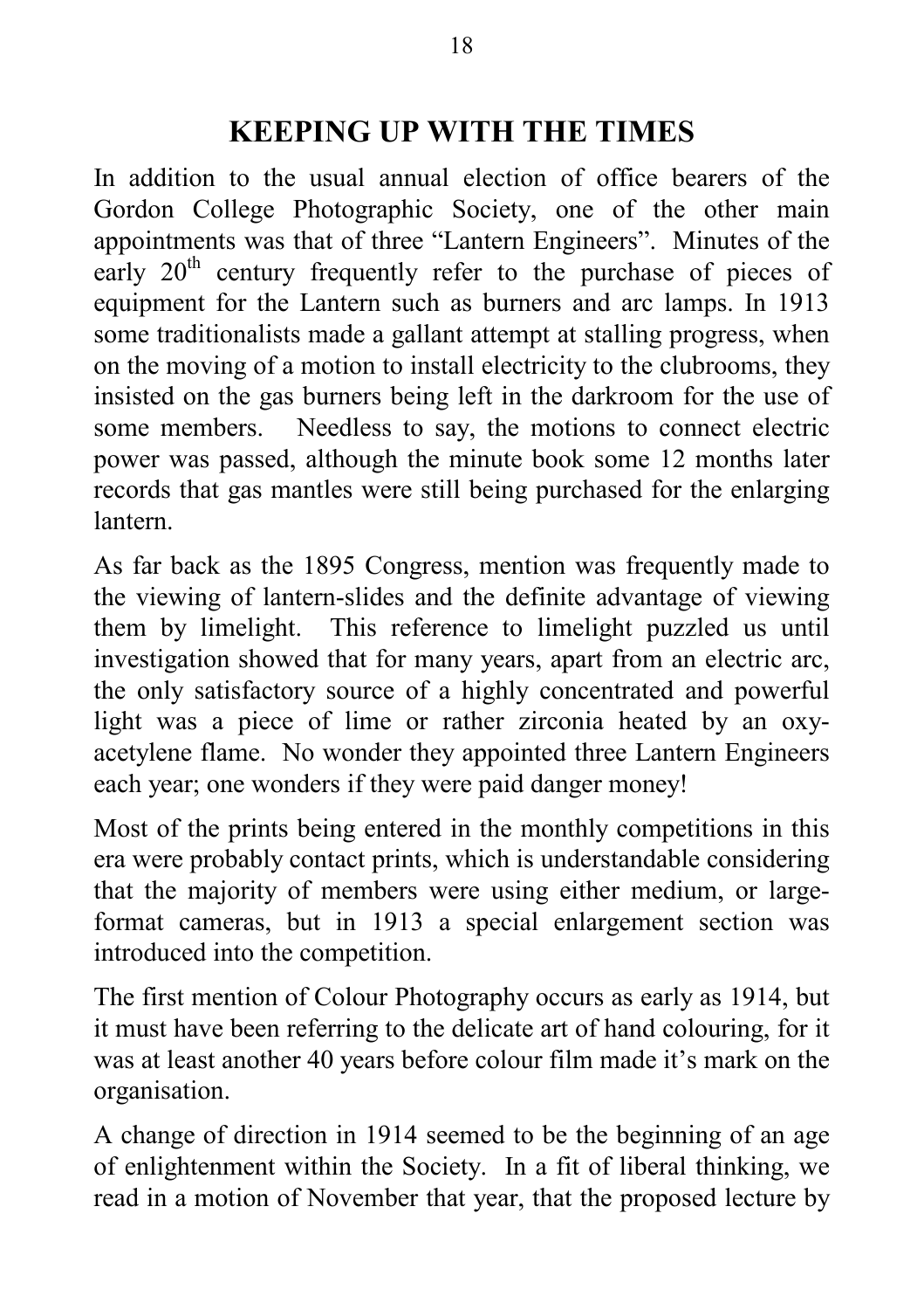## KEEPING UP WITH THE TIMES

In addition to the usual annual election of office bearers of the Gordon College Photographic Society, one of the other main appointments was that of three "Lantern Engineers". Minutes of the early 20th century frequently refer to the purchase of pieces of equipment for the Lantern such as burners and arc lamps. In 1913 some traditionalists made a gallant attempt at stalling progress, when on the moving of a motion to install electricity to the clubrooms, they insisted on the gas burners being left in the darkroom for the use of some members. Needless to say, the motions to connect electric power was passed, although the minute book some 12 months later records that gas mantles were still being purchased for the enlarging lantern.

As far back as the 1895 Congress, mention was frequently made to the viewing of lantern-slides and the definite advantage of viewing them by limelight. This reference to limelight puzzled us until investigation showed that for many years, apart from an electric arc, the only satisfactory source of a highly concentrated and powerful light was a piece of lime or rather zirconia heated by an oxy-acetylene flame. No wonder they appointed three Lantern Engineers each year; one wonders if they were paid danger money!

Most of the prints being entered in the monthly competitions in this era were probably contact prints, which is understandable considering that the majority of members were using either medium, or large-format cameras, but in 1913 a special enlargement section was introduced into the competition.

The first mention of Colour Photography occurs as early as 1914, but it must have been referring to the delicate art of hand colouring, for it was at least another 40 years before colour film made it's mark on the organisation.

A change of direction in 1914 seemed to be the beginning of an age of enlightenment within the Society. In a fit of liberal thinking, we read in a motion of November that year, that the proposed lecture by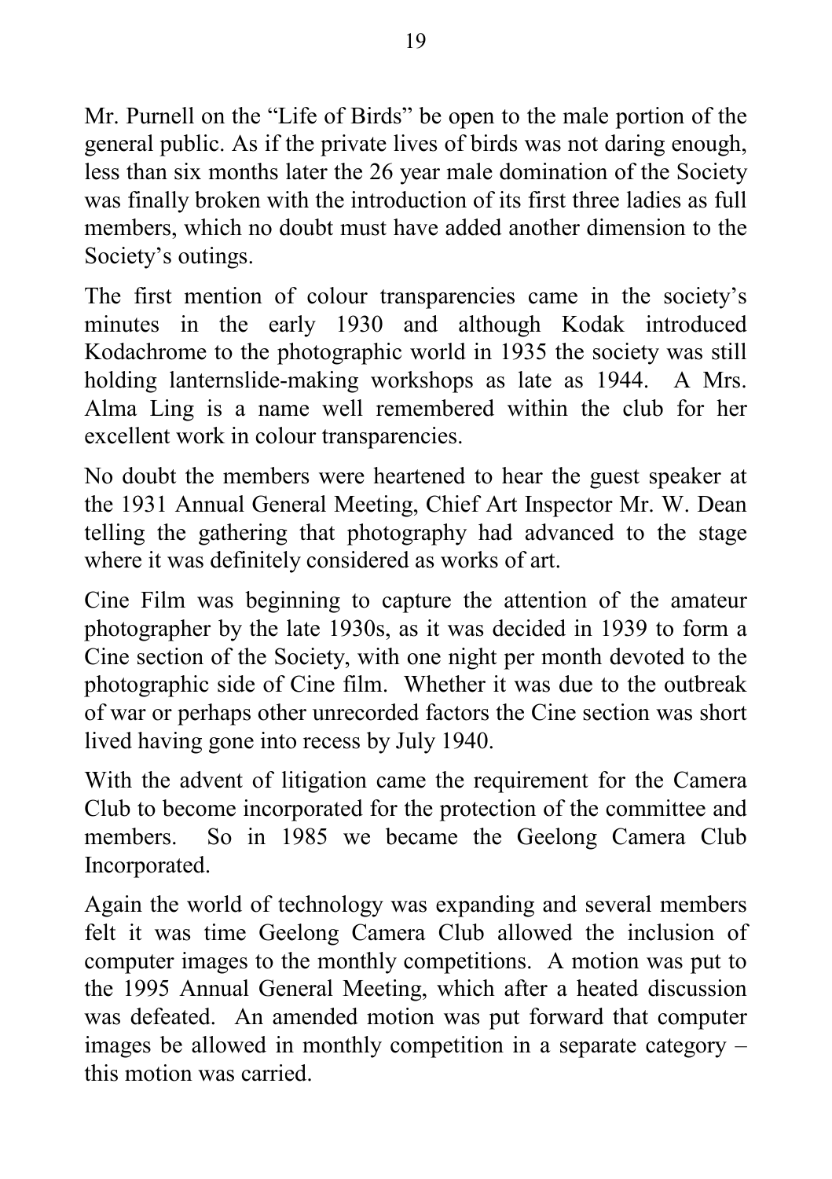Mr. Purnell on the “Life of Birds” be open to the male portion of the general public. As if the private lives of birds was not daring enough, less than six months later the 26 year male domination of the Society was finally broken with the introduction of its first three ladies as full members, which no doubt must have added another dimension to the Society’s outings.

The first mention of colour transparencies came in the society’s minutes in the early 1930 and although Kodak introduced Kodachrome to the photographic world in 1935 the society was still holding lanternslide-making workshops as late as 1944. A Mrs. Alma Ling is a name well remembered within the club for her excellent work in colour transparencies.

No doubt the members were heartened to hear the guest speaker at the 1931 Annual General Meeting, Chief Art Inspector Mr. W. Dean telling the gathering that photography had advanced to the stage where it was definitely considered as works of art.

Cine Film was beginning to capture the attention of the amateur photographer by the late 1930s, as it was decided in 1939 to form a Cine section of the Society, with one night per month devoted to the photographic side of Cine film. Whether it was due to the outbreak of war or perhaps other unrecorded factors the Cine section was short lived having gone into recess by July 1940.

With the advent of litigation came the requirement for the Camera Club to become incorporated for the protection of the committee and members. So in 1985 we became the Geelong Camera Club Incorporated.

Again the world of technology was expanding and several members felt it was time Geelong Camera Club allowed the inclusion of computer images to the monthly competitions. A motion was put to the 1995 Annual General Meeting, which after a heated discussion was defeated. An amended motion was put forward that computer images be allowed in monthly competition in a separate category – this motion was carried.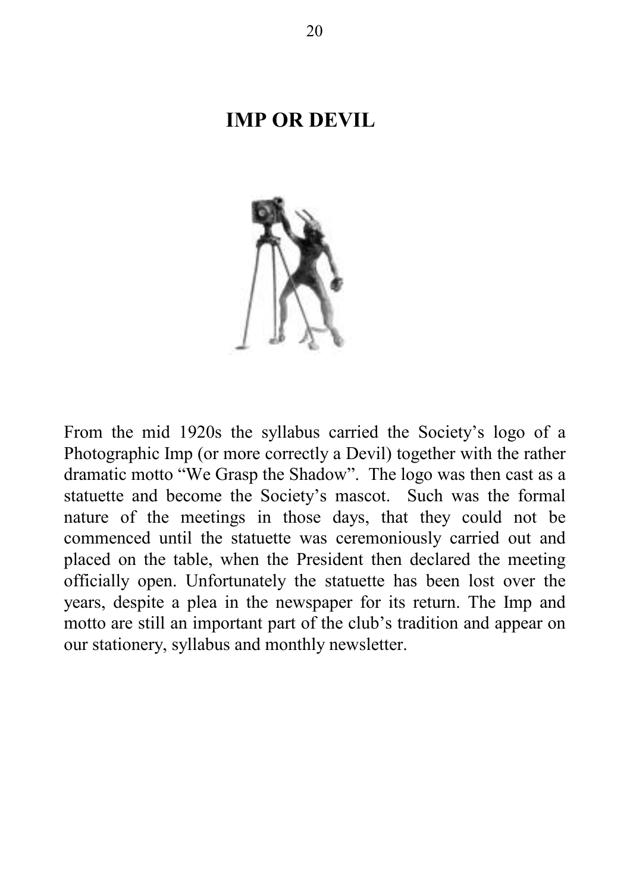# IMP OR DEVIL

From the mid 1920s the syllabus carried the Society's logo of a Photographic Imp (or more correctly a Devil) together with the rather dramatic motto "We Grasp the Shadow". The logo was then cast as a statuette and become the Society's mascot. Such was the formal nature of the meetings in those days, that they could not be commenced until the statuette was ceremoniously carried out and placed on the table, when the President then declared the meeting officially open. Unfortunately the statuette has been lost over the years, despite a plea in the newspaper for its return. The Imp and motto are still an important part of the club's tradition and appear on our stationery, syllabus and monthly newsletter.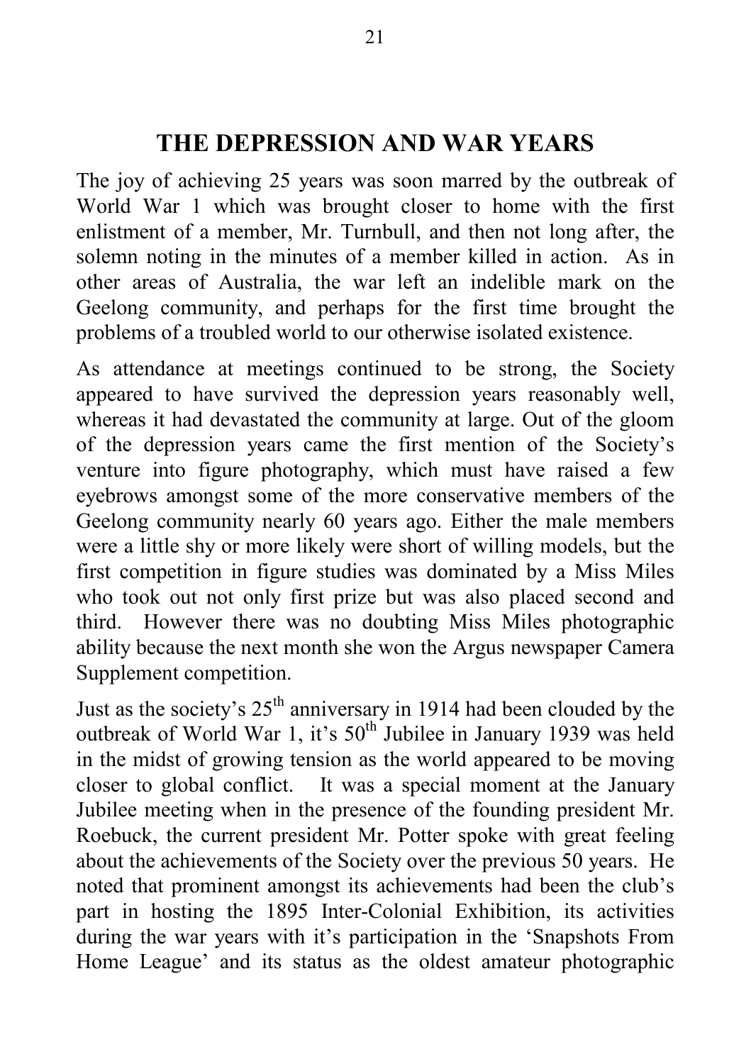# THE DEPRESSION AND WAR YEARS

The joy of achieving 25 years was soon marred by the outbreak of World War 1 which was brought closer to home with the first enlistment of a member, Mr. Turnbull, and then not long after, the solemn noting in the minutes of a member killed in action. As in other areas of Australia, the war left an indelible mark on the Geelong community, and perhaps for the first time brought the problems of a troubled world to our otherwise isolated existence.

As attendance at meetings continued to be strong, the Society appeared to have survived the depression years reasonably well, whereas it had devastated the community at large. Out of the gloom of the depression years came the first mention of the Society's venture into figure photography, which must have raised a few eyebrows amongst some of the more conservative members of the Geelong community nearly 60 years ago. Either the male members were a little shy or more likely were short of willing models, but the first competition in figure studies was dominated by a Miss Miles who took out not only first prize but was also placed second and third. However there was no doubting Miss Miles photographic ability because the next month she won the Argus newspaper Camera Supplement competition.

Just as the society's 25th anniversary in 1914 had been clouded by the outbreak of World War 1, it's 50th Jubilee in January 1939 was held in the midst of growing tension as the world appeared to be moving closer to global conflict. It was a special moment at the January Jubilee meeting when in the presence of the founding president Mr. Roebuck, the current president Mr. Potter spoke with great feeling about the achievements of the Society over the previous 50 years. He noted that prominent amongst its achievements had been the club's part in hosting the 1895 Inter-Colonial Exhibition, its activities during the war years with it's participation in the 'Snapshots From Home League' and its status as the oldest amateur photographic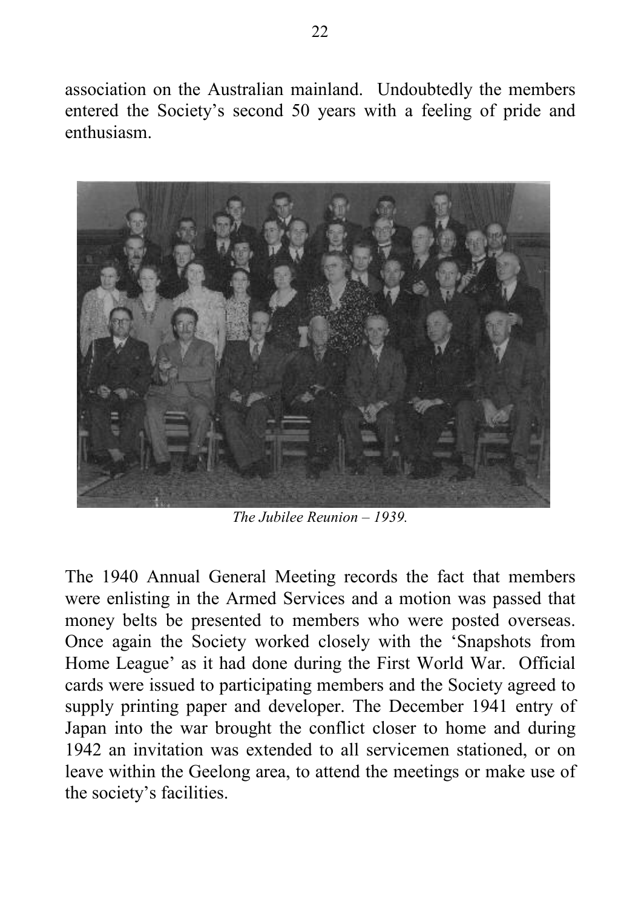association on the Australian mainland. Undoubtedly the members entered the Society's second 50 years with a feeling of pride and enthusiasm.

*The Jubilee Reunion – 1939.*

The 1940 Annual General Meeting records the fact that members were enlisting in the Armed Services and a motion was passed that money belts be presented to members who were posted overseas. Once again the Society worked closely with the 'Snapshots from Home League' as it had done during the First World War. Official cards were issued to participating members and the Society agreed to supply printing paper and developer. The December 1941 entry of Japan into the war brought the conflict closer to home and during 1942 an invitation was extended to all servicemen stationed, or on leave within the Geelong area, to attend the meetings or make use of the society's facilities.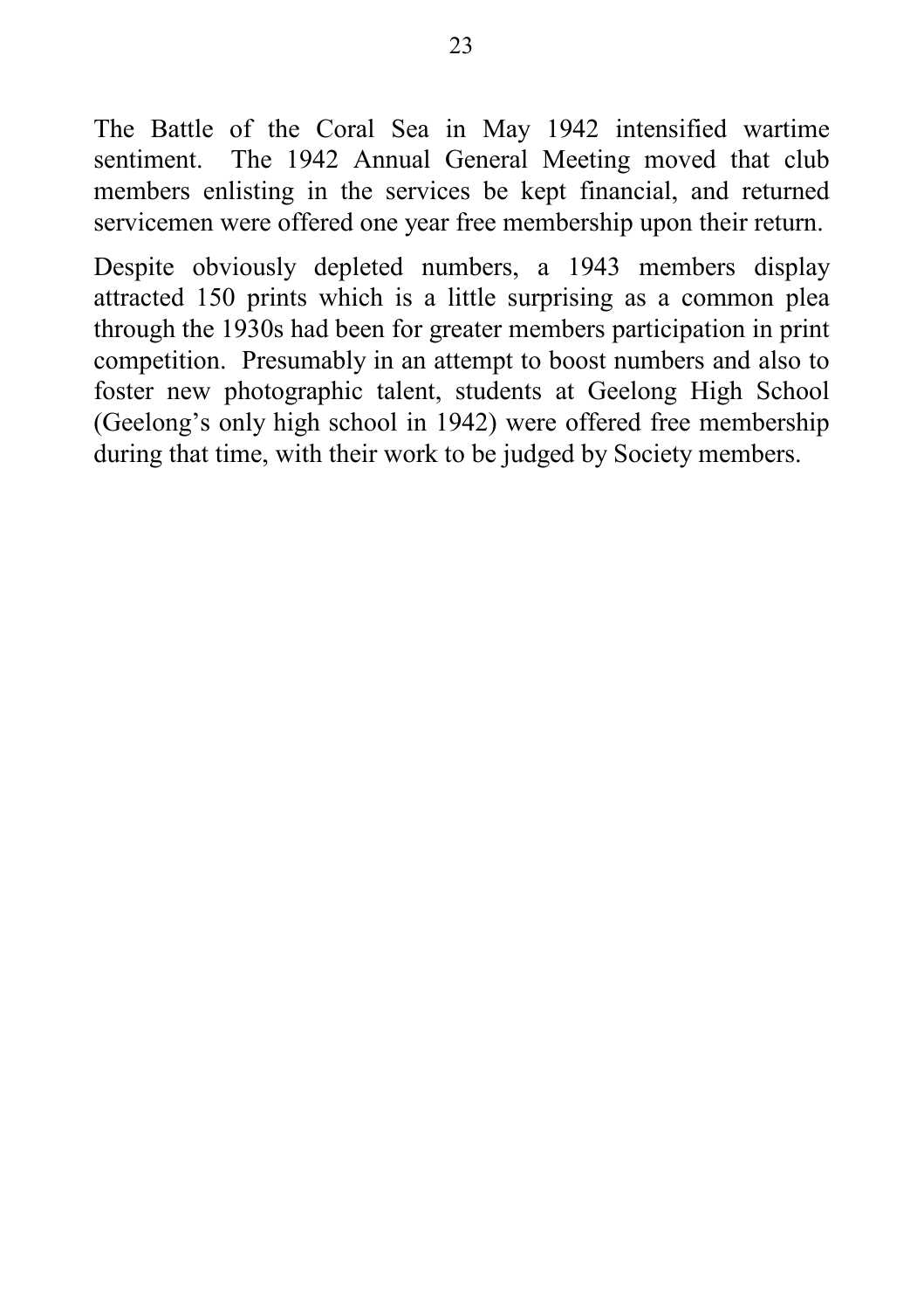The Battle of the Coral Sea in May 1942 intensified wartime sentiment. The 1942 Annual General Meeting moved that club members enlisting in the services be kept financial, and returned servicemen were offered one year free membership upon their return.

Despite obviously depleted numbers, a 1943 members display attracted 150 prints which is a little surprising as a common plea through the 1930s had been for greater members participation in print competition. Presumably in an attempt to boost numbers and also to foster new photographic talent, students at Geelong High School (Geelong's only high school in 1942) were offered free membership during that time, with their work to be judged by Society members.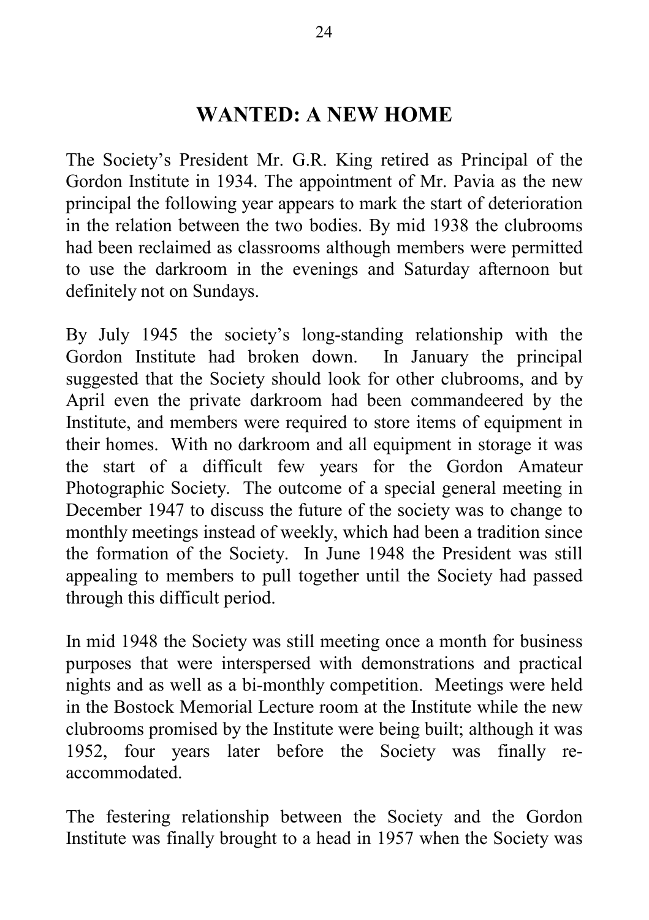# WANTED: A NEW HOME

The Society's President Mr. G.R. King retired as Principal of the Gordon Institute in 1934. The appointment of Mr. Pavia as the new principal the following year appears to mark the start of deterioration in the relation between the two bodies. By mid 1938 the clubrooms had been reclaimed as classrooms although members were permitted to use the darkroom in the evenings and Saturday afternoon but definitely not on Sundays.

By July 1945 the society's long-standing relationship with the Gordon Institute had broken down. In January the principal suggested that the Society should look for other clubrooms, and by April even the private darkroom had been commandeered by the Institute, and members were required to store items of equipment in their homes. With no darkroom and all equipment in storage it was the start of a difficult few years for the Gordon Amateur Photographic Society. The outcome of a special general meeting in December 1947 to discuss the future of the society was to change to monthly meetings instead of weekly, which had been a tradition since the formation of the Society. In June 1948 the President was still appealing to members to pull together until the Society had passed through this difficult period.

In mid 1948 the Society was still meeting once a month for business purposes that were interspersed with demonstrations and practical nights and as well as a bi-monthly competition. Meetings were held in the Bostock Memorial Lecture room at the Institute while the new clubrooms promised by the Institute were being built; although it was 1952, four years later before the Society was finally re-accommodated.

The festering relationship between the Society and the Gordon Institute was finally brought to a head in 1957 when the Society was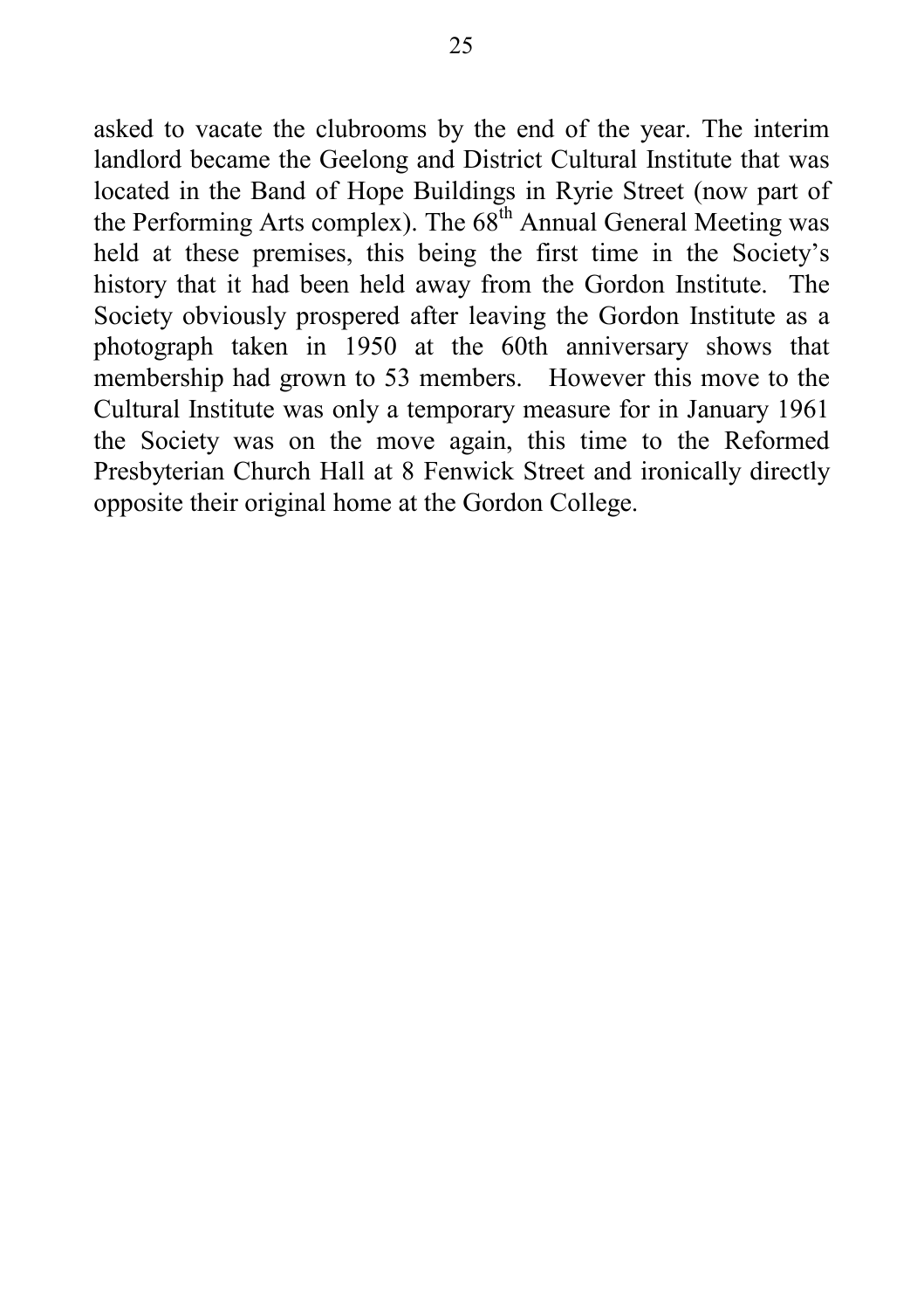asked to vacate the clubrooms by the end of the year. The interim landlord became the Geelong and District Cultural Institute that was located in the Band of Hope Buildings in Ryrie Street (now part of the Performing Arts complex). The 68th Annual General Meeting was held at these premises, this being the first time in the Society's history that it had been held away from the Gordon Institute. The Society obviously prospered after leaving the Gordon Institute as a photograph taken in 1950 at the 60th anniversary shows that membership had grown to 53 members. However this move to the Cultural Institute was only a temporary measure for in January 1961 the Society was on the move again, this time to the Reformed Presbyterian Church Hall at 8 Fenwick Street and ironically directly opposite their original home at the Gordon College.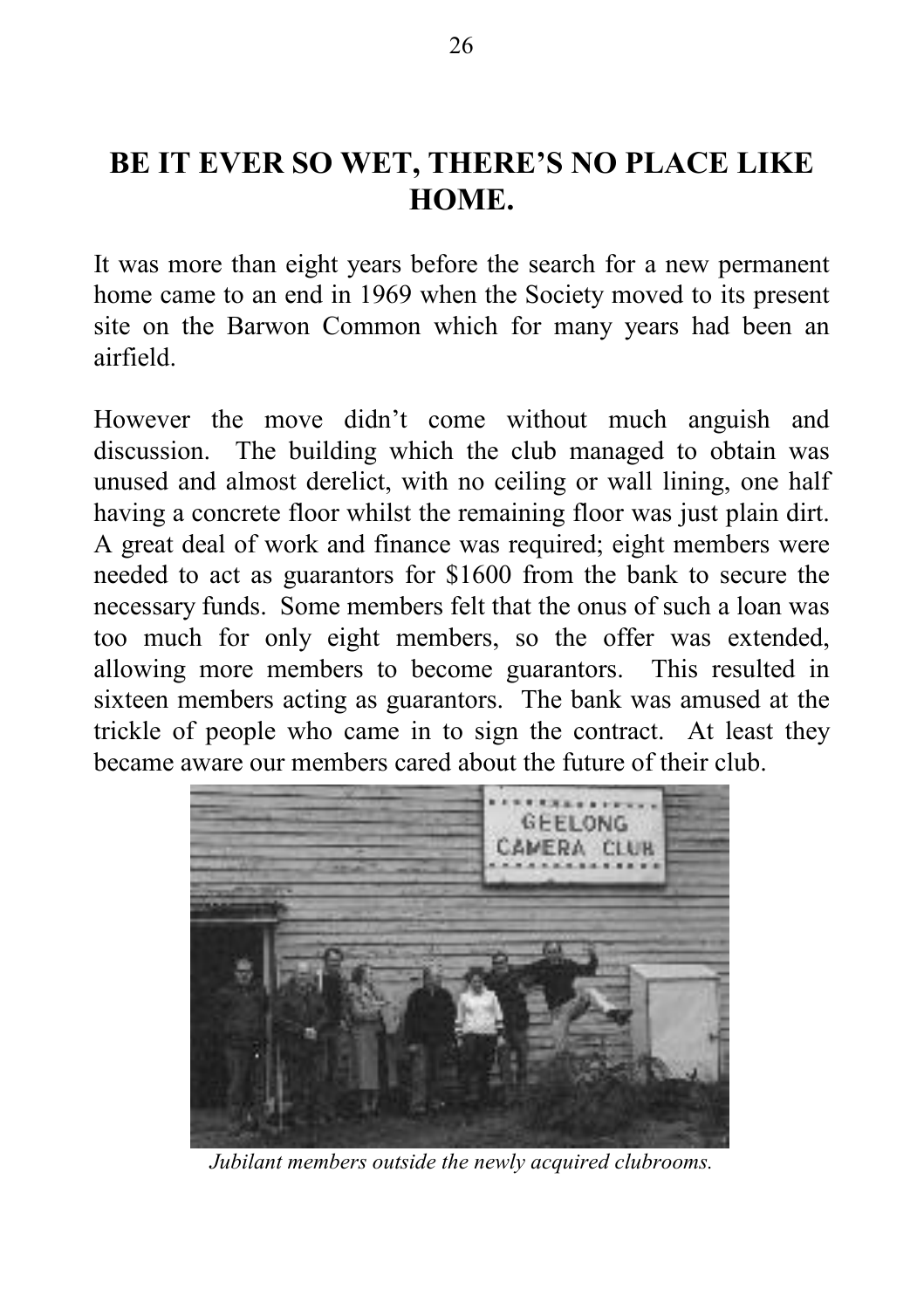## BE IT EVER SO WET, THERE'S NO PLACE LIKE HOME.

It was more than eight years before the search for a new permanent home came to an end in 1969 when the Society moved to its present site on the Barwon Common which for many years had been an airfield.

However the move didn't come without much anguish and discussion. The building which the club managed to obtain was unused and almost derelict, with no ceiling or wall lining, one half having a concrete floor whilst the remaining floor was just plain dirt. A great deal of work and finance was required; eight members were needed to act as guarantors for $1600 from the bank to secure the necessary funds. Some members felt that the onus of such a loan was too much for only eight members, so the offer was extended, allowing more members to become guarantors. This resulted in sixteen members acting as guarantors. The bank was amused at the trickle of people who came in to sign the contract. At least they became aware our members cared about the future of their club.

*Jubilant members outside the newly acquired clubrooms.*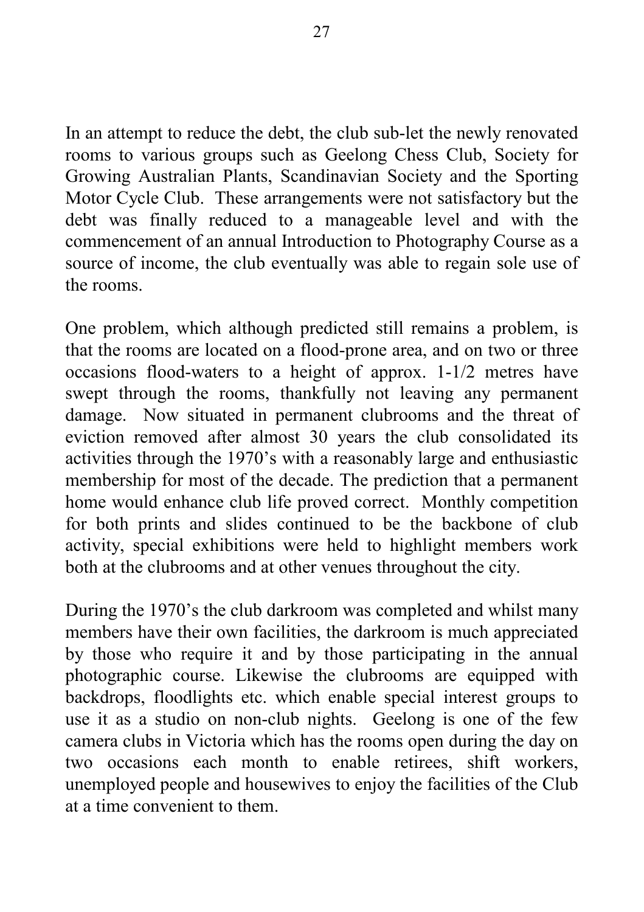In an attempt to reduce the debt, the club sub-let the newly renovated rooms to various groups such as Geelong Chess Club, Society for Growing Australian Plants, Scandinavian Society and the Sporting Motor Cycle Club. These arrangements were not satisfactory but the debt was finally reduced to a manageable level and with the commencement of an annual Introduction to Photography Course as a source of income, the club eventually was able to regain sole use of the rooms.

One problem, which although predicted still remains a problem, is that the rooms are located on a flood-prone area, and on two or three occasions flood-waters to a height of approx. 1-1/2 metres have swept through the rooms, thankfully not leaving any permanent damage. Now situated in permanent clubrooms and the threat of eviction removed after almost 30 years the club consolidated its activities through the 1970's with a reasonably large and enthusiastic membership for most of the decade. The prediction that a permanent home would enhance club life proved correct. Monthly competition for both prints and slides continued to be the backbone of club activity, special exhibitions were held to highlight members work both at the clubrooms and at other venues throughout the city.

During the 1970's the club darkroom was completed and whilst many members have their own facilities, the darkroom is much appreciated by those who require it and by those participating in the annual photographic course. Likewise the clubrooms are equipped with backdrops, floodlights etc. which enable special interest groups to use it as a studio on non-club nights. Geelong is one of the few camera clubs in Victoria which has the rooms open during the day on two occasions each month to enable retirees, shift workers, unemployed people and housewives to enjoy the facilities of the Club at a time convenient to them.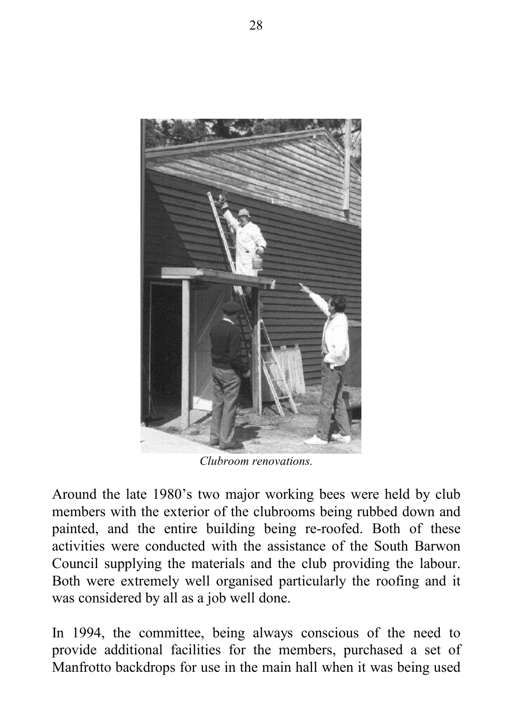*Clubroom renovations.*

Around the late 1980's two major working bees were held by club members with the exterior of the clubrooms being rubbed down and painted, and the entire building being re-roofed. Both of these activities were conducted with the assistance of the South Barwon Council supplying the materials and the club providing the labour. Both were extremely well organised particularly the roofing and it was considered by all as a job well done.

In 1994, the committee, being always conscious of the need to provide additional facilities for the members, purchased a set of Manfrotto backdrops for use in the main hall when it was being used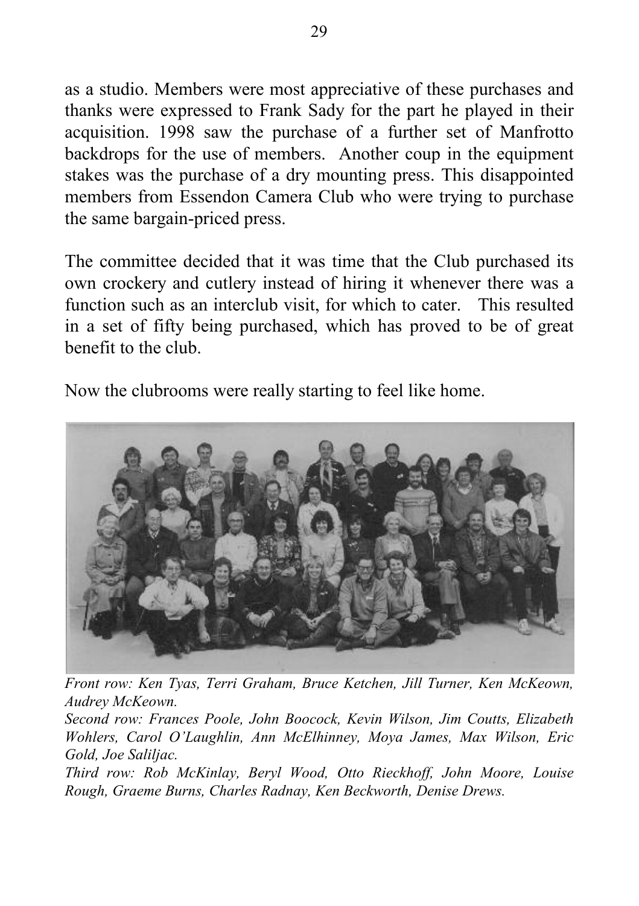as a studio. Members were most appreciative of these purchases and thanks were expressed to Frank Sady for the part he played in their acquisition. 1998 saw the purchase of a further set of Manfrotto backdrops for the use of members. Another coup in the equipment stakes was the purchase of a dry mounting press. This disappointed members from Essendon Camera Club who were trying to purchase the same bargain-priced press.

The committee decided that it was time that the Club purchased its own crockery and cutlery instead of hiring it whenever there was a function such as an interclub visit, for which to cater. This resulted in a set of fifty being purchased, which has proved to be of great benefit to the club.

Now the clubrooms were really starting to feel like home.

*Front row: Ken Tyas, Terri Graham, Bruce Ketchen, Jill Turner, Ken McKeown, Audrey McKeown.*

*Second row: Frances Poole, John Boocock, Kevin Wilson, Jim Coutts, Elizabeth Wohlers, Carol O'Laughlin, Ann McElhinney, Moya James, Max Wilson, Eric Gold, Joe Saliljac.*

*Third row: Rob McKinlay, Beryl Wood, Otto Rieckhoff, John Moore, Louise Rough, Graeme Burns, Charles Radnay, Ken Beckworth, Denise Drews.*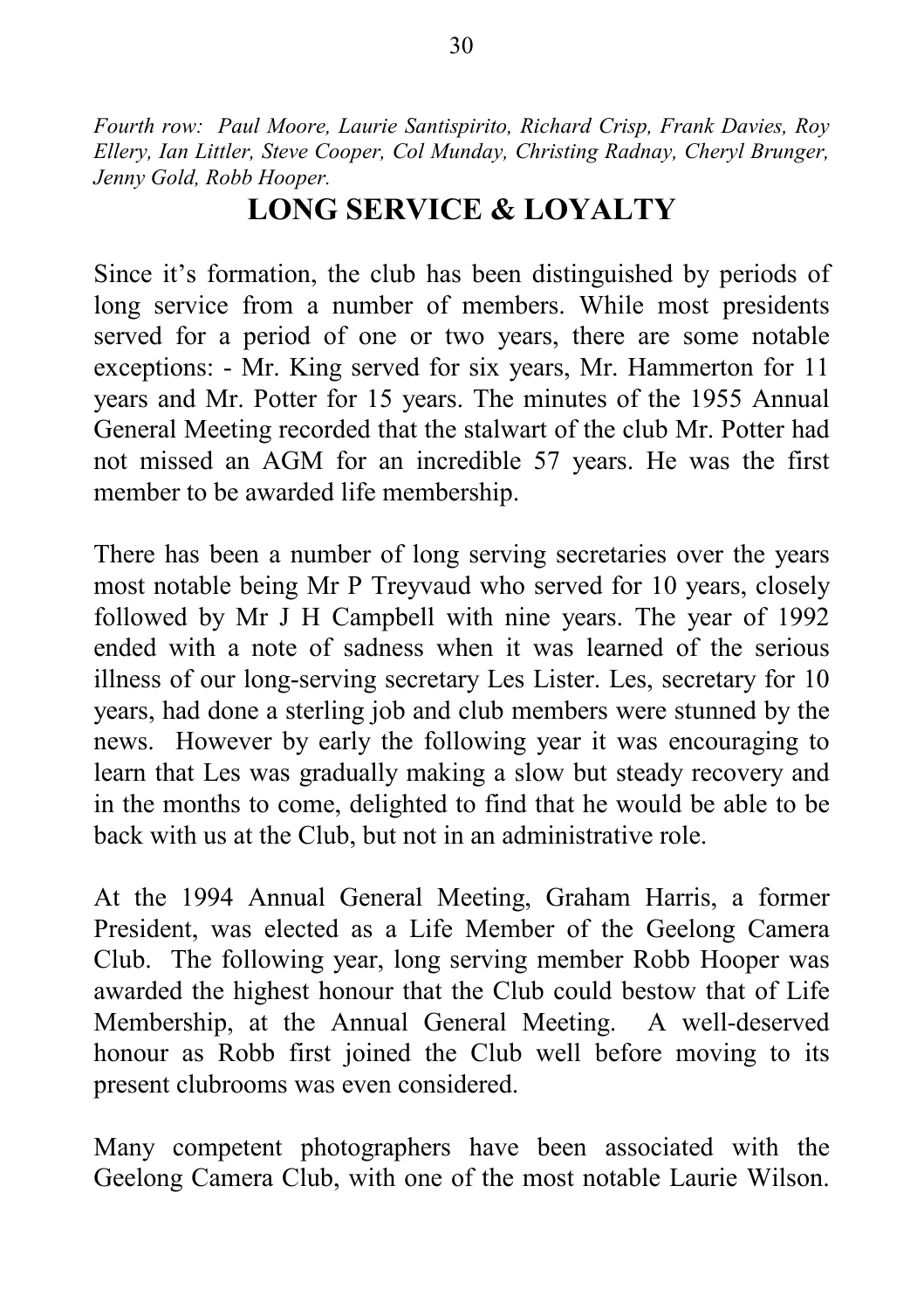*Fourth row: Paul Moore, Laurie Santispirito, Richard Crisp, Frank Davies, Roy Ellery, Ian Littler, Steve Cooper, Col Munday, Christing Radnay, Cheryl Brunger, Jenny Gold, Robb Hooper.*

# LONG SERVICE & LOYALTY

Since it's formation, the club has been distinguished by periods of long service from a number of members. While most presidents served for a period of one or two years, there are some notable exceptions: - Mr. King served for six years, Mr. Hammerton for 11 years and Mr. Potter for 15 years. The minutes of the 1955 Annual General Meeting recorded that the stalwart of the club Mr. Potter had not missed an AGM for an incredible 57 years. He was the first member to be awarded life membership.

There has been a number of long serving secretaries over the years most notable being Mr P Treyvaud who served for 10 years, closely followed by Mr J H Campbell with nine years. The year of 1992 ended with a note of sadness when it was learned of the serious illness of our long-serving secretary Les Lister. Les, secretary for 10 years, had done a sterling job and club members were stunned by the news. However by early the following year it was encouraging to learn that Les was gradually making a slow but steady recovery and in the months to come, delighted to find that he would be able to be back with us at the Club, but not in an administrative role.

At the 1994 Annual General Meeting, Graham Harris, a former President, was elected as a Life Member of the Geelong Camera Club. The following year, long serving member Robb Hooper was awarded the highest honour that the Club could bestow that of Life Membership, at the Annual General Meeting. A well-deserved honour as Robb first joined the Club well before moving to its present clubrooms was even considered.

Many competent photographers have been associated with the Geelong Camera Club, with one of the most notable Laurie Wilson.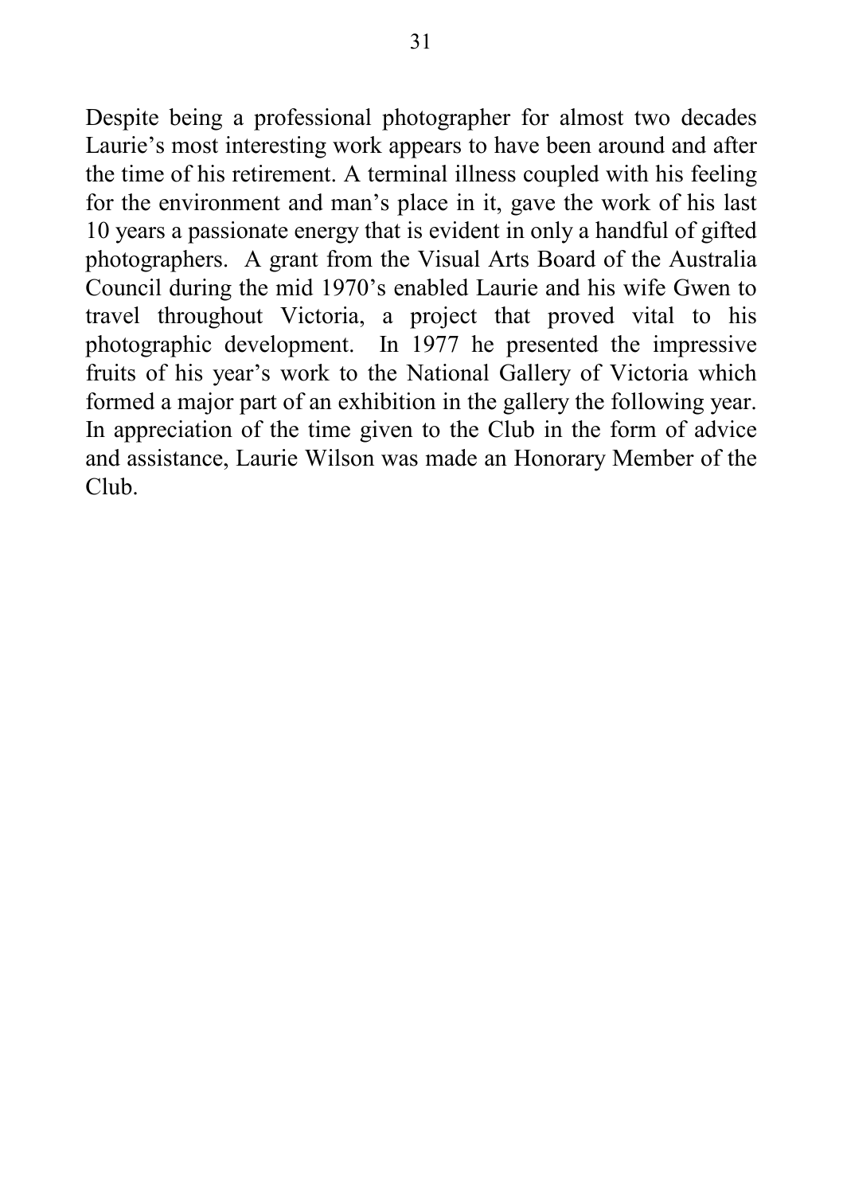Despite being a professional photographer for almost two decades Laurie's most interesting work appears to have been around and after the time of his retirement. A terminal illness coupled with his feeling for the environment and man's place in it, gave the work of his last 10 years a passionate energy that is evident in only a handful of gifted photographers. A grant from the Visual Arts Board of the Australia Council during the mid 1970's enabled Laurie and his wife Gwen to travel throughout Victoria, a project that proved vital to his photographic development. In 1977 he presented the impressive fruits of his year's work to the National Gallery of Victoria which formed a major part of an exhibition in the gallery the following year. In appreciation of the time given to the Club in the form of advice and assistance, Laurie Wilson was made an Honorary Member of the Club.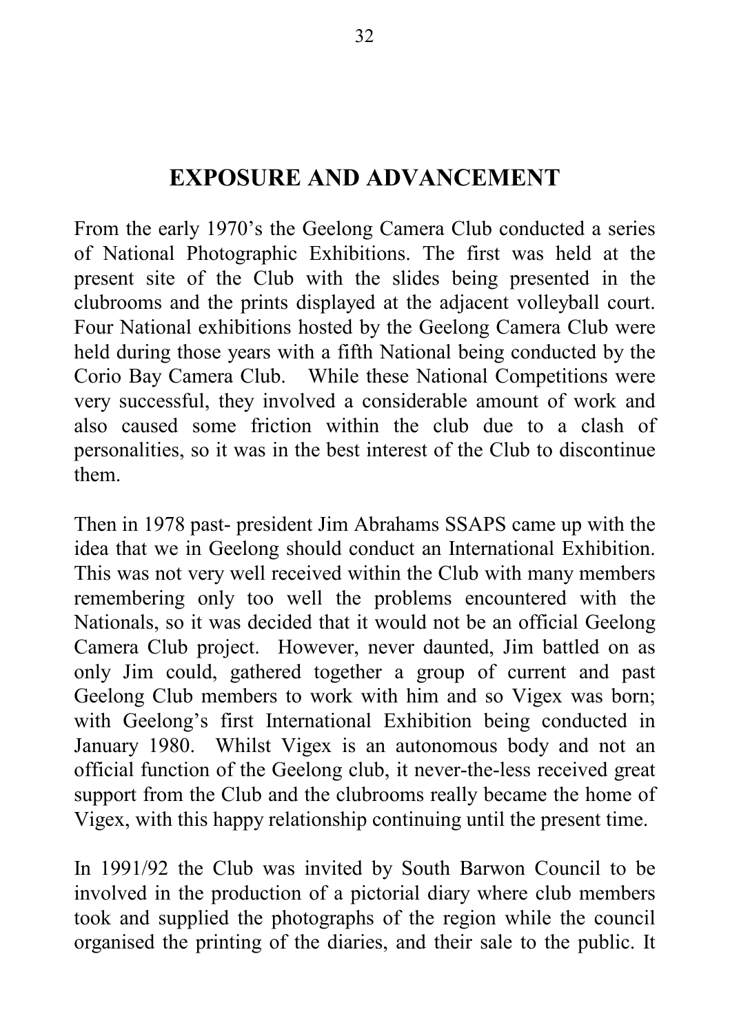## EXPOSURE AND ADVANCEMENT

From the early 1970's the Geelong Camera Club conducted a series of National Photographic Exhibitions. The first was held at the present site of the Club with the slides being presented in the clubrooms and the prints displayed at the adjacent volleyball court. Four National exhibitions hosted by the Geelong Camera Club were held during those years with a fifth National being conducted by the Corio Bay Camera Club. While these National Competitions were very successful, they involved a considerable amount of work and also caused some friction within the club due to a clash of personalities, so it was in the best interest of the Club to discontinue them.

Then in 1978 past- president Jim Abrahams SSAPS came up with the idea that we in Geelong should conduct an International Exhibition. This was not very well received within the Club with many members remembering only too well the problems encountered with the Nationals, so it was decided that it would not be an official Geelong Camera Club project. However, never daunted, Jim battled on as only Jim could, gathered together a group of current and past Geelong Club members to work with him and so Vigex was born; with Geelong's first International Exhibition being conducted in January 1980. Whilst Vigex is an autonomous body and not an official function of the Geelong club, it never-the-less received great support from the Club and the clubrooms really became the home of Vigex, with this happy relationship continuing until the present time.

In 1991/92 the Club was invited by South Barwon Council to be involved in the production of a pictorial diary where club members took and supplied the photographs of the region while the council organised the printing of the diaries, and their sale to the public. It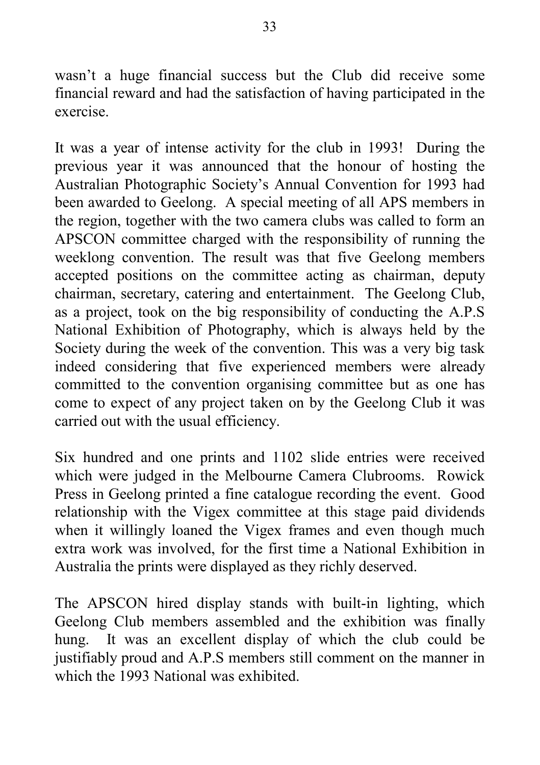wasn't a huge financial success but the Club did receive some financial reward and had the satisfaction of having participated in the exercise.

It was a year of intense activity for the club in 1993! During the previous year it was announced that the honour of hosting the Australian Photographic Society's Annual Convention for 1993 had been awarded to Geelong. A special meeting of all APS members in the region, together with the two camera clubs was called to form an APSCON committee charged with the responsibility of running the weeklong convention. The result was that five Geelong members accepted positions on the committee acting as chairman, deputy chairman, secretary, catering and entertainment. The Geelong Club, as a project, took on the big responsibility of conducting the A.P.S National Exhibition of Photography, which is always held by the Society during the week of the convention. This was a very big task indeed considering that five experienced members were already committed to the convention organising committee but as one has come to expect of any project taken on by the Geelong Club it was carried out with the usual efficiency.

Six hundred and one prints and 1102 slide entries were received which were judged in the Melbourne Camera Clubrooms. Rowick Press in Geelong printed a fine catalogue recording the event. Good relationship with the Vigex committee at this stage paid dividends when it willingly loaned the Vigex frames and even though much extra work was involved, for the first time a National Exhibition in Australia the prints were displayed as they richly deserved.

The APSCON hired display stands with built-in lighting, which Geelong Club members assembled and the exhibition was finally hung. It was an excellent display of which the club could be justifiably proud and A.P.S members still comment on the manner in which the 1993 National was exhibited.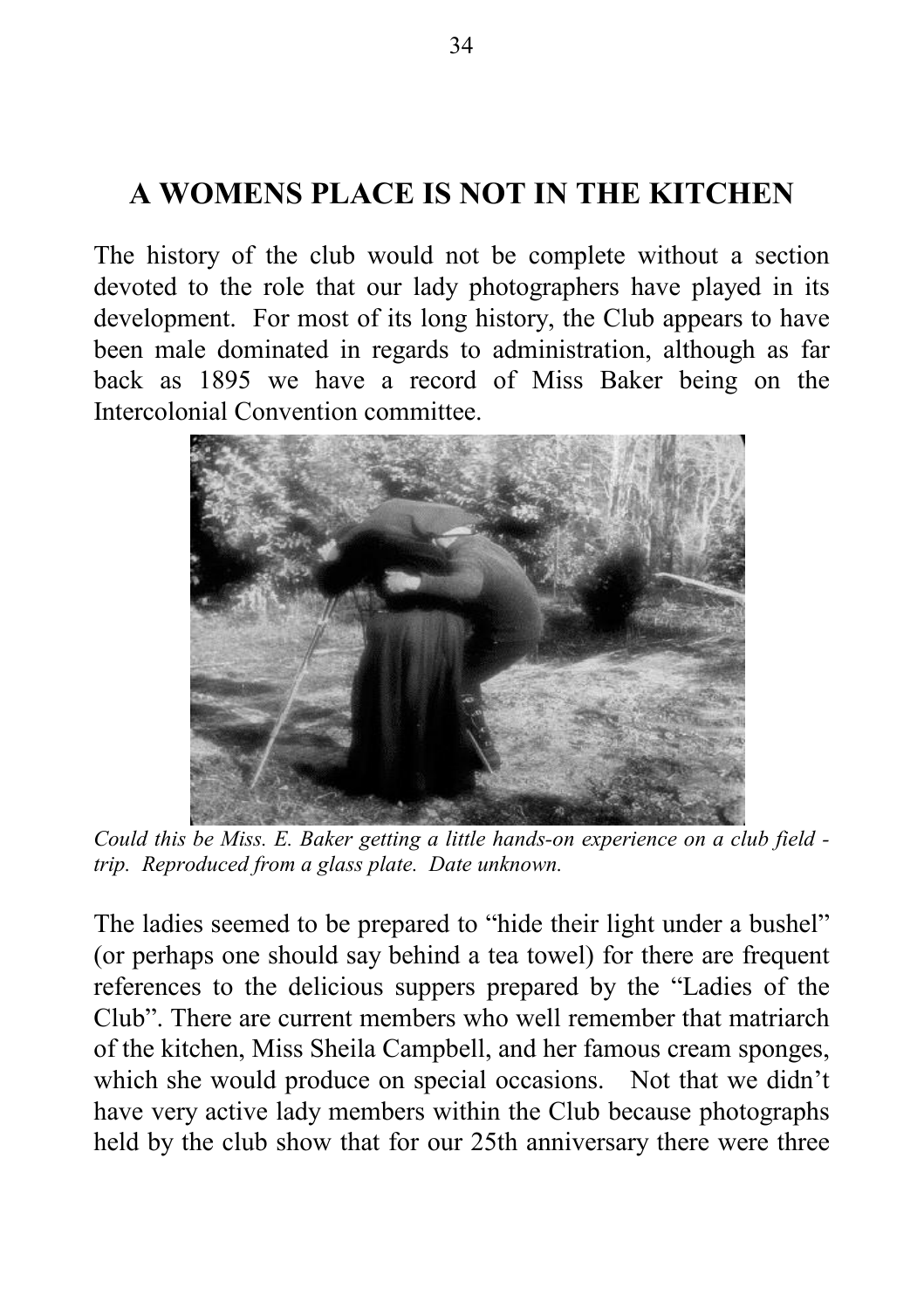# A WOMENS PLACE IS NOT IN THE KITCHEN

The history of the club would not be complete without a section devoted to the role that our lady photographers have played in its development. For most of its long history, the Club appears to have been male dominated in regards to administration, although as far back as 1895 we have a record of Miss Baker being on the Intercolonial Convention committee.

*Could this be Miss. E. Baker getting a little hands-on experience on a club field - trip. Reproduced from a glass plate. Date unknown.*

The ladies seemed to be prepared to "hide their light under a bushel" (or perhaps one should say behind a tea towel) for there are frequent references to the delicious suppers prepared by the "Ladies of the Club". There are current members who well remember that matriarch of the kitchen, Miss Sheila Campbell, and her famous cream sponges, which she would produce on special occasions. Not that we didn't have very active lady members within the Club because photographs held by the club show that for our 25th anniversary there were three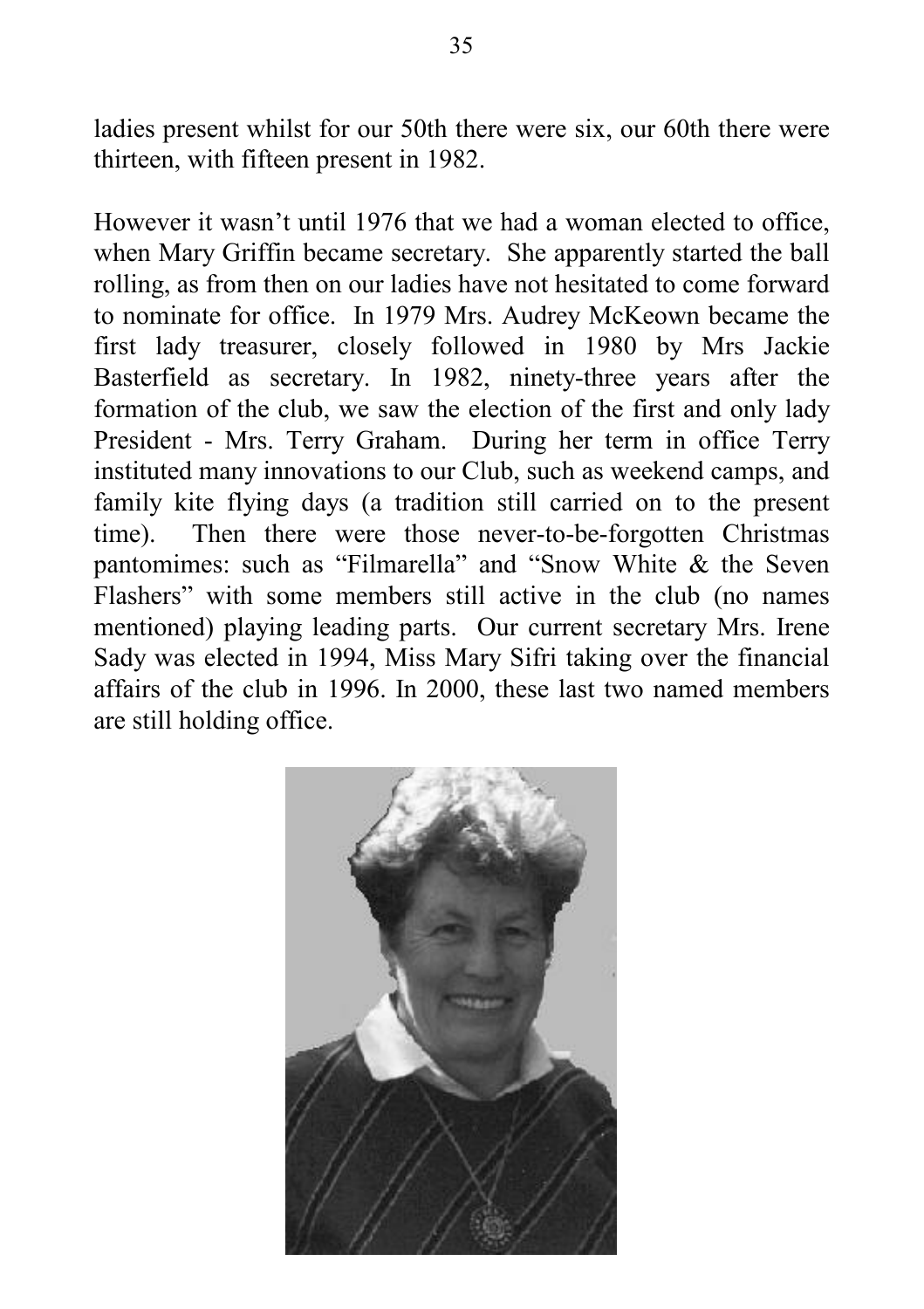ladies present whilst for our 50th there were six, our 60th there were thirteen, with fifteen present in 1982.

However it wasn't until 1976 that we had a woman elected to office, when Mary Griffin became secretary. She apparently started the ball rolling, as from then on our ladies have not hesitated to come forward to nominate for office. In 1979 Mrs. Audrey McKeown became the first lady treasurer, closely followed in 1980 by Mrs Jackie Basterfield as secretary. In 1982, ninety-three years after the formation of the club, we saw the election of the first and only lady President - Mrs. Terry Graham. During her term in office Terry instituted many innovations to our Club, such as weekend camps, and family kite flying days (a tradition still carried on to the present time). Then there were those never-to-be-forgotten Christmas pantomimes: such as "Filmarella" and "Snow White & the Seven Flashers" with some members still active in the club (no names mentioned) playing leading parts. Our current secretary Mrs. Irene Sady was elected in 1994, Miss Mary Sifri taking over the financial affairs of the club in 1996. In 2000, these last two named members are still holding office.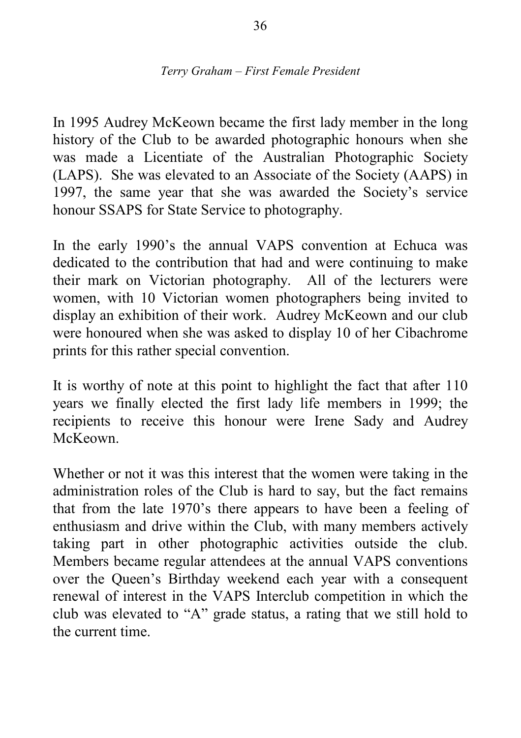*Terry Graham – First Female President*

In 1995 Audrey McKeown became the first lady member in the long history of the Club to be awarded photographic honours when she was made a Licentiate of the Australian Photographic Society (LAPS). She was elevated to an Associate of the Society (AAPS) in 1997, the same year that she was awarded the Society's service honour SSAPS for State Service to photography.

In the early 1990's the annual VAPS convention at Echuca was dedicated to the contribution that had and were continuing to make their mark on Victorian photography. All of the lecturers were women, with 10 Victorian women photographers being invited to display an exhibition of their work. Audrey McKeown and our club were honoured when she was asked to display 10 of her Cibachrome prints for this rather special convention.

It is worthy of note at this point to highlight the fact that after 110 years we finally elected the first lady life members in 1999; the recipients to receive this honour were Irene Sady and Audrey McKeown.

Whether or not it was this interest that the women were taking in the administration roles of the Club is hard to say, but the fact remains that from the late 1970's there appears to have been a feeling of enthusiasm and drive within the Club, with many members actively taking part in other photographic activities outside the club. Members became regular attendees at the annual VAPS conventions over the Queen's Birthday weekend each year with a consequent renewal of interest in the VAPS Interclub competition in which the club was elevated to "A" grade status, a rating that we still hold to the current time.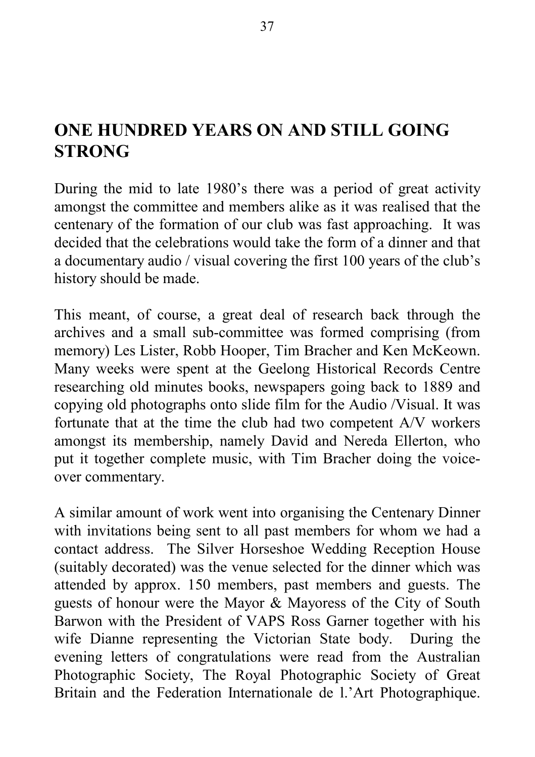## ONE HUNDRED YEARS ON AND STILL GOING STRONG

During the mid to late 1980's there was a period of great activity amongst the committee and members alike as it was realised that the centenary of the formation of our club was fast approaching. It was decided that the celebrations would take the form of a dinner and that a documentary audio / visual covering the first 100 years of the club's history should be made.

This meant, of course, a great deal of research back through the archives and a small sub-committee was formed comprising (from memory) Les Lister, Robb Hooper, Tim Bracher and Ken McKeown. Many weeks were spent at the Geelong Historical Records Centre researching old minutes books, newspapers going back to 1889 and copying old photographs onto slide film for the Audio /Visual. It was fortunate that at the time the club had two competent A/V workers amongst its membership, namely David and Nereda Ellerton, who put it together complete music, with Tim Bracher doing the voice-over commentary.

A similar amount of work went into organising the Centenary Dinner with invitations being sent to all past members for whom we had a contact address. The Silver Horseshoe Wedding Reception House (suitably decorated) was the venue selected for the dinner which was attended by approx. 150 members, past members and guests. The guests of honour were the Mayor & Mayoress of the City of South Barwon with the President of VAPS Ross Garner together with his wife Dianne representing the Victorian State body. During the evening letters of congratulations were read from the Australian Photographic Society, The Royal Photographic Society of Great Britain and the Federation Internationale de l.'Art Photographique.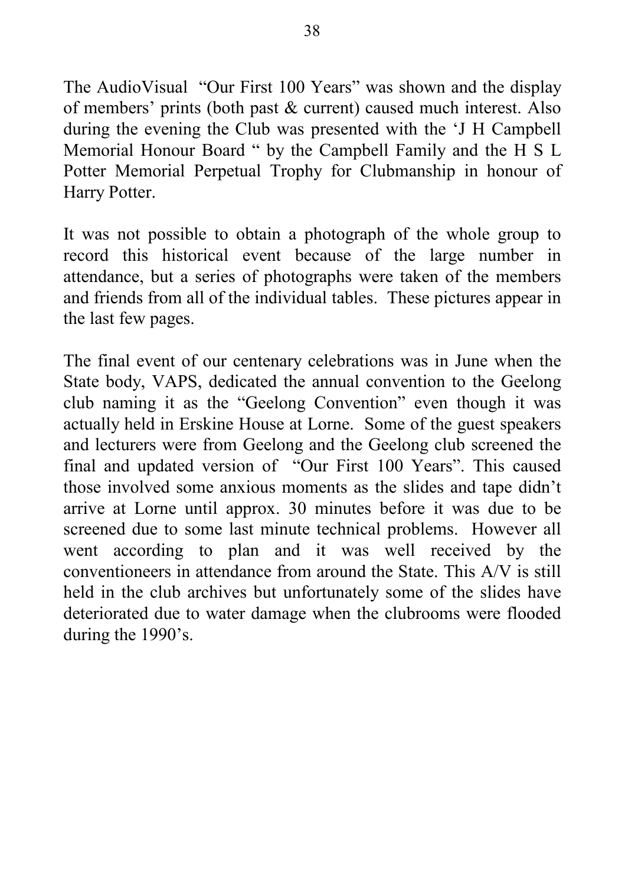The AudioVisual  "Our First 100 Years" was shown and the display of members' prints (both past & current) caused much interest. Also during the evening the Club was presented with the 'J H Campbell Memorial Honour Board " by the Campbell Family and the H S L Potter Memorial Perpetual Trophy for Clubmanship in honour of Harry Potter.

It was not possible to obtain a photograph of the whole group to record this historical event because of the large number in attendance, but a series of photographs were taken of the members and friends from all of the individual tables.  These pictures appear in the last few pages.

The final event of our centenary celebrations was in June when the State body, VAPS, dedicated the annual convention to the Geelong club naming it as the "Geelong Convention" even though it was actually held in Erskine House at Lorne.  Some of the guest speakers and lecturers were from Geelong and the Geelong club screened the final and updated version of  "Our First 100 Years". This caused those involved some anxious moments as the slides and tape didn't arrive at Lorne until approx. 30 minutes before it was due to be screened due to some last minute technical problems.  However all went according to plan and it was well received by the conventioneers in attendance from around the State. This A/V is still held in the club archives but unfortunately some of the slides have deteriorated due to water damage when the clubrooms were flooded during the 1990's.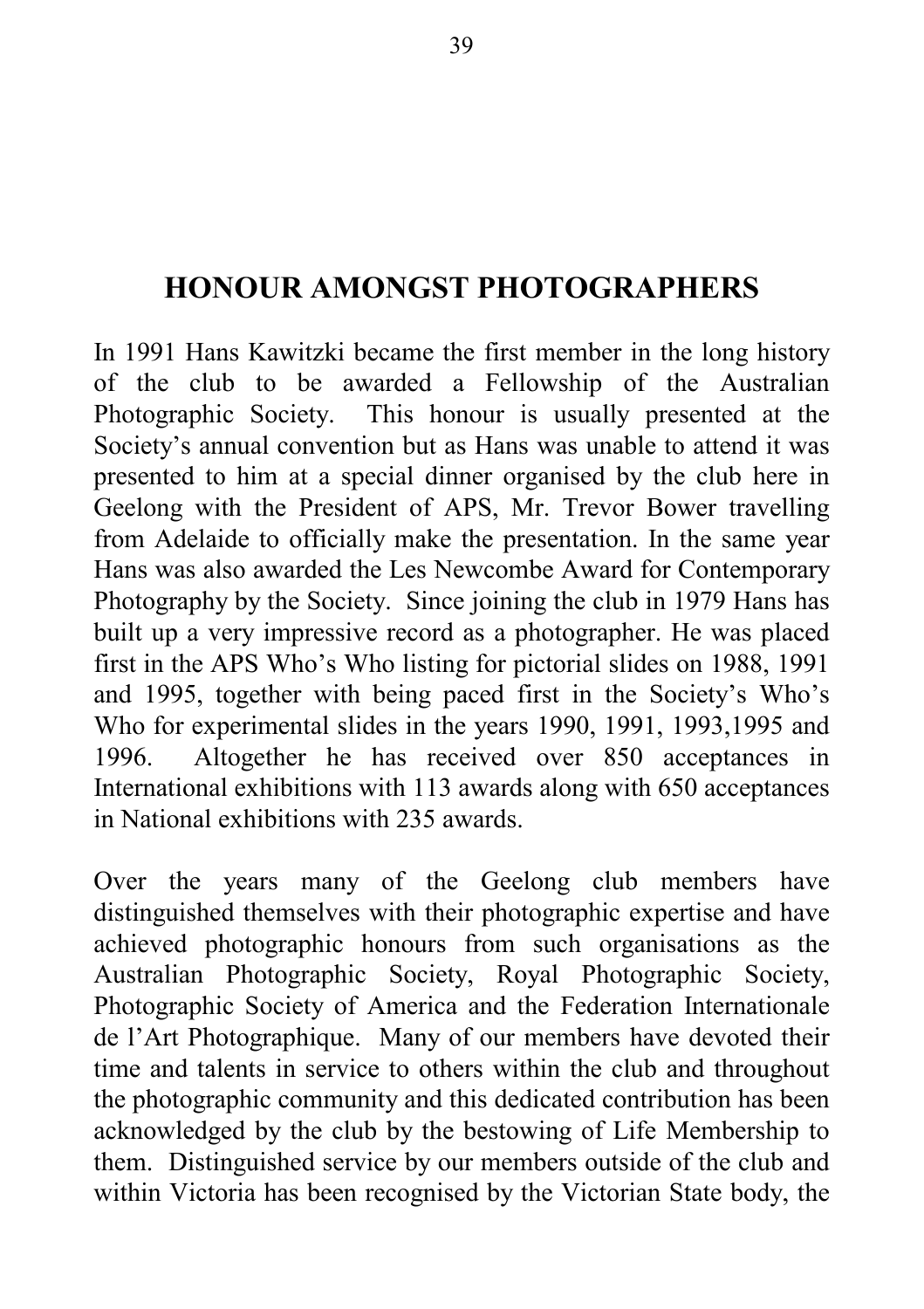## HONOUR AMONGST PHOTOGRAPHERS

In 1991 Hans Kawitzki became the first member in the long history of the club to be awarded a Fellowship of the Australian Photographic Society. This honour is usually presented at the Society's annual convention but as Hans was unable to attend it was presented to him at a special dinner organised by the club here in Geelong with the President of APS, Mr. Trevor Bower travelling from Adelaide to officially make the presentation. In the same year Hans was also awarded the Les Newcombe Award for Contemporary Photography by the Society. Since joining the club in 1979 Hans has built up a very impressive record as a photographer. He was placed first in the APS Who's Who listing for pictorial slides on 1988, 1991 and 1995, together with being paced first in the Society's Who's Who for experimental slides in the years 1990, 1991, 1993,1995 and 1996. Altogether he has received over 850 acceptances in International exhibitions with 113 awards along with 650 acceptances in National exhibitions with 235 awards.

Over the years many of the Geelong club members have distinguished themselves with their photographic expertise and have achieved photographic honours from such organisations as the Australian Photographic Society, Royal Photographic Society, Photographic Society of America and the Federation Internationale de l'Art Photographique. Many of our members have devoted their time and talents in service to others within the club and throughout the photographic community and this dedicated contribution has been acknowledged by the club by the bestowing of Life Membership to them. Distinguished service by our members outside of the club and within Victoria has been recognised by the Victorian State body, the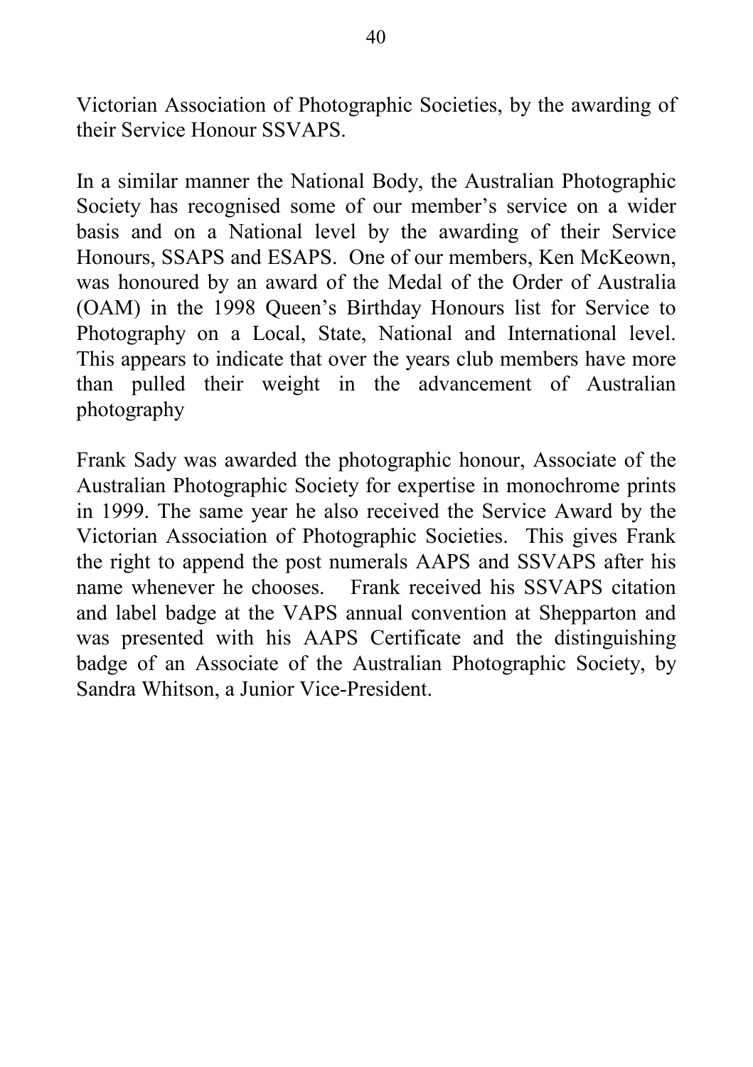Victorian Association of Photographic Societies, by the awarding of their Service Honour SSVAPS.

In a similar manner the National Body, the Australian Photographic Society has recognised some of our member's service on a wider basis and on a National level by the awarding of their Service Honours, SSAPS and ESAPS. One of our members, Ken McKeown, was honoured by an award of the Medal of the Order of Australia (OAM) in the 1998 Queen's Birthday Honours list for Service to Photography on a Local, State, National and International level. This appears to indicate that over the years club members have more than pulled their weight in the advancement of Australian photography

Frank Sady was awarded the photographic honour, Associate of the Australian Photographic Society for expertise in monochrome prints in 1999. The same year he also received the Service Award by the Victorian Association of Photographic Societies. This gives Frank the right to append the post numerals AAPS and SSVAPS after his name whenever he chooses. Frank received his SSVAPS citation and label badge at the VAPS annual convention at Shepparton and was presented with his AAPS Certificate and the distinguishing badge of an Associate of the Australian Photographic Society, by Sandra Whitson, a Junior Vice-President.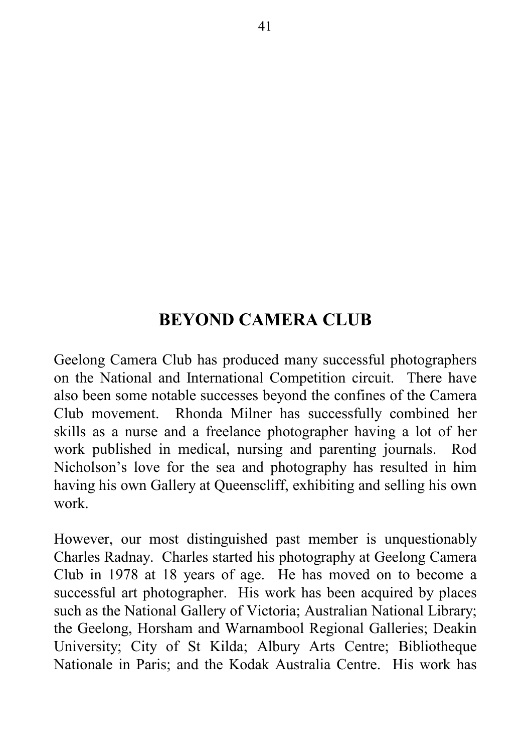# BEYOND CAMERA CLUB

Geelong Camera Club has produced many successful photographers on the National and International Competition circuit. There have also been some notable successes beyond the confines of the Camera Club movement. Rhonda Milner has successfully combined her skills as a nurse and a freelance photographer having a lot of her work published in medical, nursing and parenting journals. Rod Nicholson's love for the sea and photography has resulted in him having his own Gallery at Queenscliff, exhibiting and selling his own work.

However, our most distinguished past member is unquestionably Charles Radnay. Charles started his photography at Geelong Camera Club in 1978 at 18 years of age. He has moved on to become a successful art photographer. His work has been acquired by places such as the National Gallery of Victoria; Australian National Library; the Geelong, Horsham and Warnambool Regional Galleries; Deakin University; City of St Kilda; Albury Arts Centre; Bibliotheque Nationale in Paris; and the Kodak Australia Centre. His work has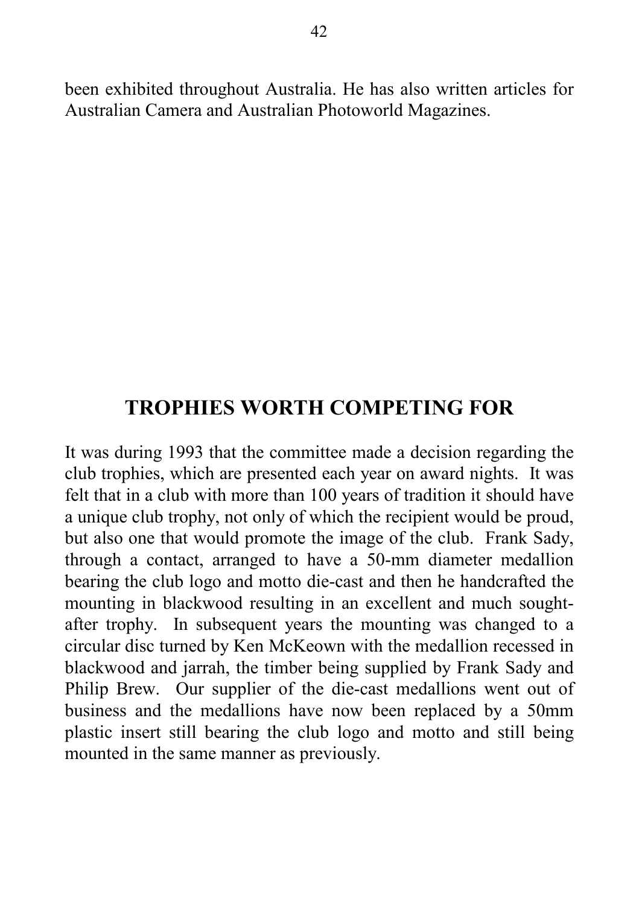been exhibited throughout Australia. He has also written articles for Australian Camera and Australian Photoworld Magazines.

## TROPHIES WORTH COMPETING FOR

It was during 1993 that the committee made a decision regarding the club trophies, which are presented each year on award nights. It was felt that in a club with more than 100 years of tradition it should have a unique club trophy, not only of which the recipient would be proud, but also one that would promote the image of the club. Frank Sady, through a contact, arranged to have a 50-mm diameter medallion bearing the club logo and motto die-cast and then he handcrafted the mounting in blackwood resulting in an excellent and much sought-after trophy. In subsequent years the mounting was changed to a circular disc turned by Ken McKeown with the medallion recessed in blackwood and jarrah, the timber being supplied by Frank Sady and Philip Brew. Our supplier of the die-cast medallions went out of business and the medallions have now been replaced by a 50mm plastic insert still bearing the club logo and motto and still being mounted in the same manner as previously.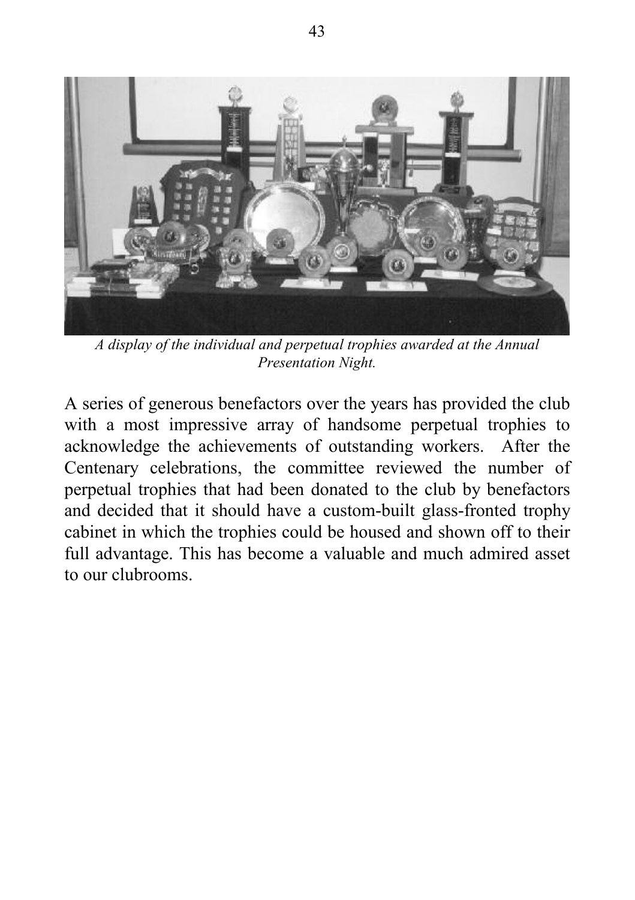*A display of the individual and perpetual trophies awarded at the Annual Presentation Night.*

A series of generous benefactors over the years has provided the club with a most impressive array of handsome perpetual trophies to acknowledge the achievements of outstanding workers. After the Centenary celebrations, the committee reviewed the number of perpetual trophies that had been donated to the club by benefactors and decided that it should have a custom-built glass-fronted trophy cabinet in which the trophies could be housed and shown off to their full advantage. This has become a valuable and much admired asset to our clubrooms.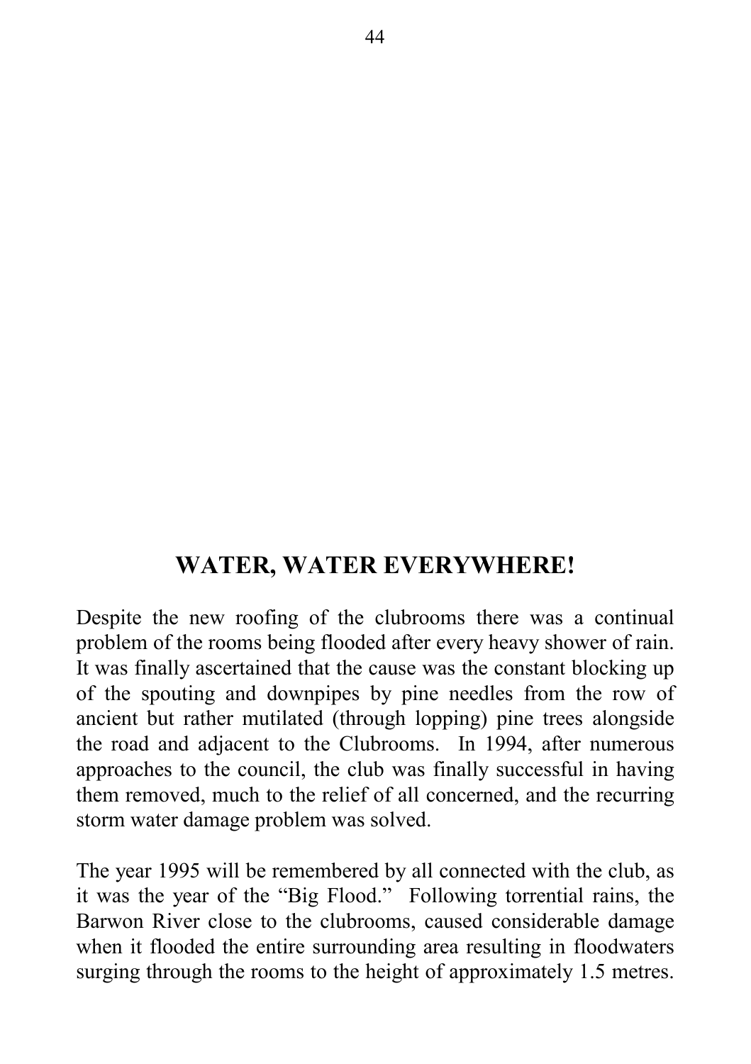## WATER, WATER EVERYWHERE!

Despite the new roofing of the clubrooms there was a continual problem of the rooms being flooded after every heavy shower of rain. It was finally ascertained that the cause was the constant blocking up of the spouting and downpipes by pine needles from the row of ancient but rather mutilated (through lopping) pine trees alongside the road and adjacent to the Clubrooms. In 1994, after numerous approaches to the council, the club was finally successful in having them removed, much to the relief of all concerned, and the recurring storm water damage problem was solved.

The year 1995 will be remembered by all connected with the club, as it was the year of the "Big Flood." Following torrential rains, the Barwon River close to the clubrooms, caused considerable damage when it flooded the entire surrounding area resulting in floodwaters surging through the rooms to the height of approximately 1.5 metres.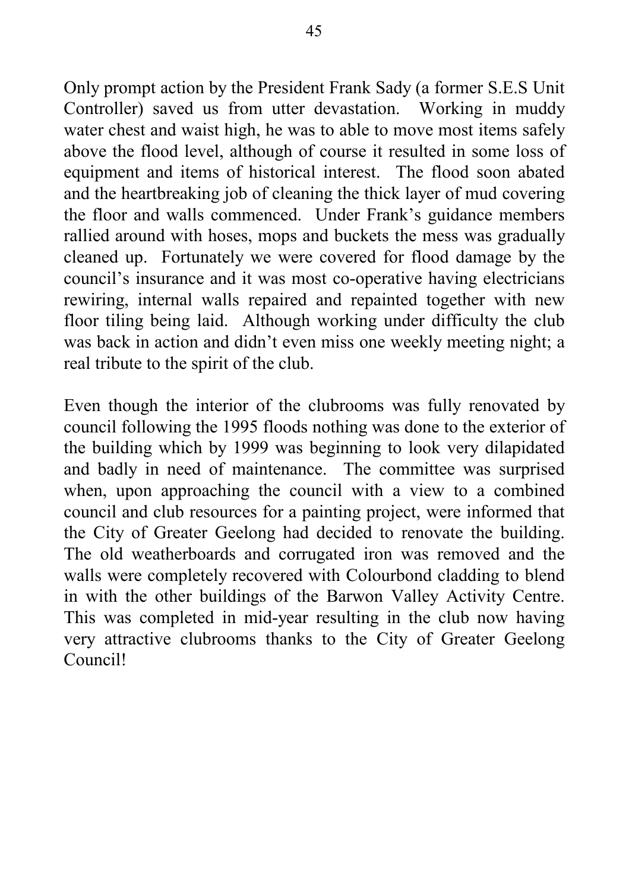Only prompt action by the President Frank Sady (a former S.E.S Unit Controller) saved us from utter devastation. Working in muddy water chest and waist high, he was to able to move most items safely above the flood level, although of course it resulted in some loss of equipment and items of historical interest. The flood soon abated and the heartbreaking job of cleaning the thick layer of mud covering the floor and walls commenced. Under Frank's guidance members rallied around with hoses, mops and buckets the mess was gradually cleaned up. Fortunately we were covered for flood damage by the council's insurance and it was most co-operative having electricians rewiring, internal walls repaired and repainted together with new floor tiling being laid. Although working under difficulty the club was back in action and didn't even miss one weekly meeting night; a real tribute to the spirit of the club.

Even though the interior of the clubrooms was fully renovated by council following the 1995 floods nothing was done to the exterior of the building which by 1999 was beginning to look very dilapidated and badly in need of maintenance. The committee was surprised when, upon approaching the council with a view to a combined council and club resources for a painting project, were informed that the City of Greater Geelong had decided to renovate the building. The old weatherboards and corrugated iron was removed and the walls were completely recovered with Colourbond cladding to blend in with the other buildings of the Barwon Valley Activity Centre. This was completed in mid-year resulting in the club now having very attractive clubrooms thanks to the City of Greater Geelong Council!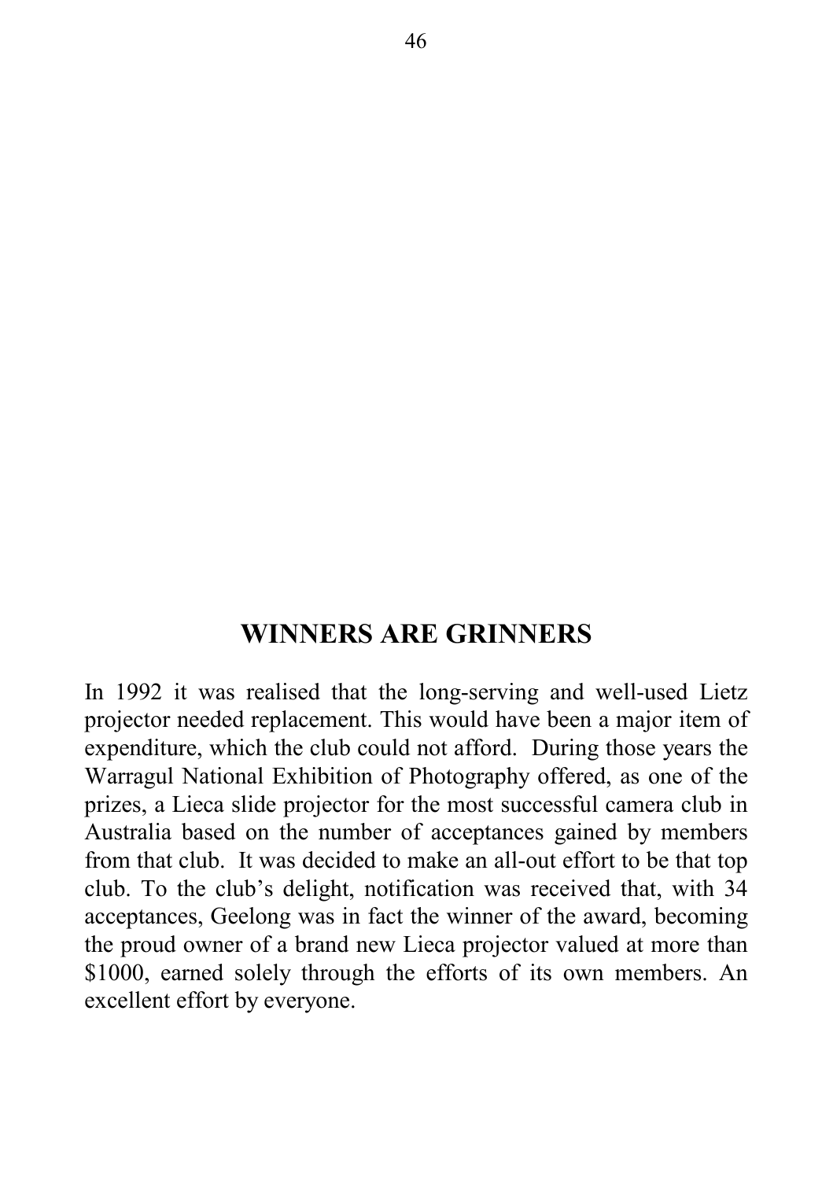## WINNERS ARE GRINNERS

In 1992 it was realised that the long-serving and well-used Lietz projector needed replacement. This would have been a major item of expenditure, which the club could not afford. During those years the Warragul National Exhibition of Photography offered, as one of the prizes, a Lieca slide projector for the most successful camera club in Australia based on the number of acceptances gained by members from that club. It was decided to make an all-out effort to be that top club. To the club's delight, notification was received that, with 34 acceptances, Geelong was in fact the winner of the award, becoming the proud owner of a brand new Lieca projector valued at more than $1000, earned solely through the efforts of its own members. An excellent effort by everyone.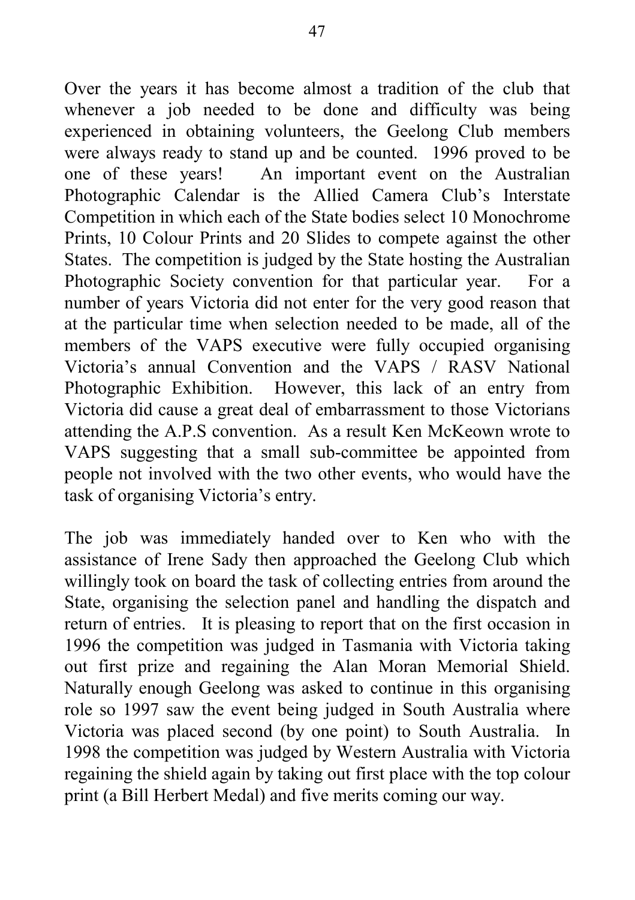Over the years it has become almost a tradition of the club that whenever a job needed to be done and difficulty was being experienced in obtaining volunteers, the Geelong Club members were always ready to stand up and be counted. 1996 proved to be one of these years! An important event on the Australian Photographic Calendar is the Allied Camera Club's Interstate Competition in which each of the State bodies select 10 Monochrome Prints, 10 Colour Prints and 20 Slides to compete against the other States. The competition is judged by the State hosting the Australian Photographic Society convention for that particular year. For a number of years Victoria did not enter for the very good reason that at the particular time when selection needed to be made, all of the members of the VAPS executive were fully occupied organising Victoria's annual Convention and the VAPS / RASV National Photographic Exhibition. However, this lack of an entry from Victoria did cause a great deal of embarrassment to those Victorians attending the A.P.S convention. As a result Ken McKeown wrote to VAPS suggesting that a small sub-committee be appointed from people not involved with the two other events, who would have the task of organising Victoria's entry.

The job was immediately handed over to Ken who with the assistance of Irene Sady then approached the Geelong Club which willingly took on board the task of collecting entries from around the State, organising the selection panel and handling the dispatch and return of entries. It is pleasing to report that on the first occasion in 1996 the competition was judged in Tasmania with Victoria taking out first prize and regaining the Alan Moran Memorial Shield. Naturally enough Geelong was asked to continue in this organising role so 1997 saw the event being judged in South Australia where Victoria was placed second (by one point) to South Australia. In 1998 the competition was judged by Western Australia with Victoria regaining the shield again by taking out first place with the top colour print (a Bill Herbert Medal) and five merits coming our way.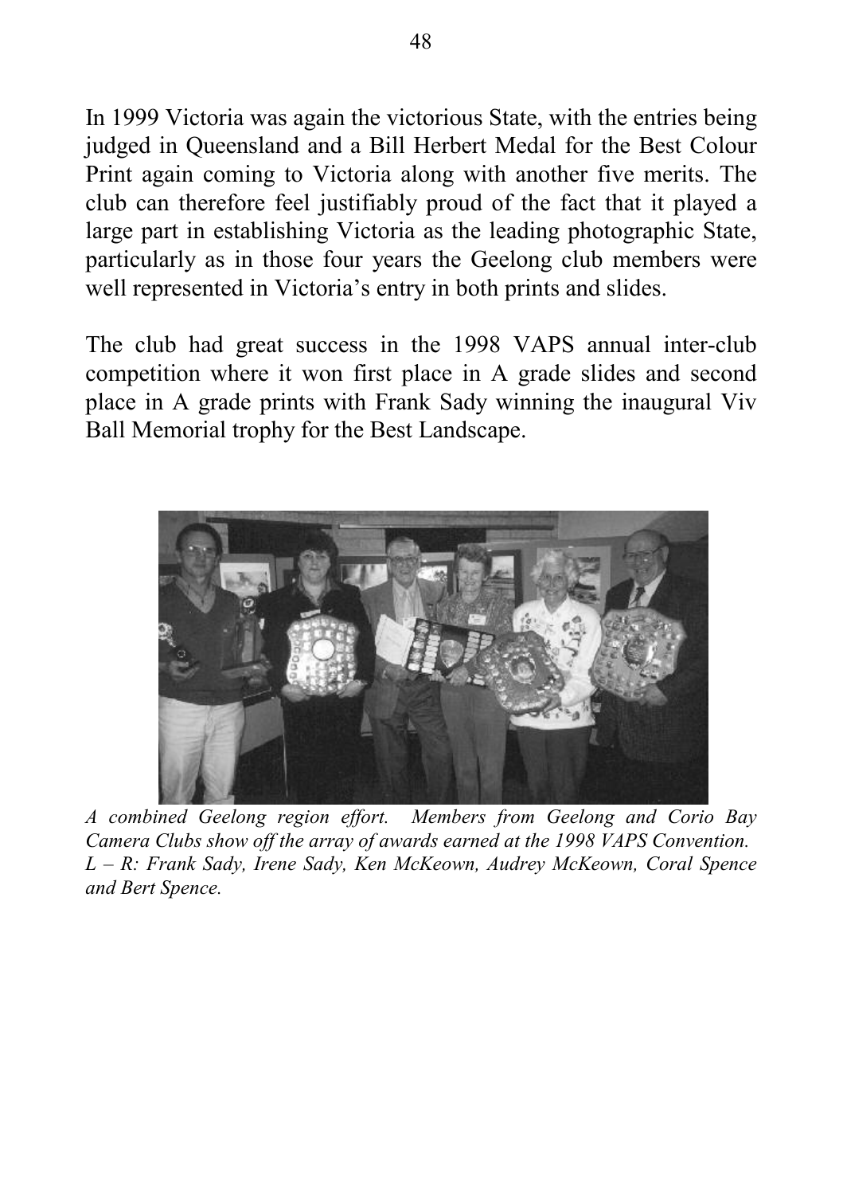In 1999 Victoria was again the victorious State, with the entries being judged in Queensland and a Bill Herbert Medal for the Best Colour Print again coming to Victoria along with another five merits. The club can therefore feel justifiably proud of the fact that it played a large part in establishing Victoria as the leading photographic State, particularly as in those four years the Geelong club members were well represented in Victoria's entry in both prints and slides.

The club had great success in the 1998 VAPS annual inter-club competition where it won first place in A grade slides and second place in A grade prints with Frank Sady winning the inaugural Viv Ball Memorial trophy for the Best Landscape.

*A combined Geelong region effort. Members from Geelong and Corio Bay Camera Clubs show off the array of awards earned at the 1998 VAPS Convention. L – R: Frank Sady, Irene Sady, Ken McKeown, Audrey McKeown, Coral Spence and Bert Spence.*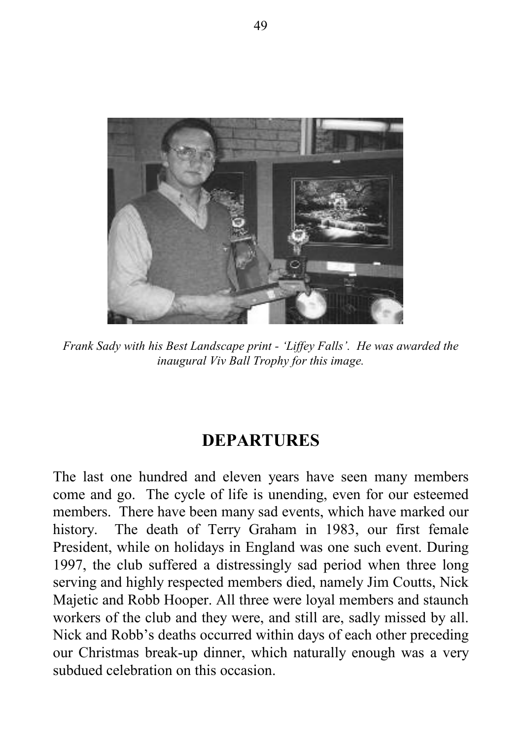*Frank Sady with his Best Landscape print - 'Liffey Falls'. He was awarded the inaugural Viv Ball Trophy for this image.*

## DEPARTURES

The last one hundred and eleven years have seen many members come and go. The cycle of life is unending, even for our esteemed members. There have been many sad events, which have marked our history. The death of Terry Graham in 1983, our first female President, while on holidays in England was one such event. During 1997, the club suffered a distressingly sad period when three long serving and highly respected members died, namely Jim Coutts, Nick Majetic and Robb Hooper. All three were loyal members and staunch workers of the club and they were, and still are, sadly missed by all. Nick and Robb's deaths occurred within days of each other preceding our Christmas break-up dinner, which naturally enough was a very subdued celebration on this occasion.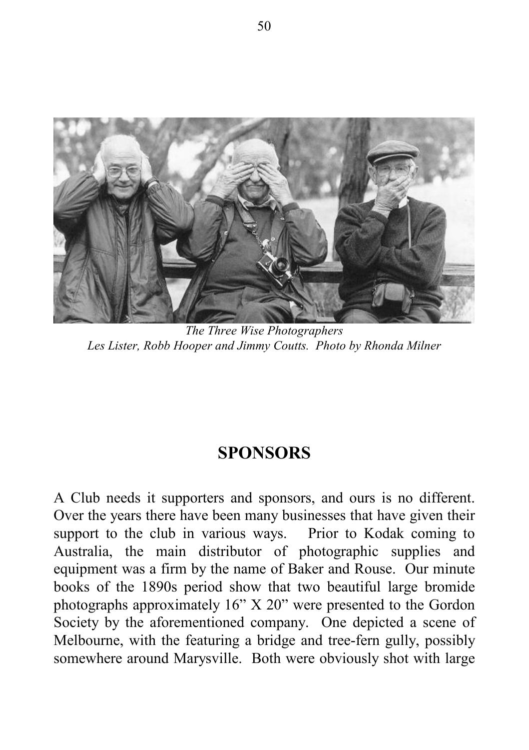*The Three Wise Photographers*
*Les Lister, Robb Hooper and Jimmy Coutts. Photo by Rhonda Milner*

## SPONSORS

A Club needs it supporters and sponsors, and ours is no different. Over the years there have been many businesses that have given their support to the club in various ways. Prior to Kodak coming to Australia, the main distributor of photographic supplies and equipment was a firm by the name of Baker and Rouse. Our minute books of the 1890s period show that two beautiful large bromide photographs approximately 16" X 20" were presented to the Gordon Society by the aforementioned company. One depicted a scene of Melbourne, with the featuring a bridge and tree-fern gully, possibly somewhere around Marysville. Both were obviously shot with large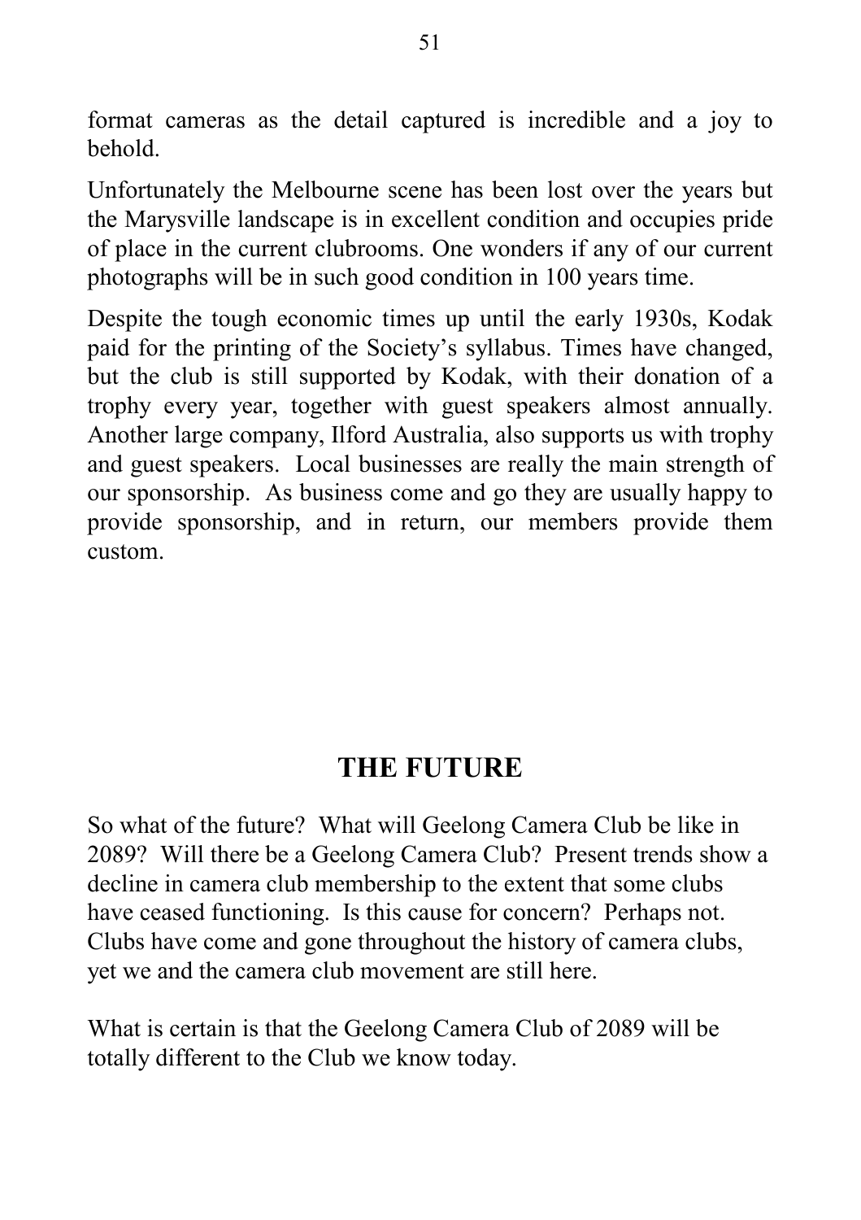format cameras as the detail captured is incredible and a joy to behold.

Unfortunately the Melbourne scene has been lost over the years but the Marysville landscape is in excellent condition and occupies pride of place in the current clubrooms. One wonders if any of our current photographs will be in such good condition in 100 years time.

Despite the tough economic times up until the early 1930s, Kodak paid for the printing of the Society's syllabus. Times have changed, but the club is still supported by Kodak, with their donation of a trophy every year, together with guest speakers almost annually. Another large company, Ilford Australia, also supports us with trophy and guest speakers. Local businesses are really the main strength of our sponsorship. As business come and go they are usually happy to provide sponsorship, and in return, our members provide them custom.

## THE FUTURE

So what of the future? What will Geelong Camera Club be like in 2089? Will there be a Geelong Camera Club? Present trends show a decline in camera club membership to the extent that some clubs have ceased functioning. Is this cause for concern? Perhaps not. Clubs have come and gone throughout the history of camera clubs, yet we and the camera club movement are still here.

What is certain is that the Geelong Camera Club of 2089 will be totally different to the Club we know today.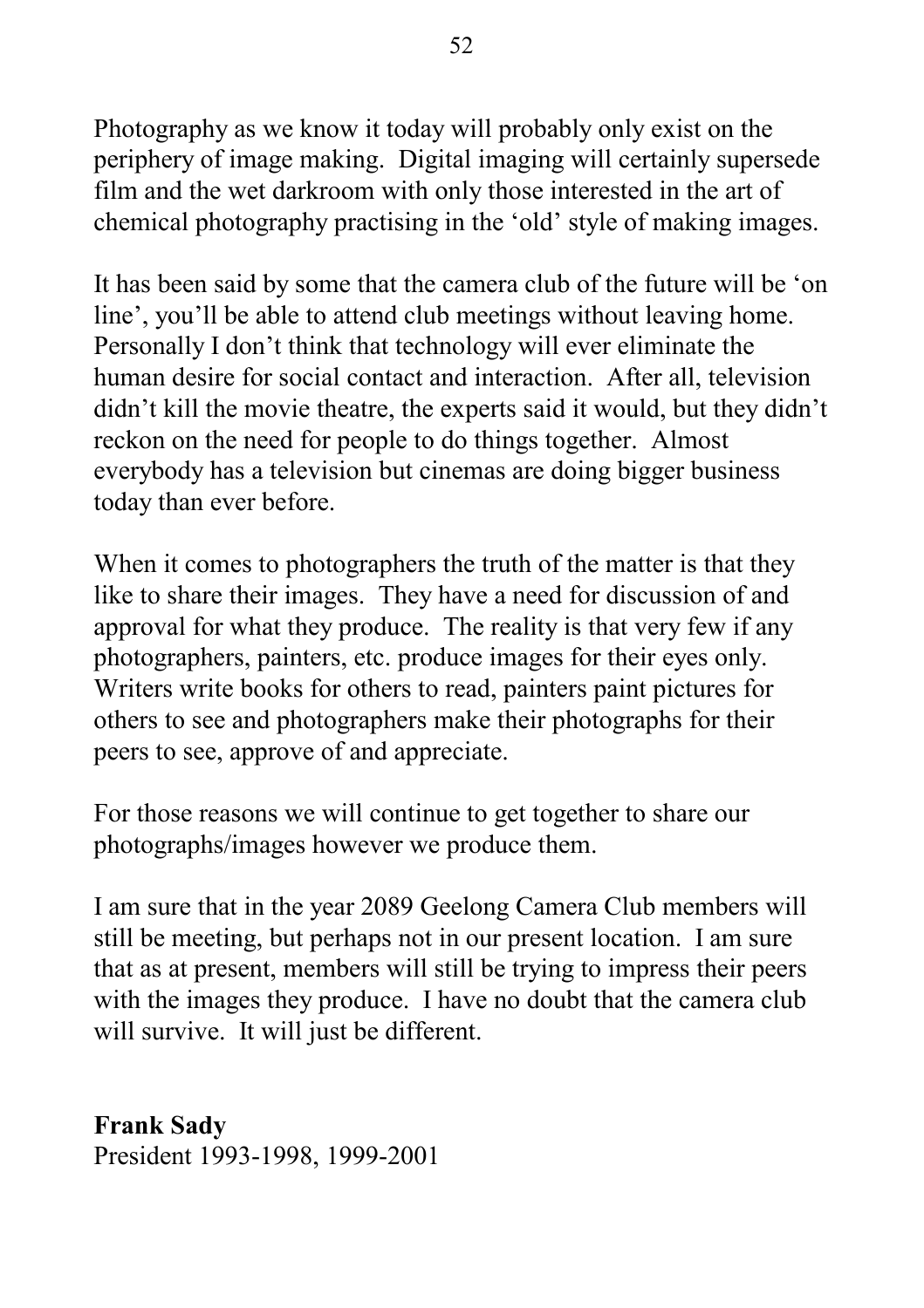Photography as we know it today will probably only exist on the periphery of image making. Digital imaging will certainly supersede film and the wet darkroom with only those interested in the art of chemical photography practising in the 'old' style of making images.

It has been said by some that the camera club of the future will be 'on line', you'll be able to attend club meetings without leaving home. Personally I don't think that technology will ever eliminate the human desire for social contact and interaction. After all, television didn't kill the movie theatre, the experts said it would, but they didn't reckon on the need for people to do things together. Almost everybody has a television but cinemas are doing bigger business today than ever before.

When it comes to photographers the truth of the matter is that they like to share their images. They have a need for discussion of and approval for what they produce. The reality is that very few if any photographers, painters, etc. produce images for their eyes only. Writers write books for others to read, painters paint pictures for others to see and photographers make their photographs for their peers to see, approve of and appreciate.

For those reasons we will continue to get together to share our photographs/images however we produce them.

I am sure that in the year 2089 Geelong Camera Club members will still be meeting, but perhaps not in our present location. I am sure that as at present, members will still be trying to impress their peers with the images they produce. I have no doubt that the camera club will survive. It will just be different.

**Frank Sady**
President 1993-1998, 1999-2001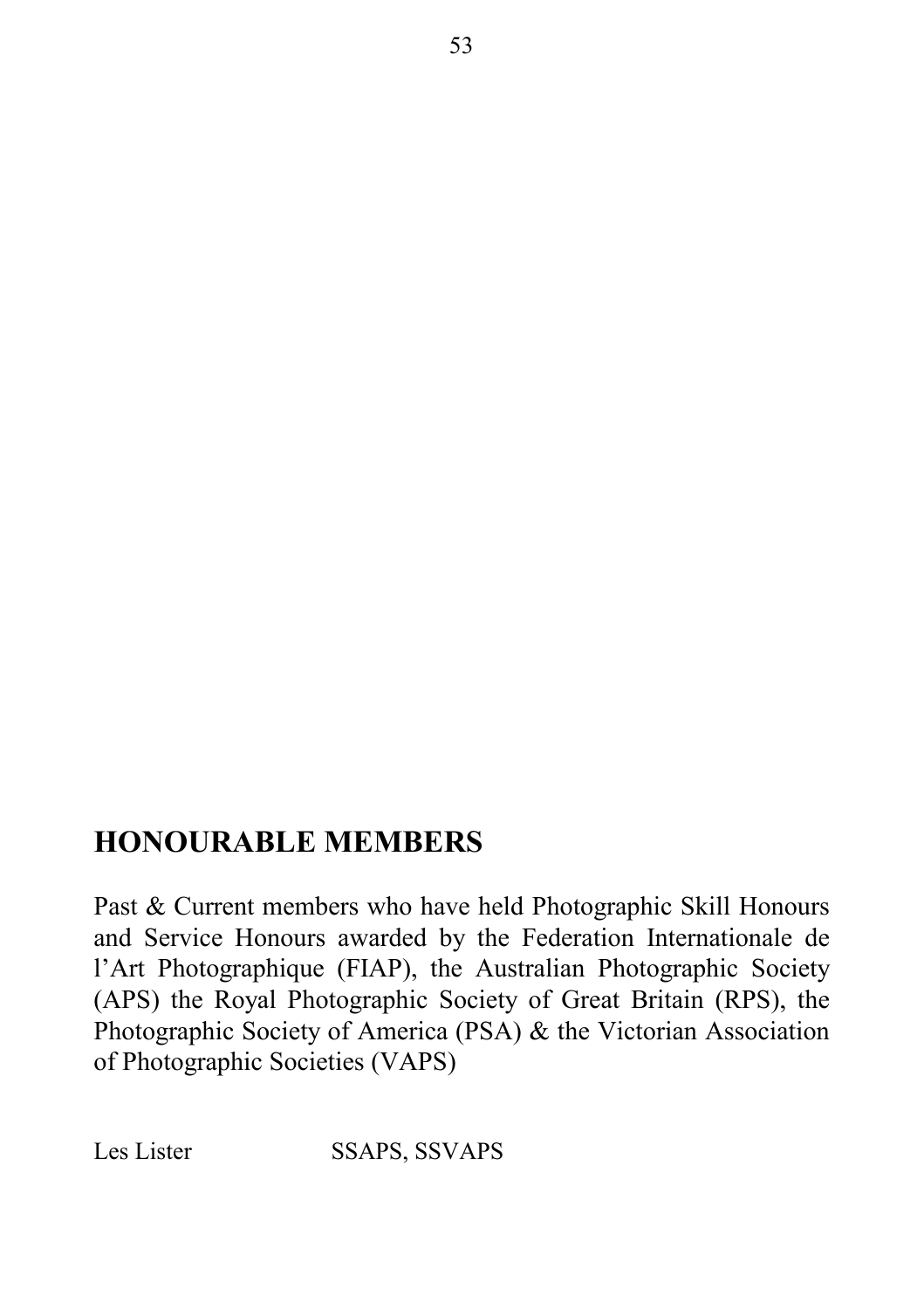## HONOURABLE MEMBERS

Past & Current members who have held Photographic Skill Honours and Service Honours awarded by the Federation Internationale de l'Art Photographique (FIAP), the Australian Photographic Society (APS) the Royal Photographic Society of Great Britain (RPS), the Photographic Society of America (PSA) & the Victorian Association of Photographic Societies (VAPS)

| | |
|---|---|
| Les Lister | SSAPS, SSVAPS |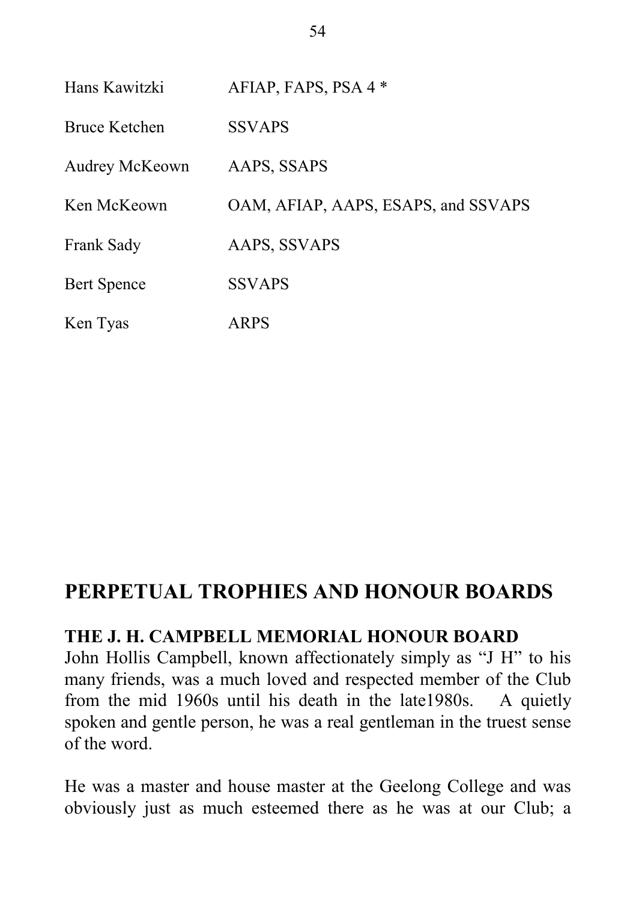| | |
|---|---|
| Hans Kawitzki | AFIAP, FAPS, PSA 4 * |
| Bruce Ketchen | SSVAPS |
| Audrey McKeown | AAPS, SSAPS |
| Ken McKeown | OAM, AFIAP, AAPS, ESAPS, and SSVAPS |
| Frank Sady | AAPS, SSVAPS |
| Bert Spence | SSVAPS |
| Ken Tyas | ARPS |

## PERPETUAL TROPHIES AND HONOUR BOARDS

### THE J. H. CAMPBELL MEMORIAL HONOUR BOARD

John Hollis Campbell, known affectionately simply as "J H" to his many friends, was a much loved and respected member of the Club from the mid 1960s until his death in the late1980s. A quietly spoken and gentle person, he was a real gentleman in the truest sense of the word.

He was a master and house master at the Geelong College and was obviously just as much esteemed there as he was at our Club; a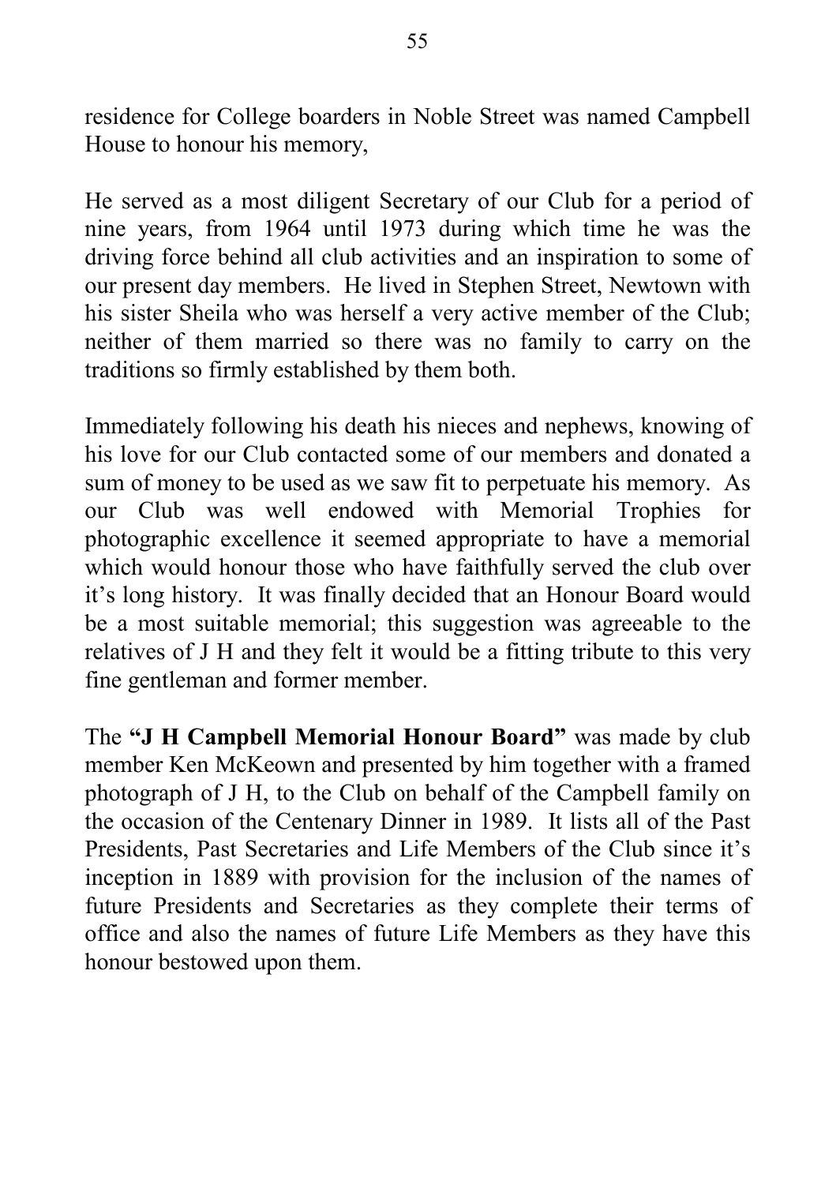residence for College boarders in Noble Street was named Campbell House to honour his memory,

He served as a most diligent Secretary of our Club for a period of nine years, from 1964 until 1973 during which time he was the driving force behind all club activities and an inspiration to some of our present day members. He lived in Stephen Street, Newtown with his sister Sheila who was herself a very active member of the Club; neither of them married so there was no family to carry on the traditions so firmly established by them both.

Immediately following his death his nieces and nephews, knowing of his love for our Club contacted some of our members and donated a sum of money to be used as we saw fit to perpetuate his memory. As our Club was well endowed with Memorial Trophies for photographic excellence it seemed appropriate to have a memorial which would honour those who have faithfully served the club over it's long history. It was finally decided that an Honour Board would be a most suitable memorial; this suggestion was agreeable to the relatives of J H and they felt it would be a fitting tribute to this very fine gentleman and former member.

The **"J H Campbell Memorial Honour Board"** was made by club member Ken McKeown and presented by him together with a framed photograph of J H, to the Club on behalf of the Campbell family on the occasion of the Centenary Dinner in 1989. It lists all of the Past Presidents, Past Secretaries and Life Members of the Club since it's inception in 1889 with provision for the inclusion of the names of future Presidents and Secretaries as they complete their terms of office and also the names of future Life Members as they have this honour bestowed upon them.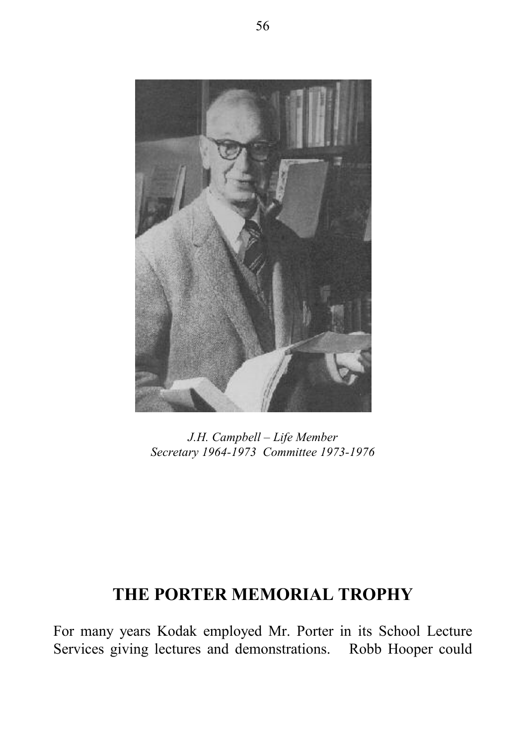*J.H. Campbell – Life Member*
*Secretary 1964-1973 Committee 1973-1976*

## THE PORTER MEMORIAL TROPHY

For many years Kodak employed Mr. Porter in its School Lecture Services giving lectures and demonstrations. Robb Hooper could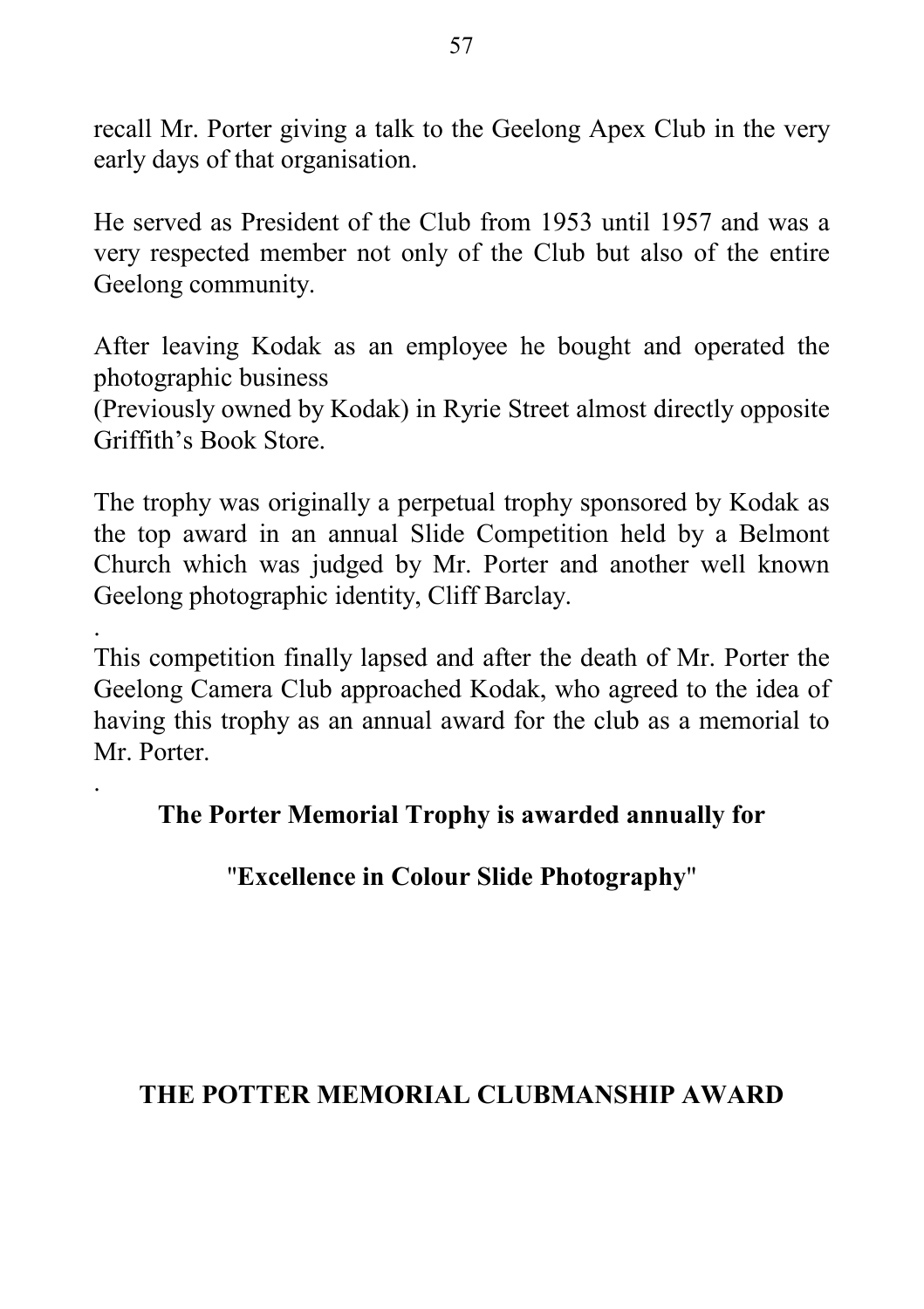recall Mr. Porter giving a talk to the Geelong Apex Club in the very early days of that organisation.

He served as President of the Club from 1953 until 1957 and was a very respected member not only of the Club but also of the entire Geelong community.

After leaving Kodak as an employee he bought and operated the photographic business
(Previously owned by Kodak) in Ryrie Street almost directly opposite Griffith's Book Store.

The trophy was originally a perpetual trophy sponsored by Kodak as the top award in an annual Slide Competition held by a Belmont Church which was judged by Mr. Porter and another well known Geelong photographic identity, Cliff Barclay.

.
This competition finally lapsed and after the death of Mr. Porter the Geelong Camera Club approached Kodak, who agreed to the idea of having this trophy as an annual award for the club as a memorial to Mr. Porter.

.

**The Porter Memorial Trophy is awarded annually for**

**"Excellence in Colour Slide Photography"**

## THE POTTER MEMORIAL CLUBMANSHIP AWARD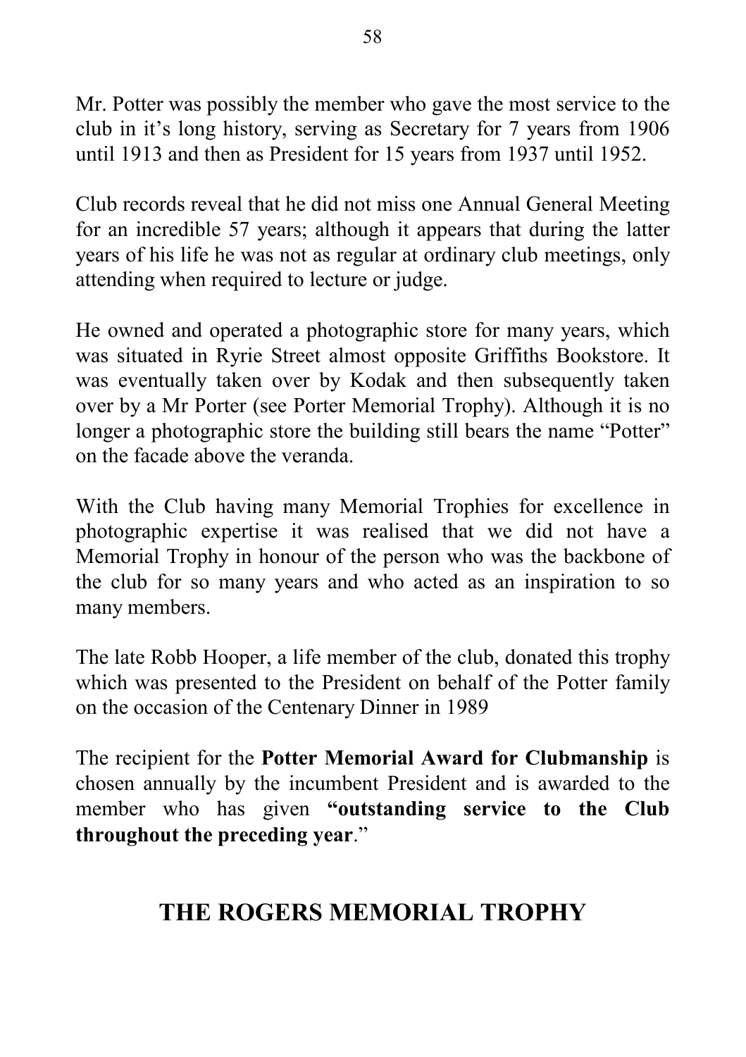Mr. Potter was possibly the member who gave the most service to the club in it's long history, serving as Secretary for 7 years from 1906 until 1913 and then as President for 15 years from 1937 until 1952.

Club records reveal that he did not miss one Annual General Meeting for an incredible 57 years; although it appears that during the latter years of his life he was not as regular at ordinary club meetings, only attending when required to lecture or judge.

He owned and operated a photographic store for many years, which was situated in Ryrie Street almost opposite Griffiths Bookstore. It was eventually taken over by Kodak and then subsequently taken over by a Mr Porter (see Porter Memorial Trophy). Although it is no longer a photographic store the building still bears the name "Potter" on the facade above the veranda.

With the Club having many Memorial Trophies for excellence in photographic expertise it was realised that we did not have a Memorial Trophy in honour of the person who was the backbone of the club for so many years and who acted as an inspiration to so many members.

The late Robb Hooper, a life member of the club, donated this trophy which was presented to the President on behalf of the Potter family on the occasion of the Centenary Dinner in 1989

The recipient for the **Potter Memorial Award for Clubmanship** is chosen annually by the incumbent President and is awarded to the member who has given **"outstanding service to the Club throughout the preceding year**."

## THE ROGERS MEMORIAL TROPHY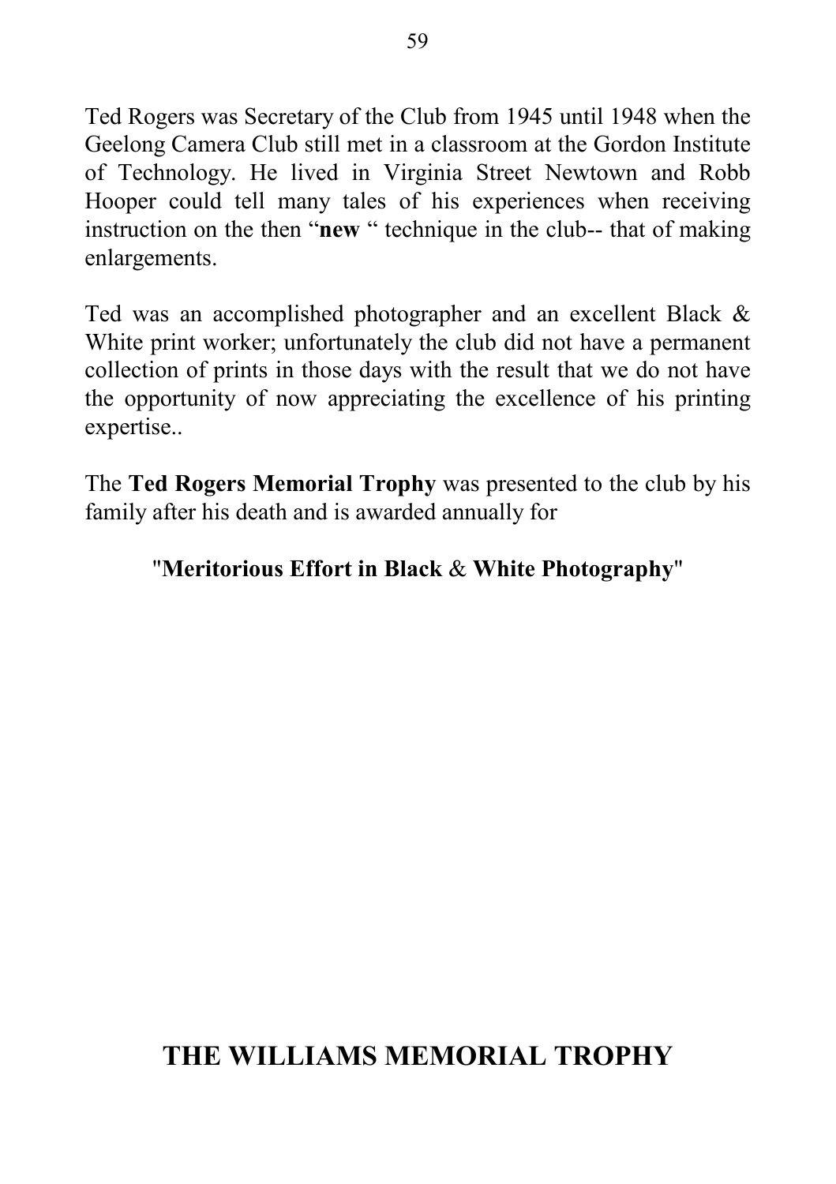Ted Rogers was Secretary of the Club from 1945 until 1948 when the Geelong Camera Club still met in a classroom at the Gordon Institute of Technology. He lived in Virginia Street Newtown and Robb Hooper could tell many tales of his experiences when receiving instruction on the then "**new** " technique in the club-- that of making enlargements.

Ted was an accomplished photographer and an excellent Black & White print worker; unfortunately the club did not have a permanent collection of prints in those days with the result that we do not have the opportunity of now appreciating the excellence of his printing expertise..

The **Ted Rogers Memorial Trophy** was presented to the club by his family after his death and is awarded annually for

"**Meritorious Effort in Black & White Photography**"

## THE WILLIAMS MEMORIAL TROPHY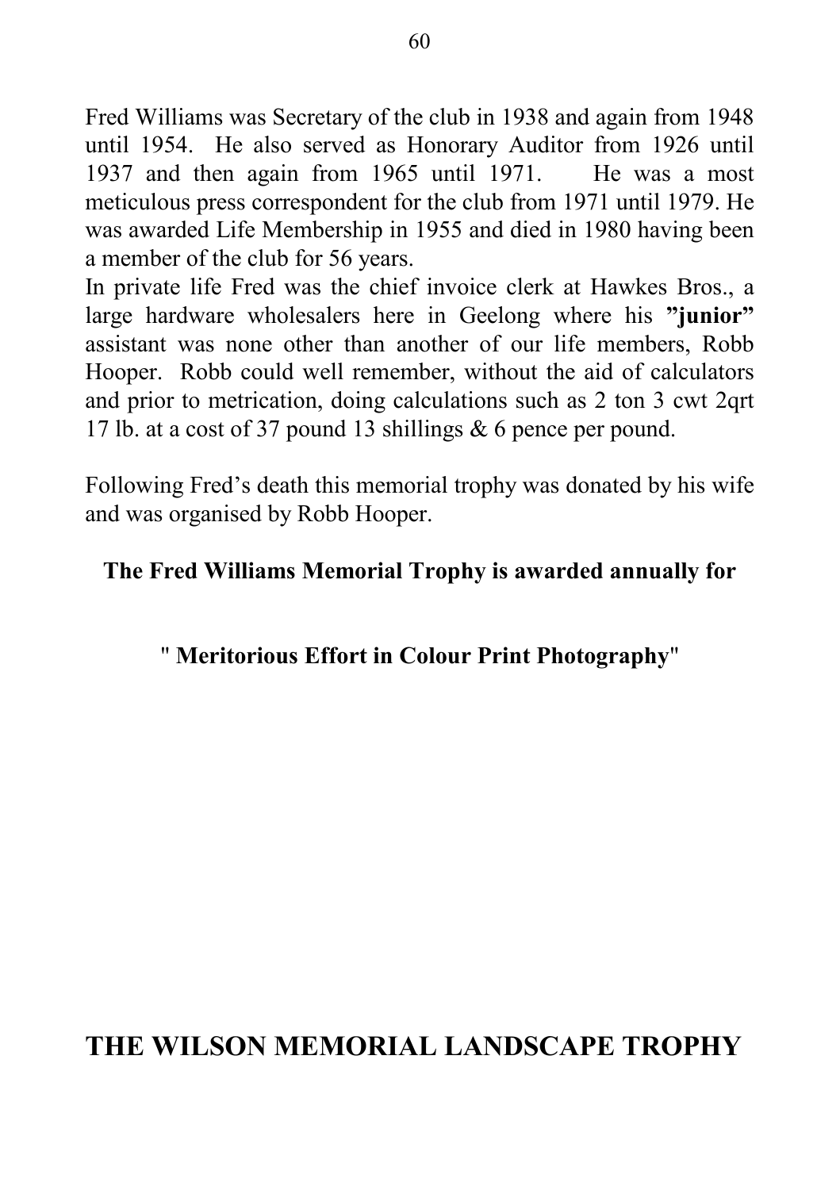Fred Williams was Secretary of the club in 1938 and again from 1948 until 1954. He also served as Honorary Auditor from 1926 until 1937 and then again from 1965 until 1971. He was a most meticulous press correspondent for the club from 1971 until 1979. He was awarded Life Membership in 1955 and died in 1980 having been a member of the club for 56 years.

In private life Fred was the chief invoice clerk at Hawkes Bros., a large hardware wholesalers here in Geelong where his **"junior"** assistant was none other than another of our life members, Robb Hooper. Robb could well remember, without the aid of calculators and prior to metrication, doing calculations such as 2 ton 3 cwt 2qrt 17 lb. at a cost of 37 pound 13 shillings & 6 pence per pound.

Following Fred's death this memorial trophy was donated by his wife and was organised by Robb Hooper.

**The Fred Williams Memorial Trophy is awarded annually for**

" **Meritorious Effort in Colour Print Photography**"

## THE WILSON MEMORIAL LANDSCAPE TROPHY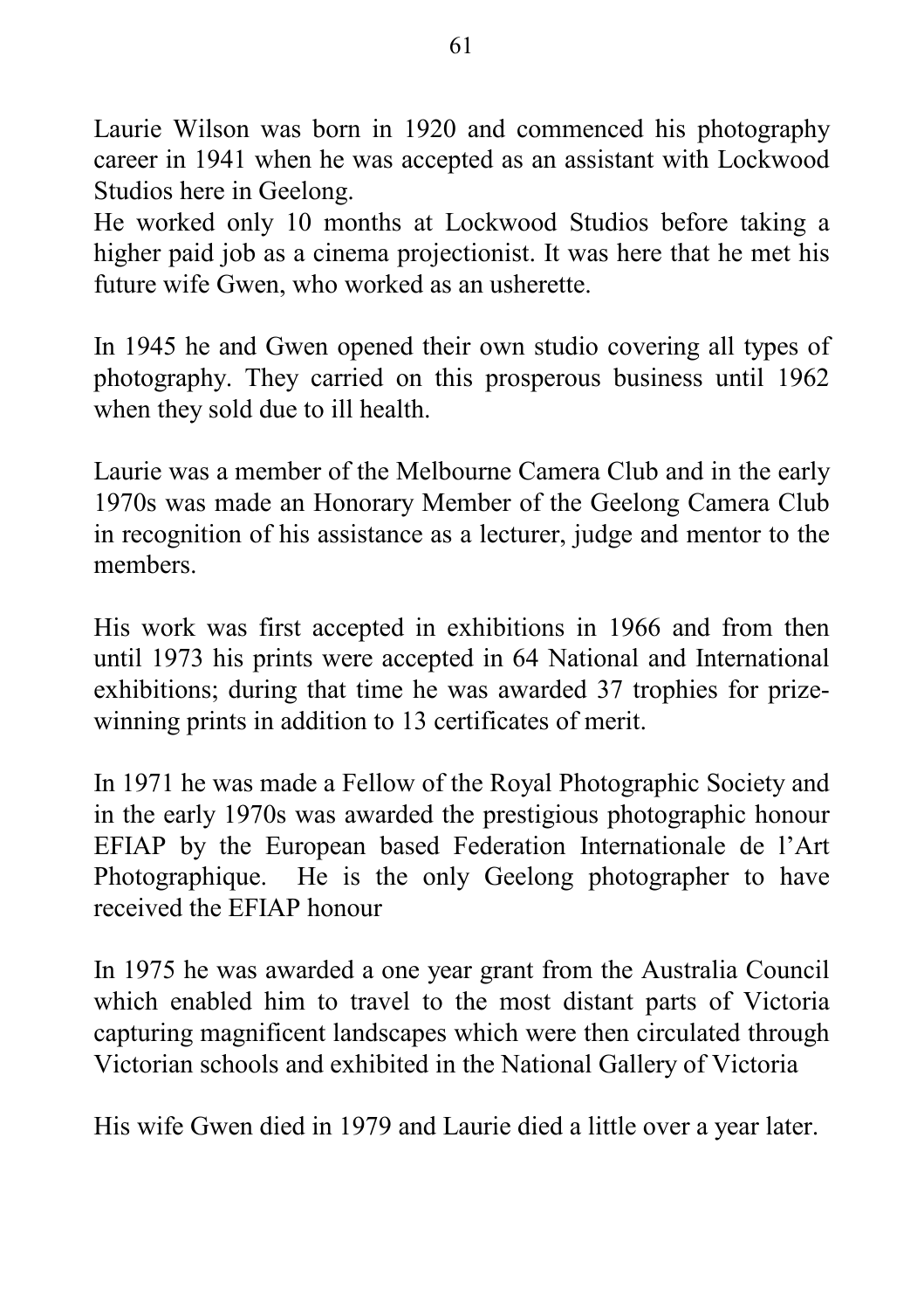Laurie Wilson was born in 1920 and commenced his photography career in 1941 when he was accepted as an assistant with Lockwood Studios here in Geelong.
He worked only 10 months at Lockwood Studios before taking a higher paid job as a cinema projectionist. It was here that he met his future wife Gwen, who worked as an usherette.

In 1945 he and Gwen opened their own studio covering all types of photography. They carried on this prosperous business until 1962 when they sold due to ill health.

Laurie was a member of the Melbourne Camera Club and in the early 1970s was made an Honorary Member of the Geelong Camera Club in recognition of his assistance as a lecturer, judge and mentor to the members.

His work was first accepted in exhibitions in 1966 and from then until 1973 his prints were accepted in 64 National and International exhibitions; during that time he was awarded 37 trophies for prize-winning prints in addition to 13 certificates of merit.

In 1971 he was made a Fellow of the Royal Photographic Society and in the early 1970s was awarded the prestigious photographic honour EFIAP by the European based Federation Internationale de l'Art Photographique. He is the only Geelong photographer to have received the EFIAP honour

In 1975 he was awarded a one year grant from the Australia Council which enabled him to travel to the most distant parts of Victoria capturing magnificent landscapes which were then circulated through Victorian schools and exhibited in the National Gallery of Victoria

His wife Gwen died in 1979 and Laurie died a little over a year later.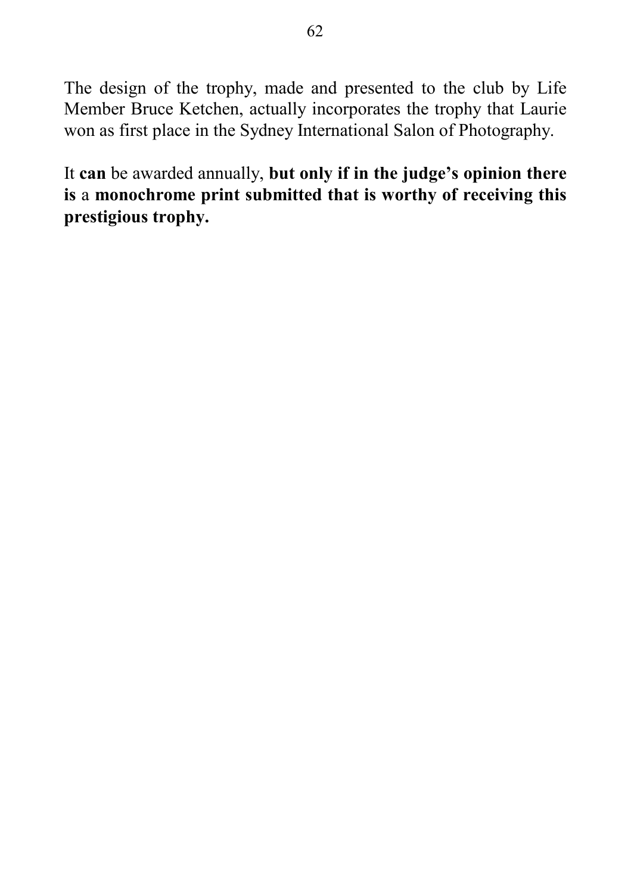The design of the trophy, made and presented to the club by Life Member Bruce Ketchen, actually incorporates the trophy that Laurie won as first place in the Sydney International Salon of Photography.

It **can** be awarded annually, **but only if in the judge's opinion there is** a **monochrome print submitted that is worthy of receiving this prestigious trophy.**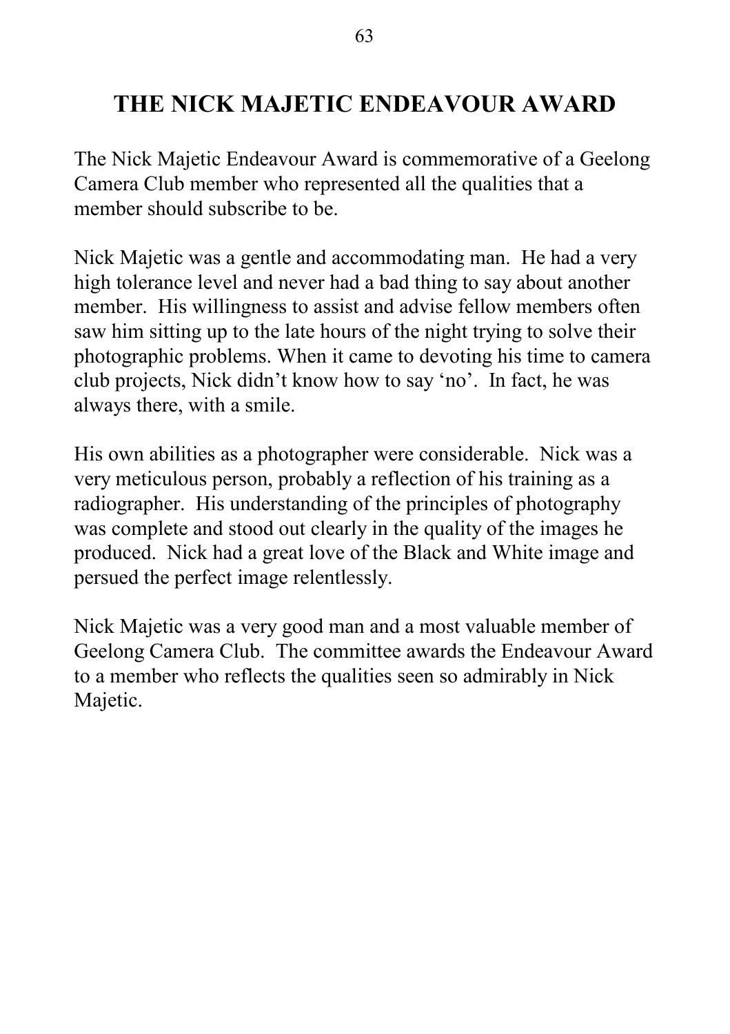# THE NICK MAJETIC ENDEAVOUR AWARD

The Nick Majetic Endeavour Award is commemorative of a Geelong Camera Club member who represented all the qualities that a member should subscribe to be.

Nick Majetic was a gentle and accommodating man. He had a very high tolerance level and never had a bad thing to say about another member. His willingness to assist and advise fellow members often saw him sitting up to the late hours of the night trying to solve their photographic problems. When it came to devoting his time to camera club projects, Nick didn't know how to say 'no'. In fact, he was always there, with a smile.

His own abilities as a photographer were considerable. Nick was a very meticulous person, probably a reflection of his training as a radiographer. His understanding of the principles of photography was complete and stood out clearly in the quality of the images he produced. Nick had a great love of the Black and White image and persued the perfect image relentlessly.

Nick Majetic was a very good man and a most valuable member of Geelong Camera Club. The committee awards the Endeavour Award to a member who reflects the qualities seen so admirably in Nick Majetic.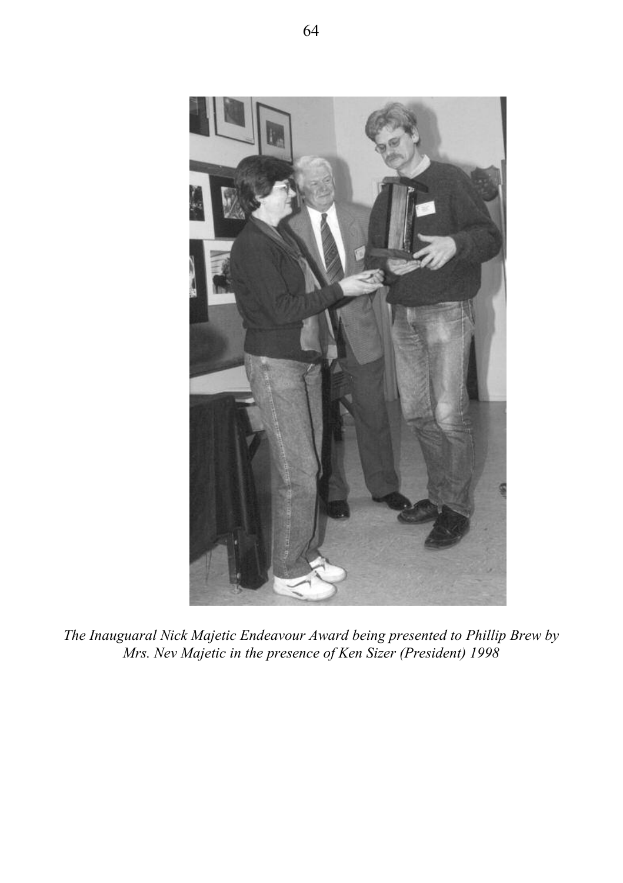*The Inauguaral Nick Majetic Endeavour Award being presented to Phillip Brew by Mrs. Nev Majetic in the presence of Ken Sizer (President) 1998*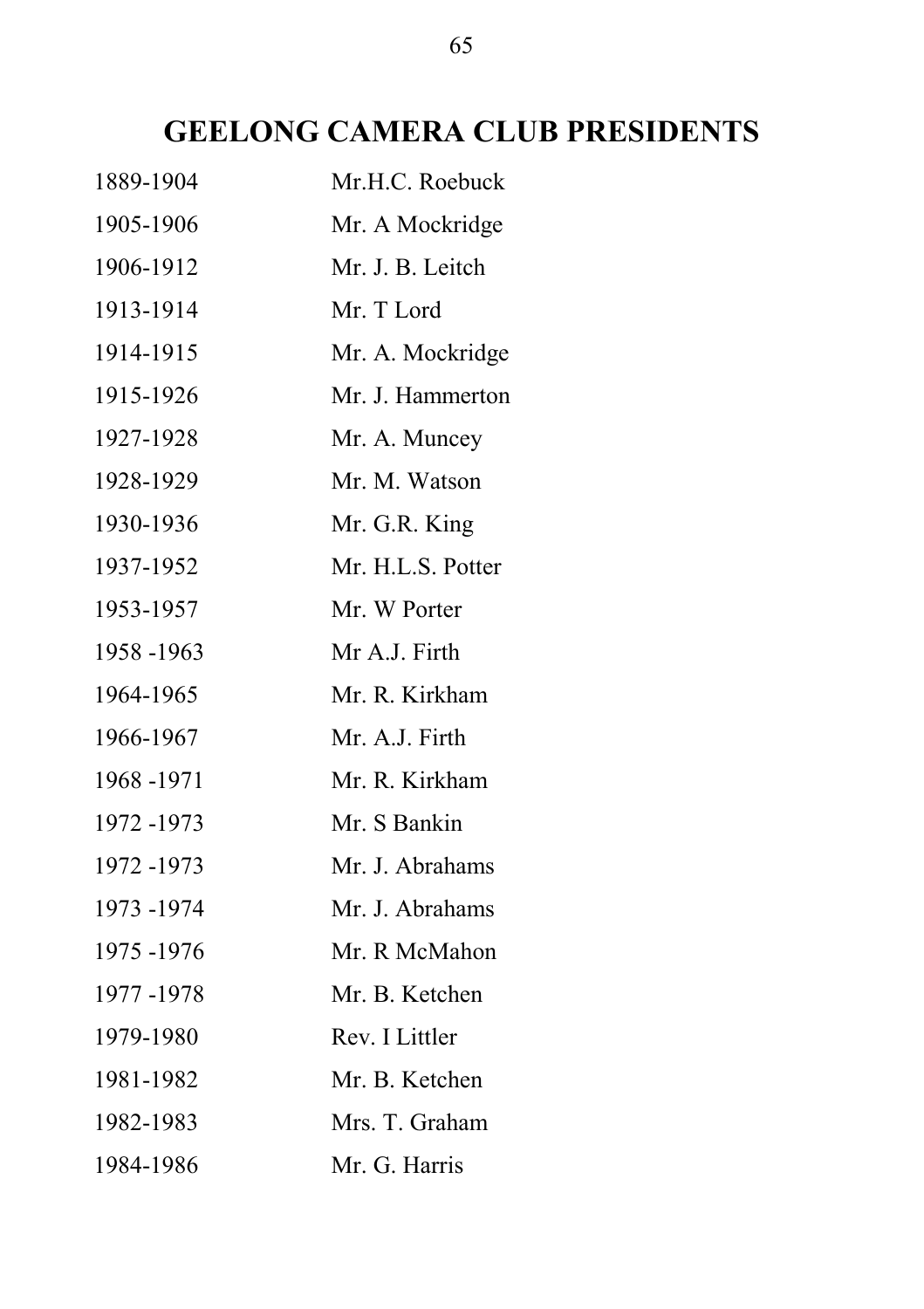# GEELONG CAMERA CLUB PRESIDENTS

| | |
|---|---|
| 1889-1904 | Mr.H.C. Roebuck |
| 1905-1906 | Mr. A Mockridge |
| 1906-1912 | Mr. J. B. Leitch |
| 1913-1914 | Mr. T Lord |
| 1914-1915 | Mr. A. Mockridge |
| 1915-1926 | Mr. J. Hammerton |
| 1927-1928 | Mr. A. Muncey |
| 1928-1929 | Mr. M. Watson |
| 1930-1936 | Mr. G.R. King |
| 1937-1952 | Mr. H.L.S. Potter |
| 1953-1957 | Mr. W Porter |
| 1958 -1963 | Mr A.J. Firth |
| 1964-1965 | Mr. R. Kirkham |
| 1966-1967 | Mr. A.J. Firth |
| 1968 -1971 | Mr. R. Kirkham |
| 1972 -1973 | Mr. S Bankin |
| 1972 -1973 | Mr. J. Abrahams |
| 1973 -1974 | Mr. J. Abrahams |
| 1975 -1976 | Mr. R McMahon |
| 1977 -1978 | Mr. B. Ketchen |
| 1979-1980 | Rev. I Littler |
| 1981-1982 | Mr. B. Ketchen |
| 1982-1983 | Mrs. T. Graham |
| 1984-1986 | Mr. G. Harris |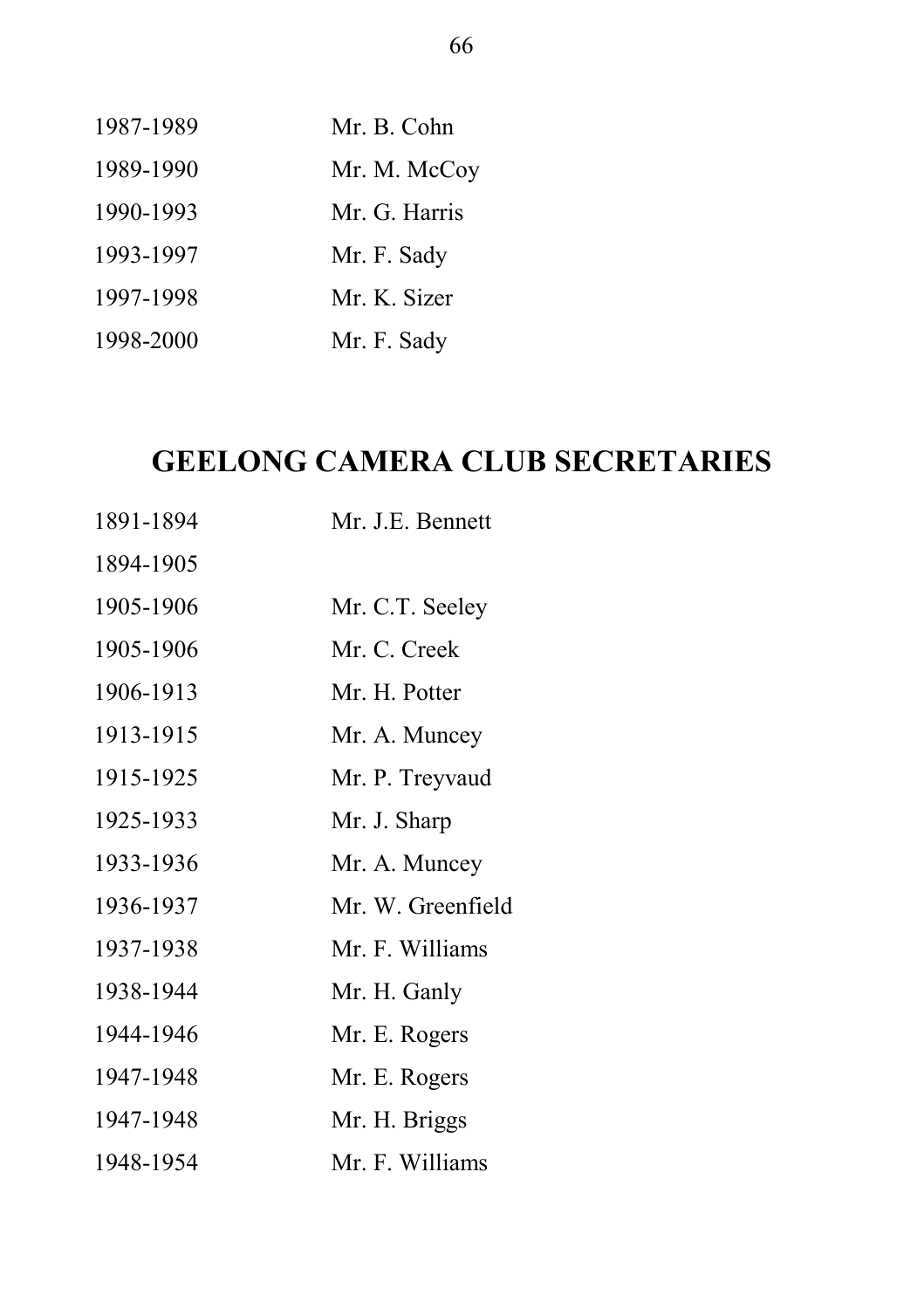| | |
|---|---|
| 1987-1989 | Mr. B. Cohn |
| 1989-1990 | Mr. M. McCoy |
| 1990-1993 | Mr. G. Harris |
| 1993-1997 | Mr. F. Sady |
| 1997-1998 | Mr. K. Sizer |
| 1998-2000 | Mr. F. Sady |

## GEELONG CAMERA CLUB SECRETARIES

| | |
|---|---|
| 1891-1894 | Mr. J.E. Bennett |
| 1894-1905 | |
| 1905-1906 | Mr. C.T. Seeley |
| 1905-1906 | Mr. C. Creek |
| 1906-1913 | Mr. H. Potter |
| 1913-1915 | Mr. A. Muncey |
| 1915-1925 | Mr. P. Treyvaud |
| 1925-1933 | Mr. J. Sharp |
| 1933-1936 | Mr. A. Muncey |
| 1936-1937 | Mr. W. Greenfield |
| 1937-1938 | Mr. F. Williams |
| 1938-1944 | Mr. H. Ganly |
| 1944-1946 | Mr. E. Rogers |
| 1947-1948 | Mr. E. Rogers |
| 1947-1948 | Mr. H. Briggs |
| 1948-1954 | Mr. F. Williams |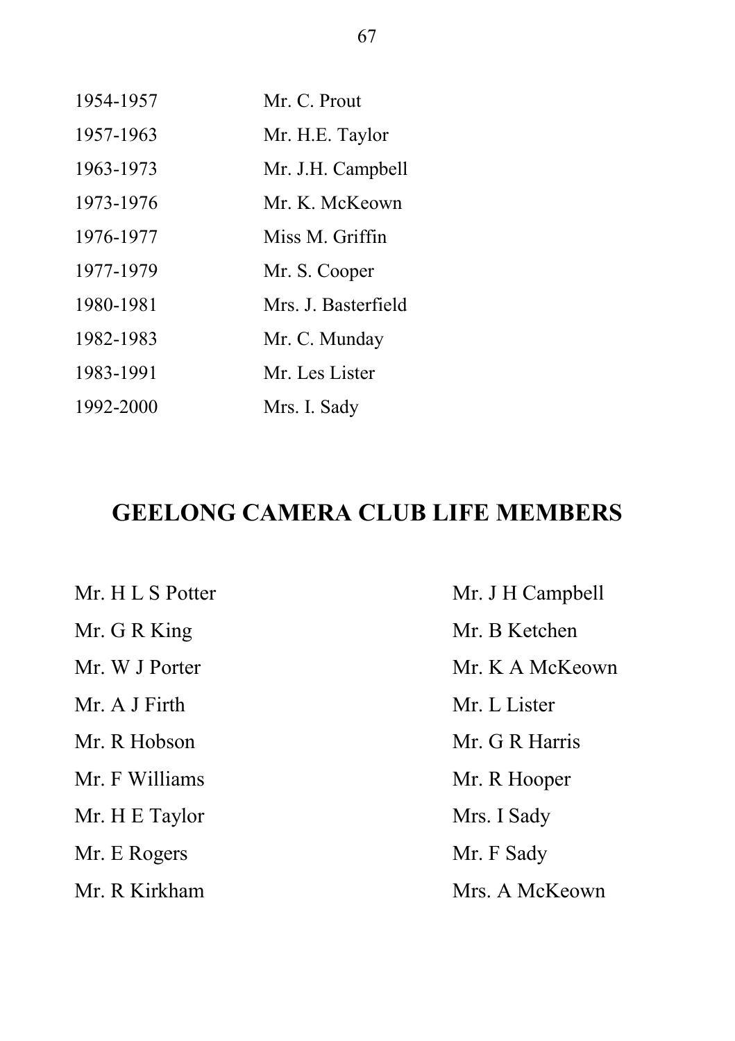| | |
|---|---|
| 1954-1957 | Mr. C. Prout |
| 1957-1963 | Mr. H.E. Taylor |
| 1963-1973 | Mr. J.H. Campbell |
| 1973-1976 | Mr. K. McKeown |
| 1976-1977 | Miss M. Griffin |
| 1977-1979 | Mr. S. Cooper |
| 1980-1981 | Mrs. J. Basterfield |
| 1982-1983 | Mr. C. Munday |
| 1983-1991 | Mr. Les Lister |
| 1992-2000 | Mrs. I. Sady |

## GEELONG CAMERA CLUB LIFE MEMBERS

Mr. H L S Potter
Mr. G R King
Mr. W J Porter
Mr. A J Firth
Mr. R Hobson
Mr. F Williams
Mr. H E Taylor
Mr. E Rogers
Mr. R Kirkham
Mr. J H Campbell
Mr. B Ketchen
Mr. K A McKeown
Mr. L Lister
Mr. G R Harris
Mr. R Hooper
Mrs. I Sady
Mr. F Sady
Mrs. A McKeown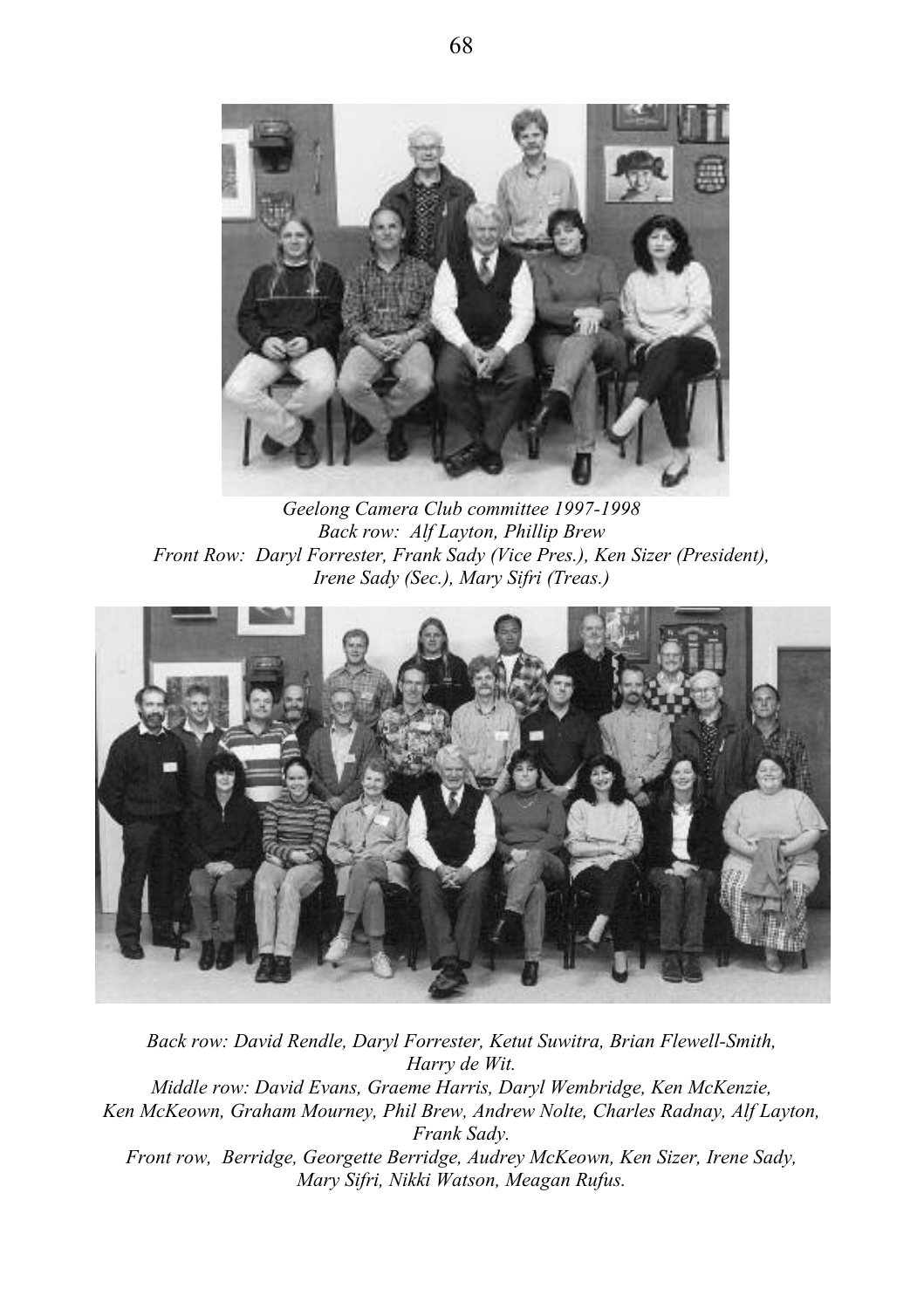*Geelong Camera Club committee 1997-1998*
*Back row: Alf Layton, Phillip Brew*
*Front Row: Daryl Forrester, Frank Sady (Vice Pres.), Ken Sizer (President), Irene Sady (Sec.), Mary Sifri (Treas.)*

*Back row: David Rendle, Daryl Forrester, Ketut Suwitra, Brian Flewell-Smith, Harry de Wit.*
*Middle row: David Evans, Graeme Harris, Daryl Wembridge, Ken McKenzie, Ken McKeown, Graham Mourney, Phil Brew, Andrew Nolte, Charles Radnay, Alf Layton, Frank Sady.*
*Front row, Berridge, Georgette Berridge, Audrey McKeown, Ken Sizer, Irene Sady, Mary Sifri, Nikki Watson, Meagan Rufus.*